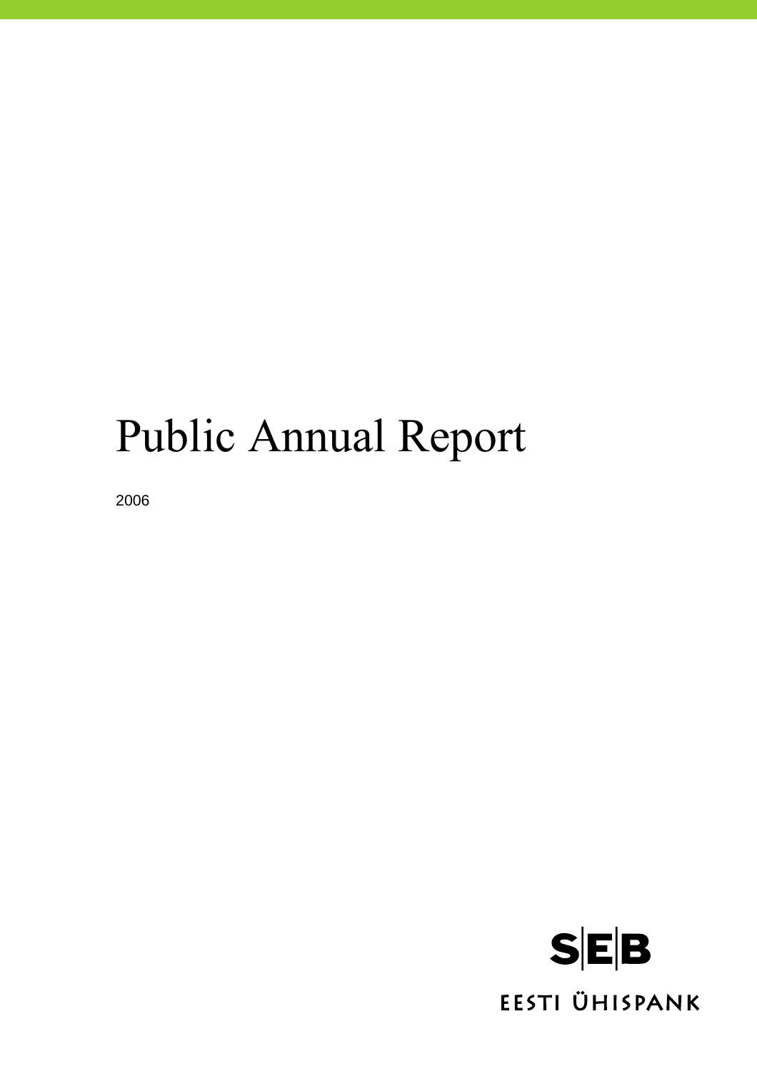# Public Annual Report

2006

SEB

EESTI ÜHISPANK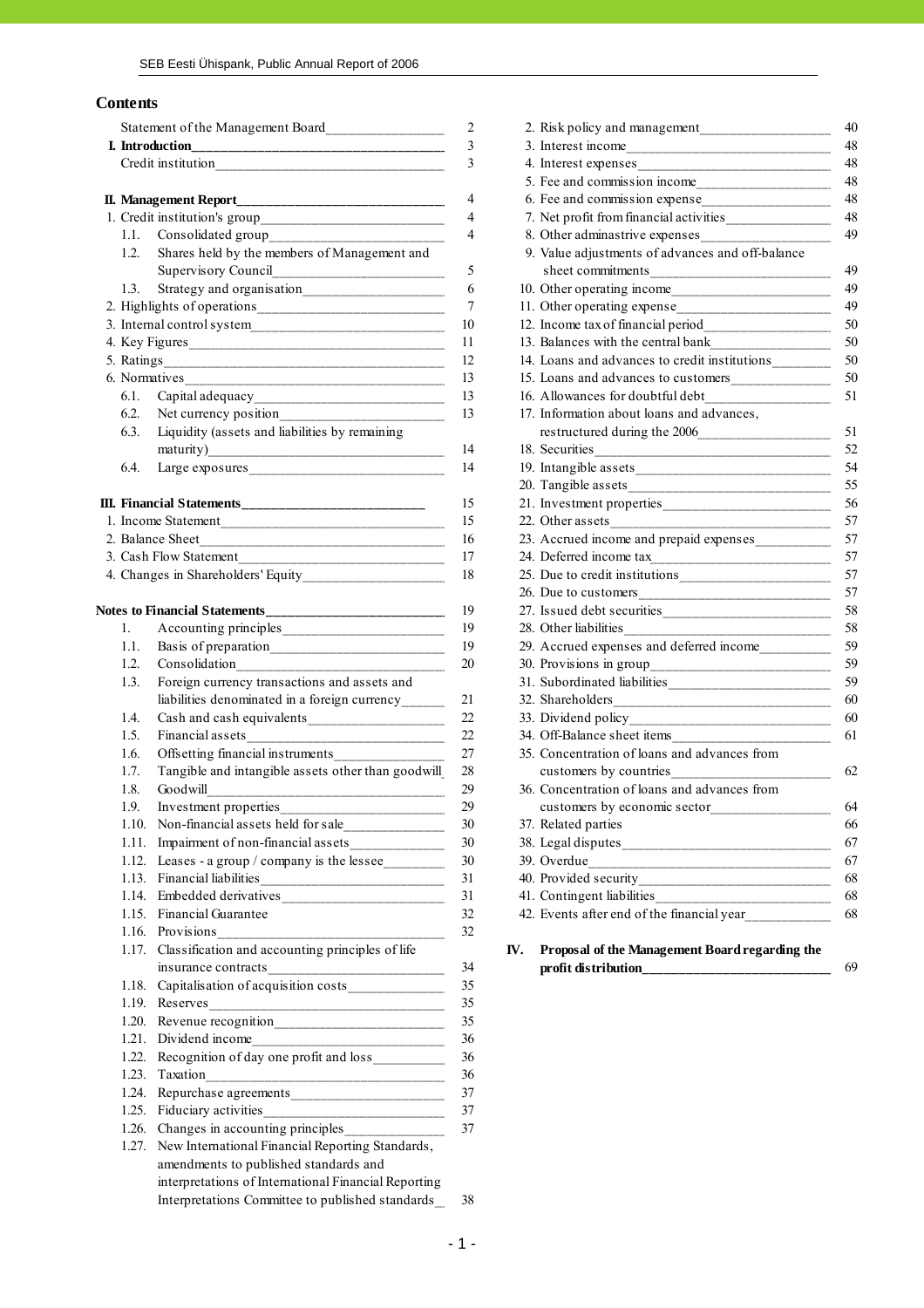# Contents

| | |
|---|---|
| Statement of the Management Board | 2 |
| **I. Introduction** | 3 |
| Credit institution | 3 |
| | |
| **II. Management Report** | 4 |
| 1. Credit institution's group | 4 |
| 1.1. Consolidated group | 4 |
| 1.2. Shares held by the members of Management and Supervisory Council | 5 |
| 1.3. Strategy and organisation | 6 |
| 2. Highlights of operations | 7 |
| 3. Internal control system | 10 |
| 4. Key Figures | 11 |
| 5. Ratings | 12 |
| 6. Normatives | 13 |
| 6.1. Capital adequacy | 13 |
| 6.2. Net currency position | 13 |
| 6.3. Liquidity (assets and liabilities by remaining maturity) | 14 |
| 6.4. Large exposures | 14 |
| | |
| **III. Financial Statements** | 15 |
| 1. Income Statement | 15 |
| 2. Balance Sheet | 16 |
| 3. Cash Flow Statement | 17 |
| 4. Changes in Shareholders' Equity | 18 |
| | |
| **Notes to Financial Statements** | 19 |
| 1. Accounting principles | 19 |
| 1.1. Basis of preparation | 19 |
| 1.2. Consolidation | 20 |
| 1.3. Foreign currency transactions and assets and liabilities denominated in a foreign currency | 21 |
| 1.4. Cash and cash equivalents | 22 |
| 1.5. Financial assets | 22 |
| 1.6. Offsetting financial instruments | 27 |
| 1.7. Tangible and intangible assets other than goodwill | 28 |
| 1.8. Goodwill | 29 |
| 1.9. Investment properties | 29 |
| 1.10. Non-financial assets held for sale | 30 |
| 1.11. Impairment of non-financial assets | 30 |
| 1.12. Leases - a group / company is the lessee | 30 |
| 1.13. Financial liabilities | 31 |
| 1.14. Embedded derivatives | 31 |
| 1.15. Financial Guarantee | 32 |
| 1.16. Provisions | 32 |
| 1.17. Classification and accounting principles of life insurance contracts | 34 |
| 1.18. Capitalisation of acquisition costs | 35 |
| 1.19. Reserves | 35 |
| 1.20. Revenue recognition | 35 |
| 1.21. Dividend income | 36 |
| 1.22. Recognition of day one profit and loss | 36 |
| 1.23. Taxation | 36 |
| 1.24. Repurchase agreements | 37 |
| 1.25. Fiduciary activities | 37 |
| 1.26. Changes in accounting principles | 37 |
| 1.27. New International Financial Reporting Standards, amendments to published standards and interpretations of International Financial Reporting Interpretations Committee to published standards | 38 |
| 2. Risk policy and management | 40 |
| 3. Interest income | 48 |
| 4. Interest expenses | 48 |
| 5. Fee and commission income | 48 |
| 6. Fee and commission expense | 48 |
| 7. Net profit from financial activities | 48 |
| 8. Other adminastrive expenses | 49 |
| 9. Value adjustments of advances and off-balance sheet commitments | 49 |
| 10. Other operating income | 49 |
| 11. Other operating expense | 49 |
| 12. Income tax of financial period | 50 |
| 13. Balances with the central bank | 50 |
| 14. Loans and advances to credit institutions | 50 |
| 15. Loans and advances to customers | 50 |
| 16. Allowances for doubtful debt | 51 |
| 17. Information about loans and advances, restructured during the 2006 | 51 |
| 18. Securities | 52 |
| 19. Intangible assets | 54 |
| 20. Tangible assets | 55 |
| 21. Investment properties | 56 |
| 22. Other assets | 57 |
| 23. Accrued income and prepaid expenses | 57 |
| 24. Deferred income tax | 57 |
| 25. Due to credit institutions | 57 |
| 26. Due to customers | 57 |
| 27. Issued debt securities | 58 |
| 28. Other liabilities | 58 |
| 29. Accrued expenses and deferred income | 59 |
| 30. Provisions in group | 59 |
| 31. Subordinated liabilities | 59 |
| 32. Shareholders | 60 |
| 33. Dividend policy | 60 |
| 34. Off-Balance sheet items | 61 |
| 35. Concentration of loans and advances from customers by countries | 62 |
| 36. Concentration of loans and advances from customers by economic sector | 64 |
| 37. Related parties | 66 |
| 38. Legal disputes | 67 |
| 39. Overdue | 67 |
| 40. Provided security | 68 |
| 41. Contingent liabilities | 68 |
| 42. Events after end of the financial year | 68 |
| | |
| **IV. Proposal of the Management Board regarding the profit distribution** | 69 |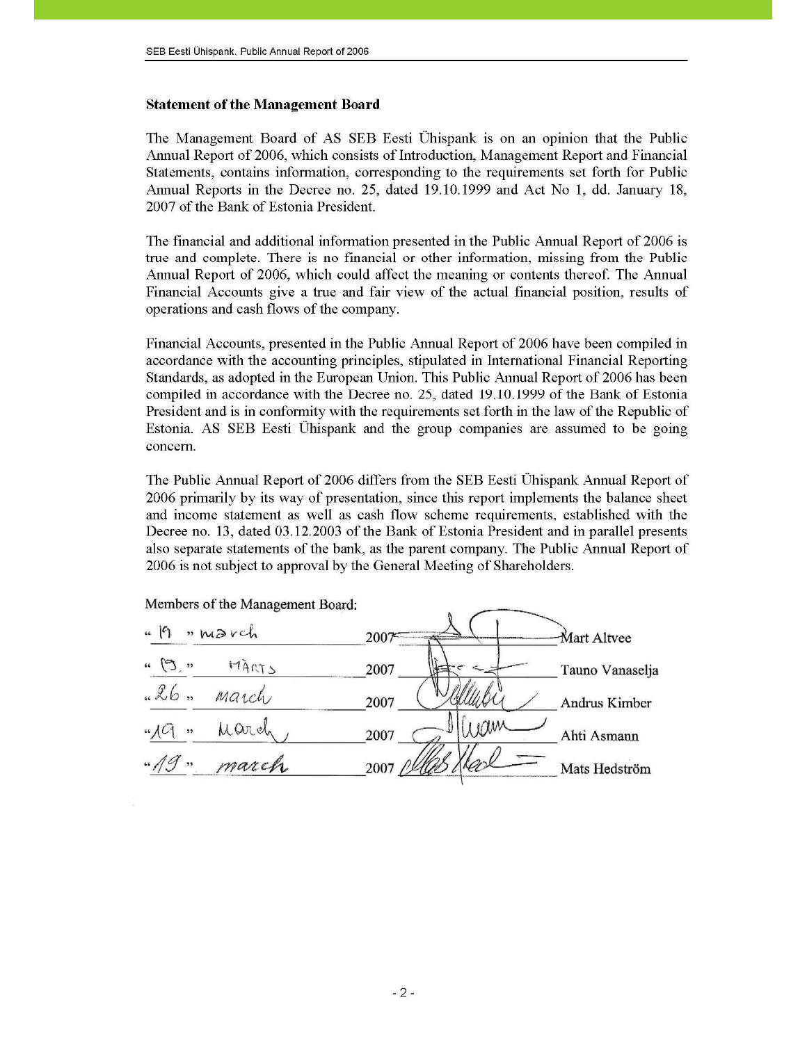## Statement of the Management Board

The Management Board of AS SEB Eesti Ühispank is on an opinion that the Public Annual Report of 2006, which consists of Introduction, Management Report and Financial Statements, contains information, corresponding to the requirements set forth for Public Annual Reports in the Decree no. 25, dated 19.10.1999 and Act No 1, dd. January 18, 2007 of the Bank of Estonia President.

The financial and additional information presented in the Public Annual Report of 2006 is true and complete. There is no financial or other information, missing from the Public Annual Report of 2006, which could affect the meaning or contents thereof. The Annual Financial Accounts give a true and fair view of the actual financial position, results of operations and cash flows of the company.

Financial Accounts, presented in the Public Annual Report of 2006 have been compiled in accordance with the accounting principles, stipulated in International Financial Reporting Standards, as adopted in the European Union. This Public Annual Report of 2006 has been compiled in accordance with the Decree no. 25, dated 19.10.1999 of the Bank of Estonia President and is in conformity with the requirements set forth in the law of the Republic of Estonia. AS SEB Eesti Ühispank and the group companies are assumed to be going concern.

The Public Annual Report of 2006 differs from the SEB Eesti Ühispank Annual Report of 2006 primarily by its way of presentation, since this report implements the balance sheet and income statement as well as cash flow scheme requirements, established with the Decree no. 13, dated 03.12.2003 of the Bank of Estonia President and in parallel presents also separate statements of the bank, as the parent company. The Public Annual Report of 2006 is not subject to approval by the General Meeting of Shareholders.

Members of the Management Board:

| Date | | Signature | Name |
|---|---|---|---|
| "19" march | 2007 | [signature] | Mart Altvee |
| "19" MÄRTS | 2007 | [signature] | Tauno Vanaselja |
| "26" march | 2007 | [signature] | Andrus Kimber |
| "19" March | 2007 | [signature] | Ahti Asmann |
| "19" march | 2007 | [signature] | Mats Hedström |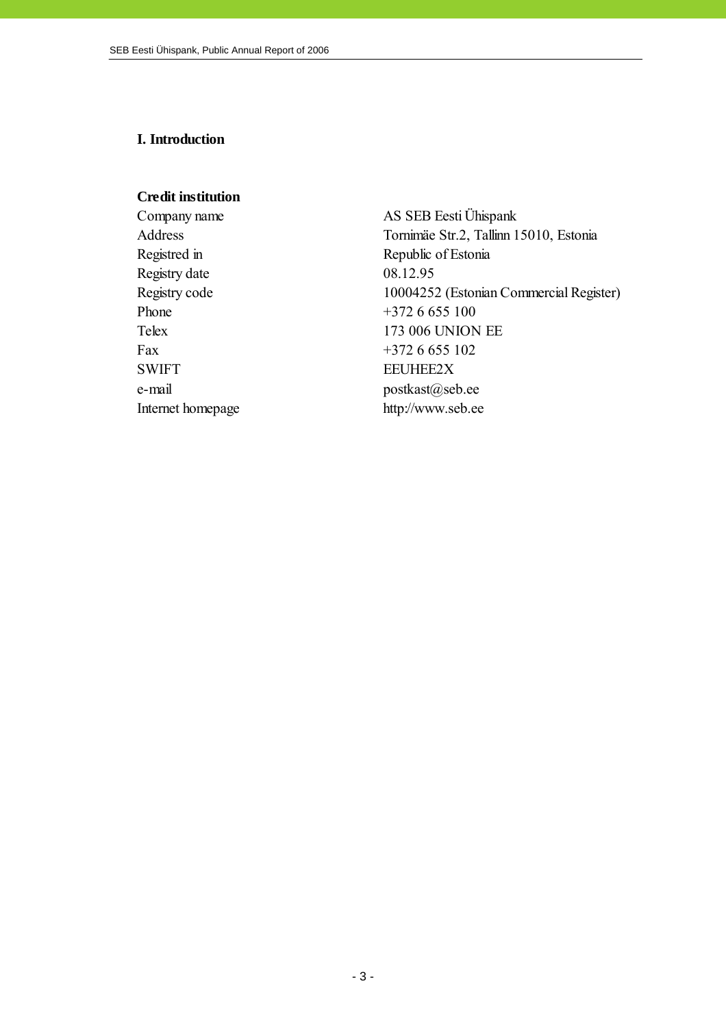# I. Introduction

**Credit institution**

| | |
|---|---|
| Company name | AS SEB Eesti Ühispank |
| Address | Tornimäe Str.2, Tallinn 15010, Estonia |
| Registred in | Republic of Estonia |
| Registry date | 08.12.95 |
| Registry code | 10004252 (Estonian Commercial Register) |
| Phone | +372 6 655 100 |
| Telex | 173 006 UNION EE |
| Fax | +372 6 655 102 |
| SWIFT | EEUHEE2X |
| e-mail | postkast@seb.ee |
| Internet homepage | http://www.seb.ee |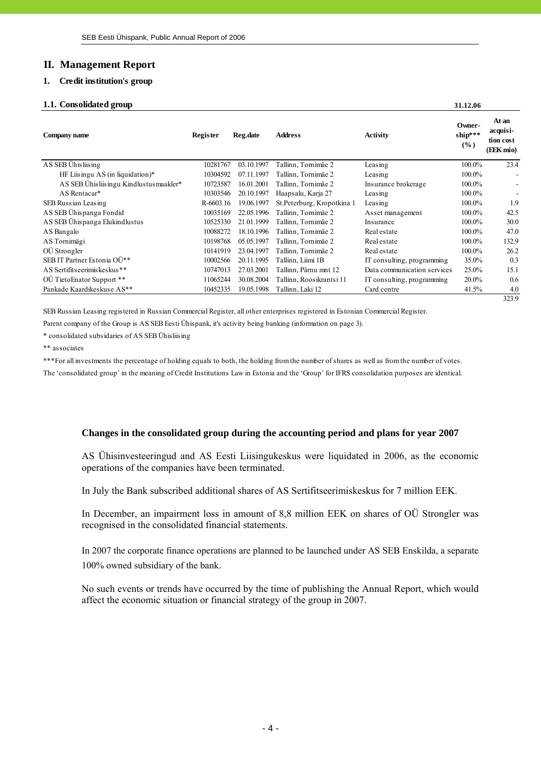## II. Management Report

### 1. Credit institution's group

#### 1.1. Consolidated group

| Company name | Register | Reg.date | Address | Activity | Ownership*** (%) 31.12.06 | At an acquisition cost (EEK mio) |
|---|---|---|---|---|---|---|
| AS SEB Ühisliising | 10281767 | 03.10.1997 | Tallinn, Tornimäe 2 | Leasing | 100.0% | 23.4 |
| HF Liisingu AS (in liquidation)* | 10304592 | 07.11.1997 | Tallinn, Tornimäe 2 | Leasing | 100.0% | - |
| AS SEB Ühisliisingu Kindlustusmaakler* | 10723587 | 16.01.2001 | Tallinn, Tornimäe 2 | Insurance brokerage | 100.0% | - |
| AS Rentacar* | 10303546 | 20.10.1997 | Haapsalu, Karja 27 | Leasing | 100.0% | - |
| SEB Russian Leasing | R-6603.16 | 19.06.1997 | St.Peterburg, Kropotkina 1 | Leasing | 100.0% | 1.9 |
| AS SEB Ühispanga Fondid | 10035169 | 22.05.1996 | Tallinn, Tornimäe 2 | Asset management | 100.0% | 42.5 |
| AS SEB Ühispanga Elukindlustus | 10525330 | 21.01.1999 | Tallinn, Tornimäe 2 | Insurance | 100.0% | 30.0 |
| AS Bangalo | 10088272 | 18.10.1996 | Tallinn, Tornimäe 2 | Real estate | 100.0% | 47.0 |
| AS Tornimägi | 10198768 | 05.05.1997 | Tallinn, Tornimäe 2 | Real estate | 100.0% | 132.9 |
| OÜ Strongler | 10141919 | 23.04.1997 | Tallinn, Tornimäe 2 | Real estate | 100.0% | 26.2 |
| SEB IT Partner Estonia OÜ** | 10002566 | 20.11.1995 | Tallinn, Liimi 1B | IT consulting, programming | 35.0% | 0.3 |
| AS Sertifitseerimiskeskus** | 10747013 | 27.03.2001 | Tallinn, Pärnu mnt 12 | Data communication services | 25.0% | 15.1 |
| OÜ TietoEnator Support ** | 11065244 | 30.08.2004 | Tallinn, Roosikrantsi 11 | IT consulting, programming | 20.0% | 0.6 |
| Pankade Kaardikeskuse AS** | 10452335 | 19.05.1998 | Tallinn, Laki 12 | Card centre | 41.5% | 4.0 |
| | | | | | | 323.9 |

SEB Russian Leasing registered in Russian Commercial Register, all other enterprises registered in Estonian Commercial Register.

Parent company of the Group is AS SEB Eesti Ühispank, it's activity being banking (information on page 3).

\* consolidated subsidaries of AS SEB Ühisliising

\** associates

\*** For all investments the percentage of holding equals to both, the holding from the number of shares as well as from the number of votes.

The 'consolidated group' in the meaning of Credit Institutions Law in Estonia and the 'Group' for IFRS consolidation purposes are identical.

### Changes in the consolidated group during the accounting period and plans for year 2007

AS Ühisinvesteeringud and AS Eesti Liisingukeskus were liquidated in 2006, as the economic operations of the companies have been terminated.

In July the Bank subscribed additional shares of AS Sertifitseerimiskeskus for 7 million EEK.

In December, an impairment loss in amount of 8,8 million EEK on shares of OÜ Strongler was recognised in the consolidated financial statements.

In 2007 the corporate finance operations are planned to be launched under AS SEB Enskilda, a separate 100% owned subsidiary of the bank.

No such events or trends have occurred by the time of publishing the Annual Report, which would affect the economic situation or financial strategy of the group in 2007.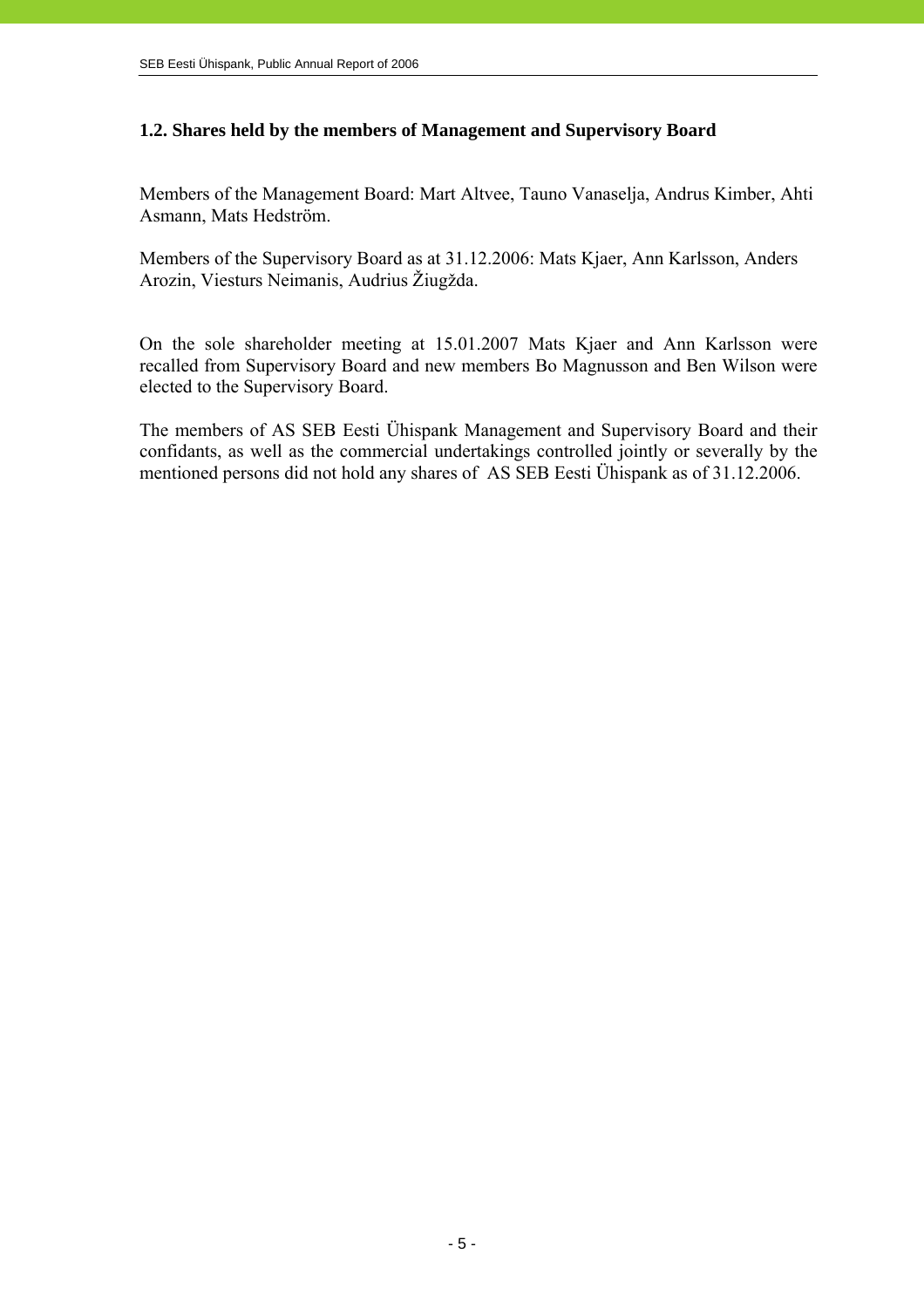## 1.2. Shares held by the members of Management and Supervisory Board

Members of the Management Board: Mart Altvee, Tauno Vanaselja, Andrus Kimber, Ahti Asmann, Mats Hedström.

Members of the Supervisory Board as at 31.12.2006: Mats Kjaer, Ann Karlsson, Anders Arozin, Viesturs Neimanis, Audrius Žiugžda.

On the sole shareholder meeting at 15.01.2007 Mats Kjaer and Ann Karlsson were recalled from Supervisory Board and new members Bo Magnusson and Ben Wilson were elected to the Supervisory Board.

The members of AS SEB Eesti Ühispank Management and Supervisory Board and their confidants, as well as the commercial undertakings controlled jointly or severally by the mentioned persons did not hold any shares of AS SEB Eesti Ühispank as of 31.12.2006.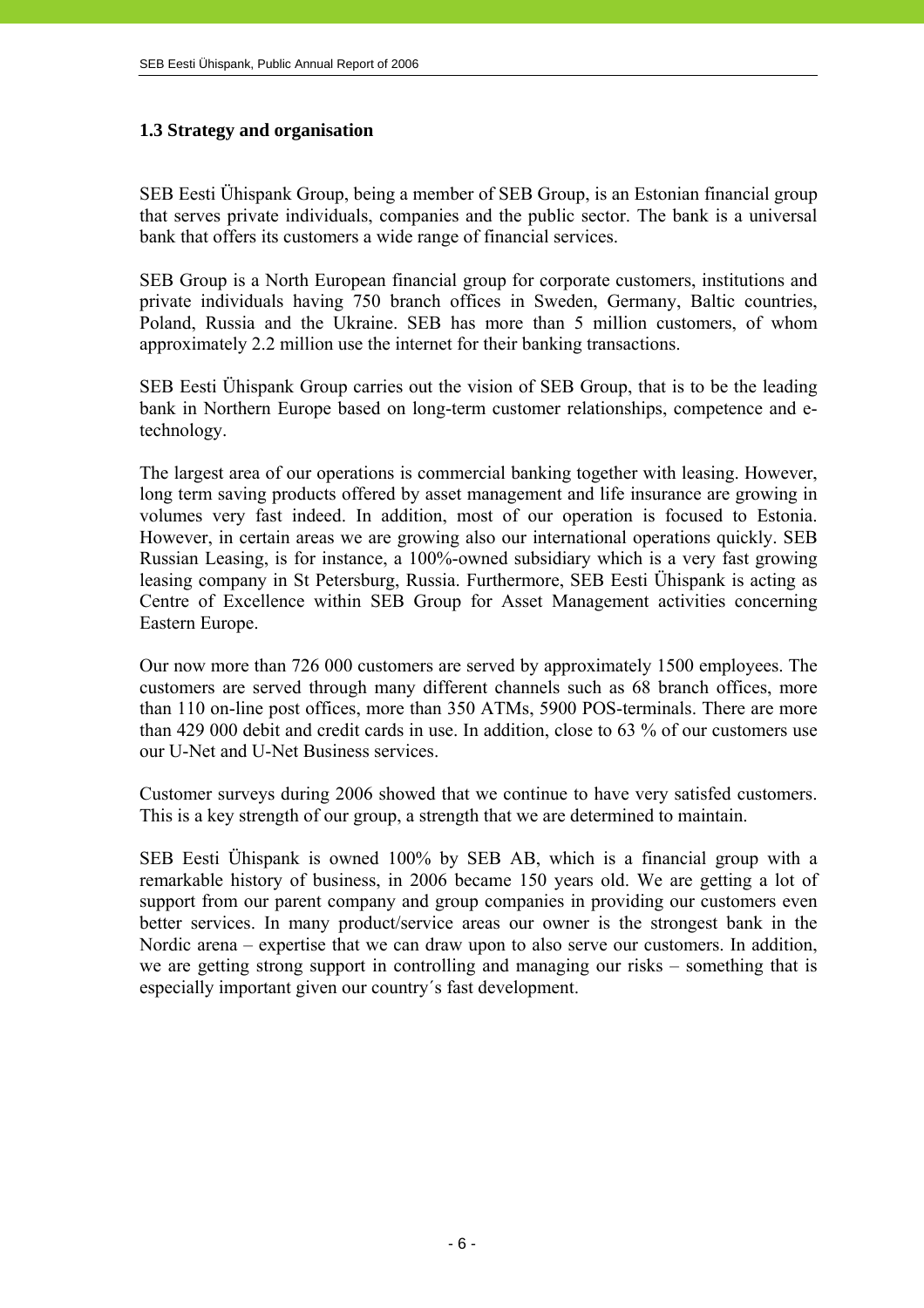### 1.3 Strategy and organisation

SEB Eesti Ühispank Group, being a member of SEB Group, is an Estonian financial group that serves private individuals, companies and the public sector. The bank is a universal bank that offers its customers a wide range of financial services.

SEB Group is a North European financial group for corporate customers, institutions and private individuals having 750 branch offices in Sweden, Germany, Baltic countries, Poland, Russia and the Ukraine. SEB has more than 5 million customers, of whom approximately 2.2 million use the internet for their banking transactions.

SEB Eesti Ühispank Group carries out the vision of SEB Group, that is to be the leading bank in Northern Europe based on long-term customer relationships, competence and e-technology.

The largest area of our operations is commercial banking together with leasing. However, long term saving products offered by asset management and life insurance are growing in volumes very fast indeed. In addition, most of our operation is focused to Estonia. However, in certain areas we are growing also our international operations quickly. SEB Russian Leasing, is for instance, a 100%-owned subsidiary which is a very fast growing leasing company in St Petersburg, Russia. Furthermore, SEB Eesti Ühispank is acting as Centre of Excellence within SEB Group for Asset Management activities concerning Eastern Europe.

Our now more than 726 000 customers are served by approximately 1500 employees. The customers are served through many different channels such as 68 branch offices, more than 110 on-line post offices, more than 350 ATMs, 5900 POS-terminals. There are more than 429 000 debit and credit cards in use. In addition, close to 63 % of our customers use our U-Net and U-Net Business services.

Customer surveys during 2006 showed that we continue to have very satisfed customers. This is a key strength of our group, a strength that we are determined to maintain.

SEB Eesti Ühispank is owned 100% by SEB AB, which is a financial group with a remarkable history of business, in 2006 became 150 years old. We are getting a lot of support from our parent company and group companies in providing our customers even better services. In many product/service areas our owner is the strongest bank in the Nordic arena – expertise that we can draw upon to also serve our customers. In addition, we are getting strong support in controlling and managing our risks – something that is especially important given our country´s fast development.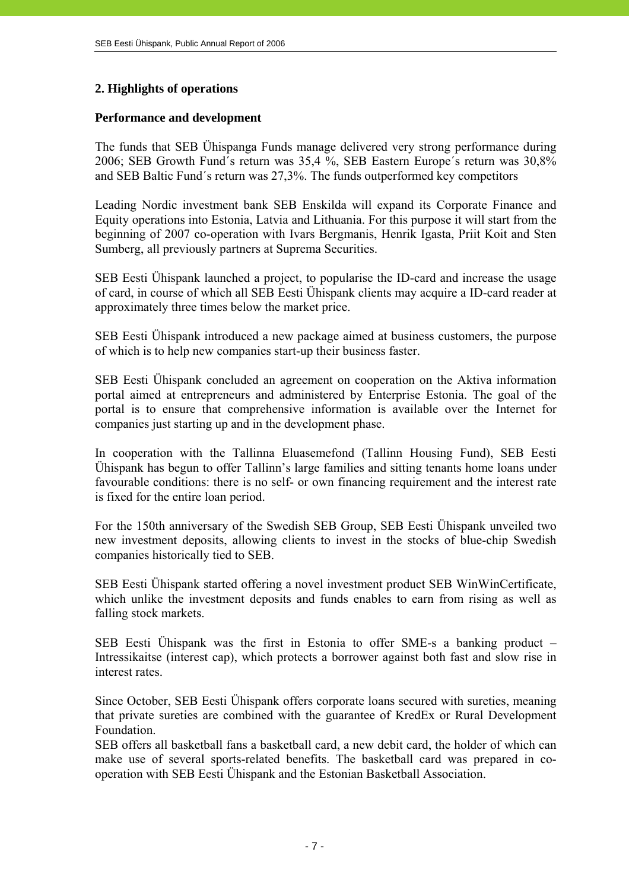## 2. Highlights of operations

### Performance and development

The funds that SEB Ühispanga Funds manage delivered very strong performance during 2006; SEB Growth Fund´s return was 35,4 %, SEB Eastern Europe´s return was 30,8% and SEB Baltic Fund´s return was 27,3%. The funds outperformed key competitors

Leading Nordic investment bank SEB Enskilda will expand its Corporate Finance and Equity operations into Estonia, Latvia and Lithuania. For this purpose it will start from the beginning of 2007 co-operation with Ivars Bergmanis, Henrik Igasta, Priit Koit and Sten Sumberg, all previously partners at Suprema Securities.

SEB Eesti Ühispank launched a project, to popularise the ID-card and increase the usage of card, in course of which all SEB Eesti Ühispank clients may acquire a ID-card reader at approximately three times below the market price.

SEB Eesti Ühispank introduced a new package aimed at business customers, the purpose of which is to help new companies start-up their business faster.

SEB Eesti Ühispank concluded an agreement on cooperation on the Aktiva information portal aimed at entrepreneurs and administered by Enterprise Estonia. The goal of the portal is to ensure that comprehensive information is available over the Internet for companies just starting up and in the development phase.

In cooperation with the Tallinna Eluasemefond (Tallinn Housing Fund), SEB Eesti Ühispank has begun to offer Tallinn's large families and sitting tenants home loans under favourable conditions: there is no self- or own financing requirement and the interest rate is fixed for the entire loan period.

For the 150th anniversary of the Swedish SEB Group, SEB Eesti Ühispank unveiled two new investment deposits, allowing clients to invest in the stocks of blue-chip Swedish companies historically tied to SEB.

SEB Eesti Ühispank started offering a novel investment product SEB WinWinCertificate, which unlike the investment deposits and funds enables to earn from rising as well as falling stock markets.

SEB Eesti Ühispank was the first in Estonia to offer SME-s a banking product – Intressikaitse (interest cap), which protects a borrower against both fast and slow rise in interest rates.

Since October, SEB Eesti Ühispank offers corporate loans secured with sureties, meaning that private sureties are combined with the guarantee of KredEx or Rural Development Foundation.
SEB offers all basketball fans a basketball card, a new debit card, the holder of which can make use of several sports-related benefits. The basketball card was prepared in co-operation with SEB Eesti Ühispank and the Estonian Basketball Association.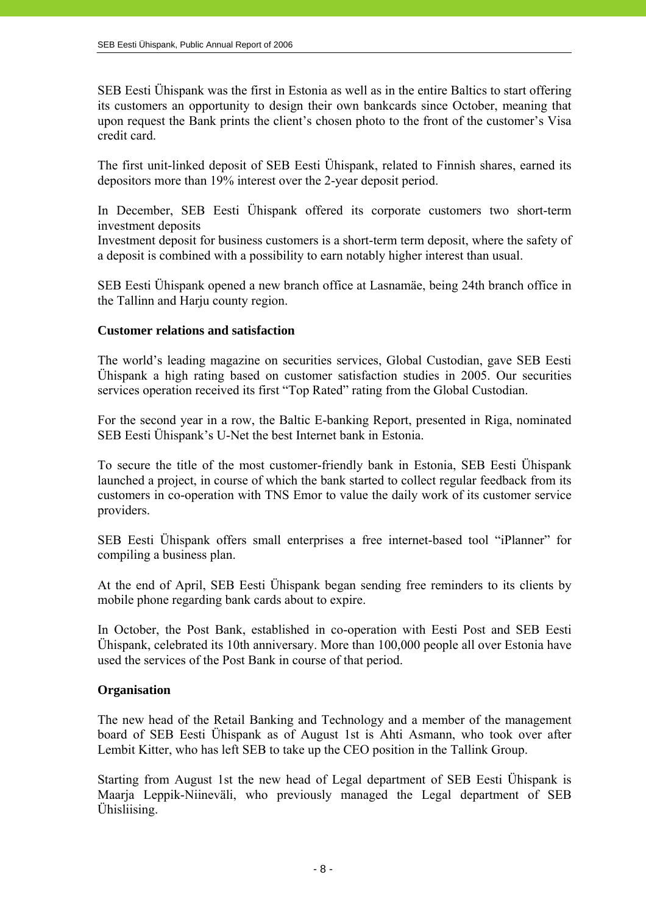SEB Eesti Ühispank was the first in Estonia as well as in the entire Baltics to start offering its customers an opportunity to design their own bankcards since October, meaning that upon request the Bank prints the client's chosen photo to the front of the customer's Visa credit card.

The first unit-linked deposit of SEB Eesti Ühispank, related to Finnish shares, earned its depositors more than 19% interest over the 2-year deposit period.

In December, SEB Eesti Ühispank offered its corporate customers two short-term investment deposits
Investment deposit for business customers is a short-term term deposit, where the safety of a deposit is combined with a possibility to earn notably higher interest than usual.

SEB Eesti Ühispank opened a new branch office at Lasnamäe, being 24th branch office in the Tallinn and Harju county region.

**Customer relations and satisfaction**

The world's leading magazine on securities services, Global Custodian, gave SEB Eesti Ühispank a high rating based on customer satisfaction studies in 2005. Our securities services operation received its first "Top Rated" rating from the Global Custodian.

For the second year in a row, the Baltic E-banking Report, presented in Riga, nominated SEB Eesti Ühispank's U-Net the best Internet bank in Estonia.

To secure the title of the most customer-friendly bank in Estonia, SEB Eesti Ühispank launched a project, in course of which the bank started to collect regular feedback from its customers in co-operation with TNS Emor to value the daily work of its customer service providers.

SEB Eesti Ühispank offers small enterprises a free internet-based tool "iPlanner" for compiling a business plan.

At the end of April, SEB Eesti Ühispank began sending free reminders to its clients by mobile phone regarding bank cards about to expire.

In October, the Post Bank, established in co-operation with Eesti Post and SEB Eesti Ühispank, celebrated its 10th anniversary. More than 100,000 people all over Estonia have used the services of the Post Bank in course of that period.

**Organisation**

The new head of the Retail Banking and Technology and a member of the management board of SEB Eesti Ühispank as of August 1st is Ahti Asmann, who took over after Lembit Kitter, who has left SEB to take up the CEO position in the Tallink Group.

Starting from August 1st the new head of Legal department of SEB Eesti Ühispank is Maarja Leppik-Niineväli, who previously managed the Legal department of SEB Ühisliising.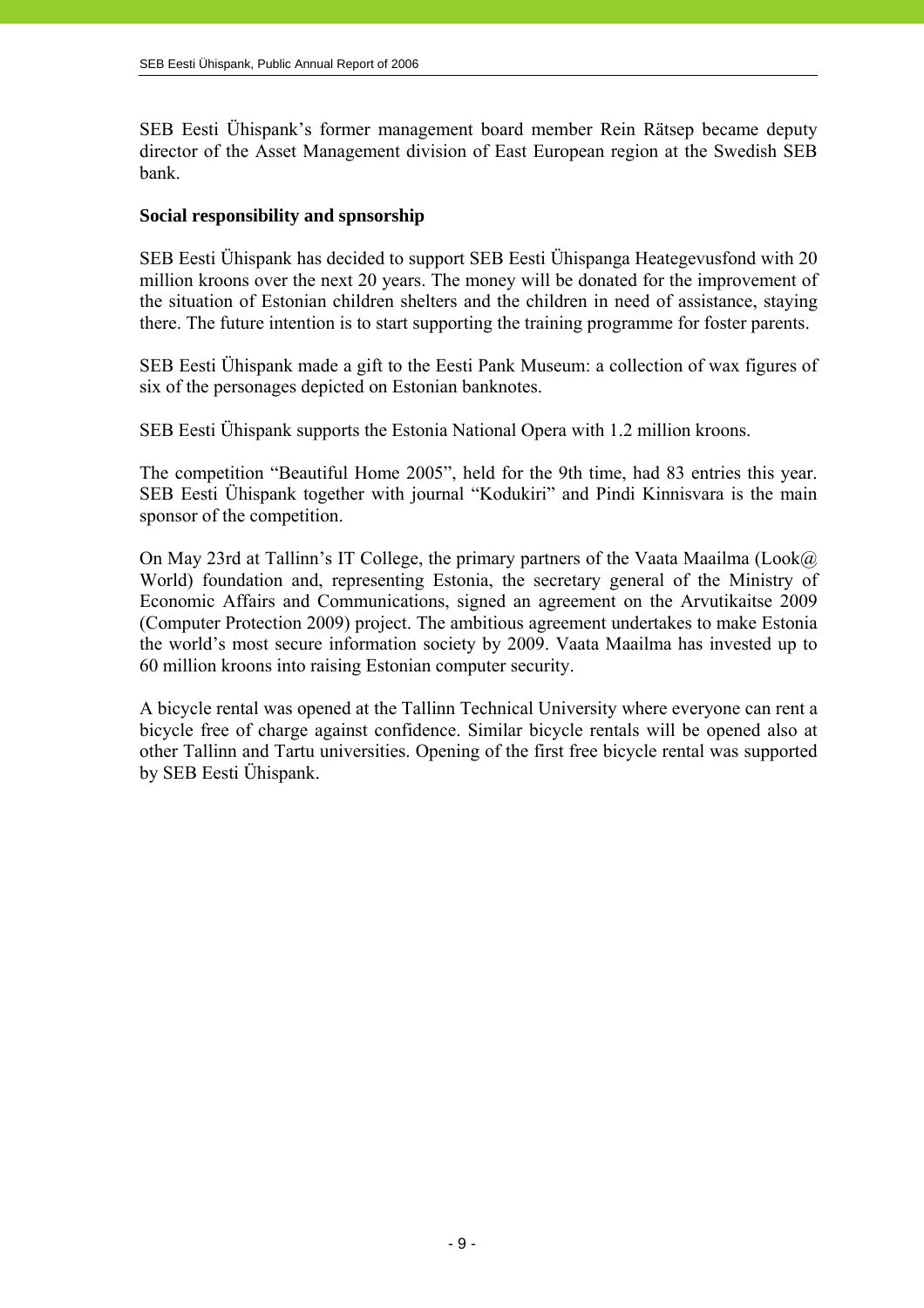SEB Eesti Ühispank's former management board member Rein Rätsep became deputy director of the Asset Management division of East European region at the Swedish SEB bank.

**Social responsibility and spnsorship**

SEB Eesti Ühispank has decided to support SEB Eesti Ühispanga Heategevusfond with 20 million kroons over the next 20 years. The money will be donated for the improvement of the situation of Estonian children shelters and the children in need of assistance, staying there. The future intention is to start supporting the training programme for foster parents.

SEB Eesti Ühispank made a gift to the Eesti Pank Museum: a collection of wax figures of six of the personages depicted on Estonian banknotes.

SEB Eesti Ühispank supports the Estonia National Opera with 1.2 million kroons.

The competition "Beautiful Home 2005", held for the 9th time, had 83 entries this year. SEB Eesti Ühispank together with journal "Kodukiri" and Pindi Kinnisvara is the main sponsor of the competition.

On May 23rd at Tallinn's IT College, the primary partners of the Vaata Maailma (Look@ World) foundation and, representing Estonia, the secretary general of the Ministry of Economic Affairs and Communications, signed an agreement on the Arvutikaitse 2009 (Computer Protection 2009) project. The ambitious agreement undertakes to make Estonia the world's most secure information society by 2009. Vaata Maailma has invested up to 60 million kroons into raising Estonian computer security.

A bicycle rental was opened at the Tallinn Technical University where everyone can rent a bicycle free of charge against confidence. Similar bicycle rentals will be opened also at other Tallinn and Tartu universities. Opening of the first free bicycle rental was supported by SEB Eesti Ühispank.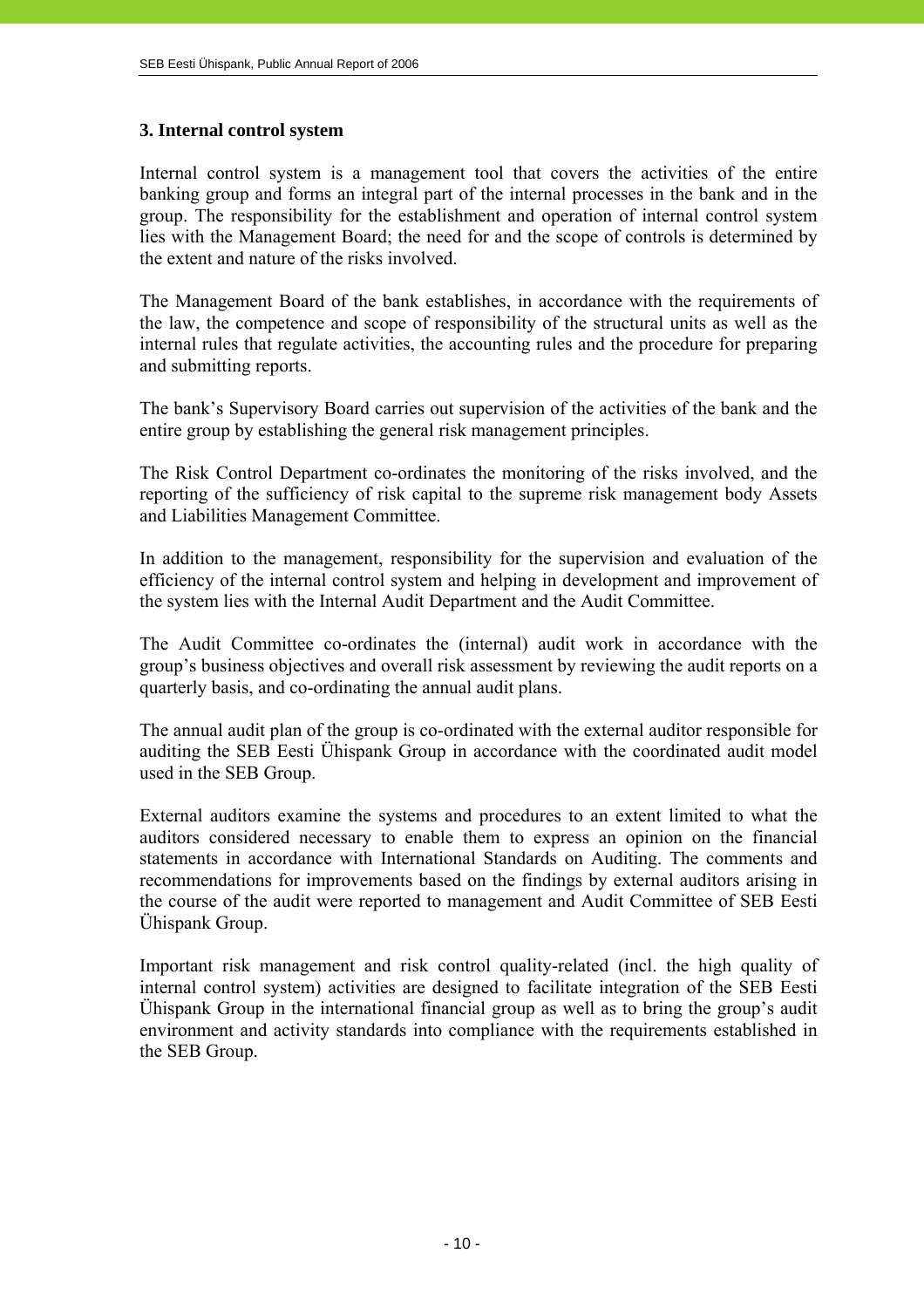## 3. Internal control system

Internal control system is a management tool that covers the activities of the entire banking group and forms an integral part of the internal processes in the bank and in the group. The responsibility for the establishment and operation of internal control system lies with the Management Board; the need for and the scope of controls is determined by the extent and nature of the risks involved.

The Management Board of the bank establishes, in accordance with the requirements of the law, the competence and scope of responsibility of the structural units as well as the internal rules that regulate activities, the accounting rules and the procedure for preparing and submitting reports.

The bank's Supervisory Board carries out supervision of the activities of the bank and the entire group by establishing the general risk management principles.

The Risk Control Department co-ordinates the monitoring of the risks involved, and the reporting of the sufficiency of risk capital to the supreme risk management body Assets and Liabilities Management Committee.

In addition to the management, responsibility for the supervision and evaluation of the efficiency of the internal control system and helping in development and improvement of the system lies with the Internal Audit Department and the Audit Committee.

The Audit Committee co-ordinates the (internal) audit work in accordance with the group's business objectives and overall risk assessment by reviewing the audit reports on a quarterly basis, and co-ordinating the annual audit plans.

The annual audit plan of the group is co-ordinated with the external auditor responsible for auditing the SEB Eesti Ühispank Group in accordance with the coordinated audit model used in the SEB Group.

External auditors examine the systems and procedures to an extent limited to what the auditors considered necessary to enable them to express an opinion on the financial statements in accordance with International Standards on Auditing. The comments and recommendations for improvements based on the findings by external auditors arising in the course of the audit were reported to management and Audit Committee of SEB Eesti Ühispank Group.

Important risk management and risk control quality-related (incl. the high quality of internal control system) activities are designed to facilitate integration of the SEB Eesti Ühispank Group in the international financial group as well as to bring the group's audit environment and activity standards into compliance with the requirements established in the SEB Group.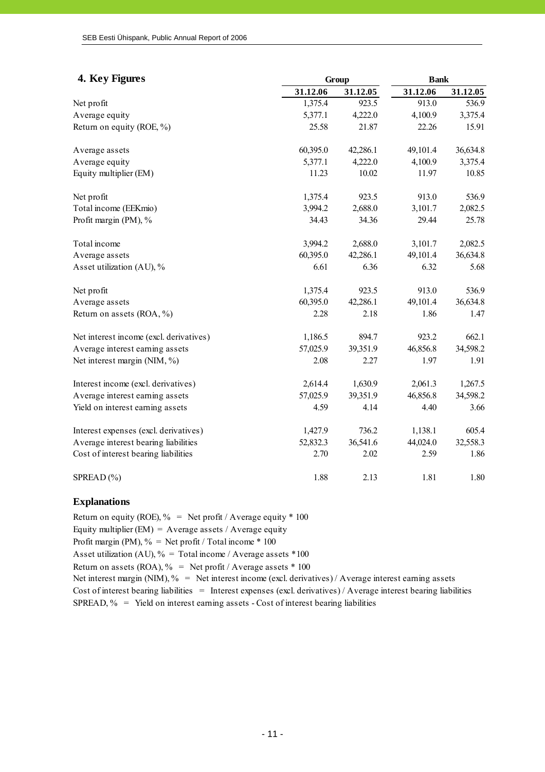## 4. Key Figures

| | Group | | Bank | |
|---|---|---|---|---|
| | 31.12.06 | 31.12.05 | 31.12.06 | 31.12.05 |
| Net profit | 1,375.4 | 923.5 | 913.0 | 536.9 |
| Average equity | 5,377.1 | 4,222.0 | 4,100.9 | 3,375.4 |
| Return on equity (ROE, %) | 25.58 | 21.87 | 22.26 | 15.91 |
| | | | | |
| Average assets | 60,395.0 | 42,286.1 | 49,101.4 | 36,634.8 |
| Average equity | 5,377.1 | 4,222.0 | 4,100.9 | 3,375.4 |
| Equity multiplier (EM) | 11.23 | 10.02 | 11.97 | 10.85 |
| | | | | |
| Net profit | 1,375.4 | 923.5 | 913.0 | 536.9 |
| Total income (EEKmio) | 3,994.2 | 2,688.0 | 3,101.7 | 2,082.5 |
| Profit margin (PM), % | 34.43 | 34.36 | 29.44 | 25.78 |
| | | | | |
| Total income | 3,994.2 | 2,688.0 | 3,101.7 | 2,082.5 |
| Average assets | 60,395.0 | 42,286.1 | 49,101.4 | 36,634.8 |
| Asset utilization (AU), % | 6.61 | 6.36 | 6.32 | 5.68 |
| | | | | |
| Net profit | 1,375.4 | 923.5 | 913.0 | 536.9 |
| Average assets | 60,395.0 | 42,286.1 | 49,101.4 | 36,634.8 |
| Return on assets (ROA, %) | 2.28 | 2.18 | 1.86 | 1.47 |
| | | | | |
| Net interest income (excl. derivatives) | 1,186.5 | 894.7 | 923.2 | 662.1 |
| Average interest earning assets | 57,025.9 | 39,351.9 | 46,856.8 | 34,598.2 |
| Net interest margin (NIM, %) | 2.08 | 2.27 | 1.97 | 1.91 |
| | | | | |
| Interest income (excl. derivatives) | 2,614.4 | 1,630.9 | 2,061.3 | 1,267.5 |
| Average interest earning assets | 57,025.9 | 39,351.9 | 46,856.8 | 34,598.2 |
| Yield on interest earning assets | 4.59 | 4.14 | 4.40 | 3.66 |
| | | | | |
| Interest expenses (excl. derivatives) | 1,427.9 | 736.2 | 1,138.1 | 605.4 |
| Average interest bearing liabilities | 52,832.3 | 36,541.6 | 44,024.0 | 32,558.3 |
| Cost of interest bearing liabilities | 2.70 | 2.02 | 2.59 | 1.86 |
| | | | | |
| SPREAD (%) | 1.88 | 2.13 | 1.81 | 1.80 |

### Explanations

Return on equity (ROE), % = Net profit / Average equity * 100
Equity multiplier (EM) = Average assets / Average equity
Profit margin (PM), % = Net profit / Total income * 100
Asset utilization (AU), % = Total income / Average assets *100
Return on assets (ROA), % = Net profit / Average assets * 100
Net interest margin (NIM), % = Net interest income (excl. derivatives) / Average interest earning assets
Cost of interest bearing liabilities = Interest expenses (excl. derivatives) / Average interest bearing liabilities
SPREAD, % = Yield on interest earning assets - Cost of interest bearing liabilities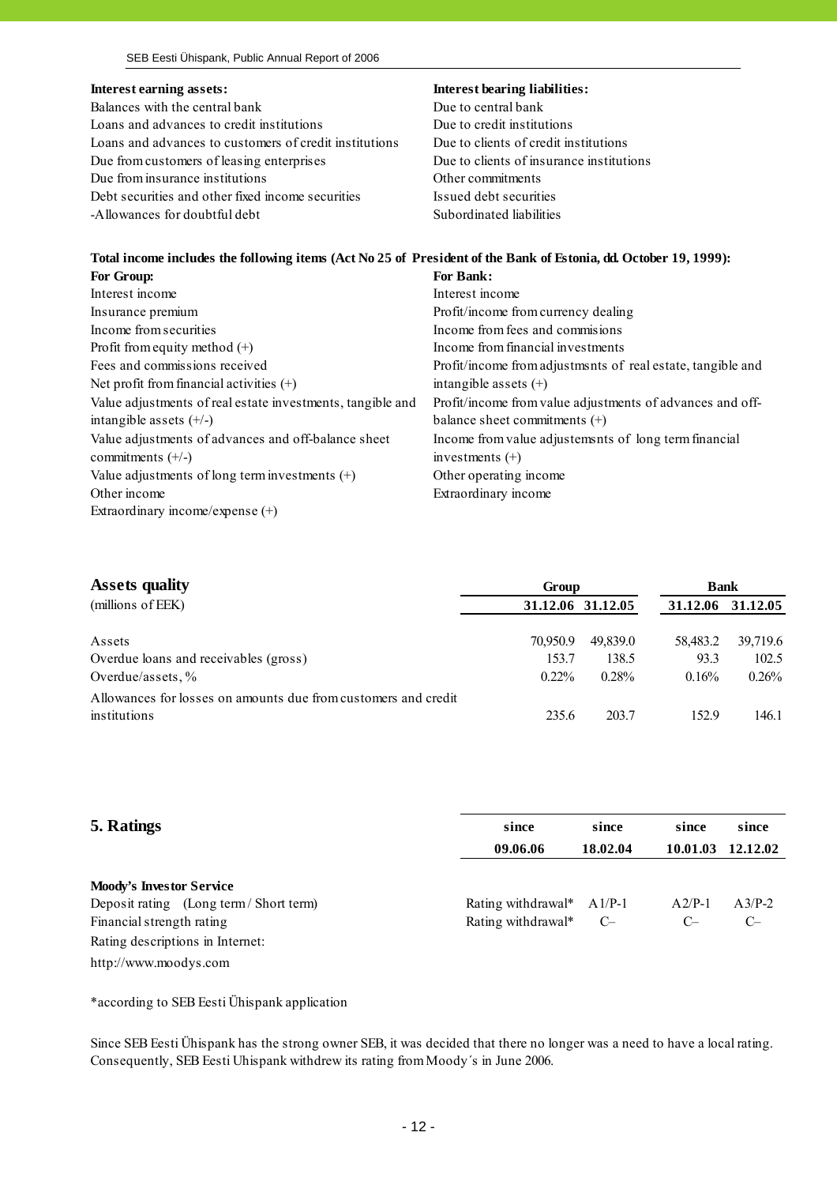**Interest earning assets:**
Balances with the central bank
Loans and advances to credit institutions
Loans and advances to customers of credit institutions
Due from customers of leasing enterprises
Due from insurance institutions
Debt securities and other fixed income securities
-Allowances for doubtful debt

**Interest bearing liabilities:**
Due to central bank
Due to credit institutions
Due to clients of credit institutions
Due to clients of insurance institutions
Other commitments
Issued debt securities
Subordinated liabilities

**Total income includes the following items (Act No 25 of President of the Bank of Estonia, dd. October 19, 1999):**

**For Group:**
Interest income
Insurance premium
Income from securities
Profit from equity method (+)
Fees and commissions received
Net profit from financial activities (+)
Value adjustments of real estate investments, tangible and intangible assets (+/-)
Value adjustments of advances and off-balance sheet commitments (+/-)
Value adjustments of long term investments (+)
Other income
Extraordinary income/expense (+)

**For Bank:**
Interest income
Profit/income from currency dealing
Income from fees and commisions
Income from financial investments
Profit/income from adjustmsnts of real estate, tangible and intangible assets (+)
Profit/income from value adjustments of advances and off-balance sheet commitments (+)
Income from value adjustemsnts of long term financial investments (+)
Other operating income
Extraordinary income

## Assets quality

| (millions of EEK) | Group | | Bank | |
|---|---|---|---|---|
| | 31.12.06 | 31.12.05 | 31.12.06 | 31.12.05 |
| Assets | 70,950.9 | 49,839.0 | 58,483.2 | 39,719.6 |
| Overdue loans and receivables (gross) | 153.7 | 138.5 | 93.3 | 102.5 |
| Overdue/assets, % | 0.22% | 0.28% | 0.16% | 0.26% |
| Allowances for losses on amounts due from customers and credit institutions | 235.6 | 203.7 | 152.9 | 146.1 |

## 5. Ratings

| | since 09.06.06 | since 18.02.04 | since 10.01.03 | since 12.12.02 |
|---|---|---|---|---|
| **Moody's Investor Service** | | | | |
| Deposit rating (Long term / Short term) | Rating withdrawal* | A1/P-1 | A2/P-1 | A3/P-2 |
| Financial strength rating | Rating withdrawal* | C– | C– | C– |

Rating descriptions in Internet:
http://www.moodys.com

*according to SEB Eesti Ühispank application

Since SEB Eesti Ühispank has the strong owner SEB, it was decided that there no longer was a need to have a local rating. Consequently, SEB Eesti Uhispank withdrew its rating from Moody´s in June 2006.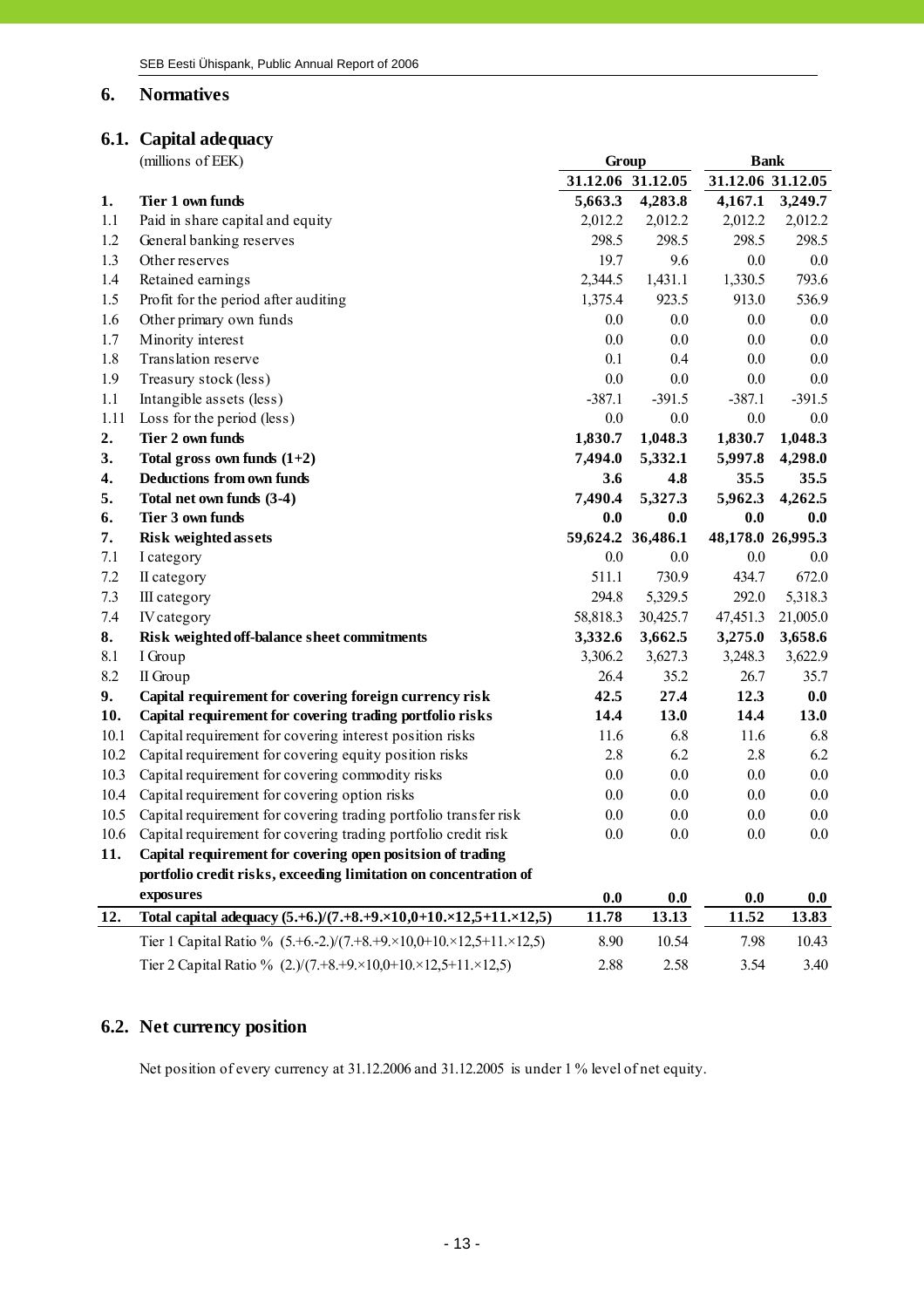## 6. Normatives

### 6.1. Capital adequacy

| (millions of EEK) | | Group | | Bank | |
|---|---|---|---|---|---|
| | | 31.12.06 | 31.12.05 | 31.12.06 | 31.12.05 |
| **1.** | **Tier 1 own funds** | **5,663.3** | **4,283.8** | **4,167.1** | **3,249.7** |
| 1.1 | Paid in share capital and equity | 2,012.2 | 2,012.2 | 2,012.2 | 2,012.2 |
| 1.2 | General banking reserves | 298.5 | 298.5 | 298.5 | 298.5 |
| 1.3 | Other reserves | 19.7 | 9.6 | 0.0 | 0.0 |
| 1.4 | Retained earnings | 2,344.5 | 1,431.1 | 1,330.5 | 793.6 |
| 1.5 | Profit for the period after auditing | 1,375.4 | 923.5 | 913.0 | 536.9 |
| 1.6 | Other primary own funds | 0.0 | 0.0 | 0.0 | 0.0 |
| 1.7 | Minority interest | 0.0 | 0.0 | 0.0 | 0.0 |
| 1.8 | Translation reserve | 0.1 | 0.4 | 0.0 | 0.0 |
| 1.9 | Treasury stock (less) | 0.0 | 0.0 | 0.0 | 0.0 |
| 1.1 | Intangible assets (less) | -387.1 | -391.5 | -387.1 | -391.5 |
| 1.11 | Loss for the period (less) | 0.0 | 0.0 | 0.0 | 0.0 |
| **2.** | **Tier 2 own funds** | **1,830.7** | **1,048.3** | **1,830.7** | **1,048.3** |
| **3.** | **Total gross own funds (1+2)** | **7,494.0** | **5,332.1** | **5,997.8** | **4,298.0** |
| **4.** | **Deductions from own funds** | **3.6** | **4.8** | **35.5** | **35.5** |
| **5.** | **Total net own funds (3-4)** | **7,490.4** | **5,327.3** | **5,962.3** | **4,262.5** |
| **6.** | **Tier 3 own funds** | **0.0** | **0.0** | **0.0** | **0.0** |
| **7.** | **Risk weighted assets** | **59,624.2** | **36,486.1** | **48,178.0** | **26,995.3** |
| 7.1 | I category | 0.0 | 0.0 | 0.0 | 0.0 |
| 7.2 | II category | 511.1 | 730.9 | 434.7 | 672.0 |
| 7.3 | III category | 294.8 | 5,329.5 | 292.0 | 5,318.3 |
| 7.4 | IV category | 58,818.3 | 30,425.7 | 47,451.3 | 21,005.0 |
| **8.** | **Risk weighted off-balance sheet commitments** | **3,332.6** | **3,662.5** | **3,275.0** | **3,658.6** |
| 8.1 | I Group | 3,306.2 | 3,627.3 | 3,248.3 | 3,622.9 |
| 8.2 | II Group | 26.4 | 35.2 | 26.7 | 35.7 |
| **9.** | **Capital requirement for covering foreign currency risk** | **42.5** | **27.4** | **12.3** | **0.0** |
| **10.** | **Capital requirement for covering trading portfolio risks** | **14.4** | **13.0** | **14.4** | **13.0** |
| 10.1 | Capital requirement for covering interest position risks | 11.6 | 6.8 | 11.6 | 6.8 |
| 10.2 | Capital requirement for covering equity position risks | 2.8 | 6.2 | 2.8 | 6.2 |
| 10.3 | Capital requirement for covering commodity risks | 0.0 | 0.0 | 0.0 | 0.0 |
| 10.4 | Capital requirement for covering option risks | 0.0 | 0.0 | 0.0 | 0.0 |
| 10.5 | Capital requirement for covering trading portfolio transfer risk | 0.0 | 0.0 | 0.0 | 0.0 |
| 10.6 | Capital requirement for covering trading portfolio credit risk | 0.0 | 0.0 | 0.0 | 0.0 |
| **11.** | **Capital requirement for covering open positsion of trading portfolio credit risks, exceeding limitation on concentration of exposures** | **0.0** | **0.0** | **0.0** | **0.0** |
| **12.** | **Total capital adequacy (5.+6.)/(7.+8.+9.×10,0+10.×12,5+11.×12,5)** | **11.78** | **13.13** | **11.52** | **13.83** |
| | Tier 1 Capital Ratio % (5.+6.-2.)/(7.+8.+9.×10,0+10.×12,5+11.×12,5) | 8.90 | 10.54 | 7.98 | 10.43 |
| | Tier 2 Capital Ratio % (2.)/(7.+8.+9.×10,0+10.×12,5+11.×12,5) | 2.88 | 2.58 | 3.54 | 3.40 |

### 6.2. Net currency position

Net position of every currency at 31.12.2006 and 31.12.2005 is under 1 % level of net equity.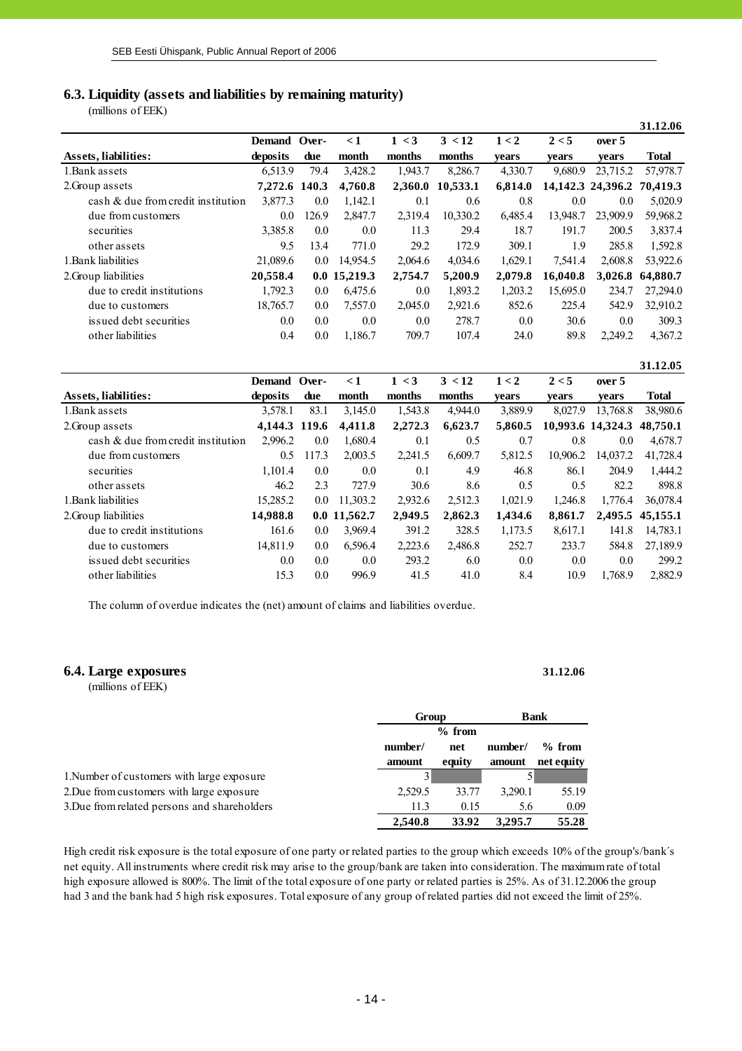## 6.3. Liquidity (assets and liabilities by remaining maturity)

(millions of EEK)

| | | | | | | | | | 31.12.06 |
|---|---|---|---|---|---|---|---|---|---|
| **Assets, liabilities:** | **Demand deposits** | **Over-due** | **< 1 month** | **1 < 3 months** | **3 < 12 months** | **1 < 2 years** | **2 < 5 years** | **over 5 years** | **Total** |
| 1.Bank assets | 6,513.9 | 79.4 | 3,428.2 | 1,943.7 | 8,286.7 | 4,330.7 | 9,680.9 | 23,715.2 | 57,978.7 |
| 2.Group assets | **7,272.6** | **140.3** | **4,760.8** | **2,360.0** | **10,533.1** | **6,814.0** | **14,142.3** | **24,396.2** | **70,419.3** |
| cash & due from credit institution | 3,877.3 | 0.0 | 1,142.1 | 0.1 | 0.6 | 0.8 | 0.0 | 0.0 | 5,020.9 |
| due from customers | 0.0 | 126.9 | 2,847.7 | 2,319.4 | 10,330.2 | 6,485.4 | 13,948.7 | 23,909.9 | 59,968.2 |
| securities | 3,385.8 | 0.0 | 0.0 | 11.3 | 29.4 | 18.7 | 191.7 | 200.5 | 3,837.4 |
| other assets | 9.5 | 13.4 | 771.0 | 29.2 | 172.9 | 309.1 | 1.9 | 285.8 | 1,592.8 |
| 1.Bank liabilities | 21,089.6 | 0.0 | 14,954.5 | 2,064.6 | 4,034.6 | 1,629.1 | 7,541.4 | 2,608.8 | 53,922.6 |
| 2.Group liabilities | **20,558.4** | **0.0** | **15,219.3** | **2,754.7** | **5,200.9** | **2,079.8** | **16,040.8** | **3,026.8** | **64,880.7** |
| due to credit institutions | 1,792.3 | 0.0 | 6,475.6 | 0.0 | 1,893.2 | 1,203.2 | 15,695.0 | 234.7 | 27,294.0 |
| due to customers | 18,765.7 | 0.0 | 7,557.0 | 2,045.0 | 2,921.6 | 852.6 | 225.4 | 542.9 | 32,910.2 |
| issued debt securities | 0.0 | 0.0 | 0.0 | 0.0 | 278.7 | 0.0 | 30.6 | 0.0 | 309.3 |
| other liabilities | 0.4 | 0.0 | 1,186.7 | 709.7 | 107.4 | 24.0 | 89.8 | 2,249.2 | 4,367.2 |

| | | | | | | | | | 31.12.05 |
|---|---|---|---|---|---|---|---|---|---|
| **Assets, liabilities:** | **Demand deposits** | **Over-due** | **< 1 month** | **1 < 3 months** | **3 < 12 months** | **1 < 2 years** | **2 < 5 years** | **over 5 years** | **Total** |
| 1.Bank assets | 3,578.1 | 83.1 | 3,145.0 | 1,543.8 | 4,944.0 | 3,889.9 | 8,027.9 | 13,768.8 | 38,980.6 |
| 2.Group assets | **4,144.3** | **119.6** | **4,411.8** | **2,272.3** | **6,623.7** | **5,860.5** | **10,993.6** | **14,324.3** | **48,750.1** |
| cash & due from credit institution | 2,996.2 | 0.0 | 1,680.4 | 0.1 | 0.5 | 0.7 | 0.8 | 0.0 | 4,678.7 |
| due from customers | 0.5 | 117.3 | 2,003.5 | 2,241.5 | 6,609.7 | 5,812.5 | 10,906.2 | 14,037.2 | 41,728.4 |
| securities | 1,101.4 | 0.0 | 0.0 | 0.1 | 4.9 | 46.8 | 86.1 | 204.9 | 1,444.2 |
| other assets | 46.2 | 2.3 | 727.9 | 30.6 | 8.6 | 0.5 | 0.5 | 82.2 | 898.8 |
| 1.Bank liabilities | 15,285.2 | 0.0 | 11,303.2 | 2,932.6 | 2,512.3 | 1,021.9 | 1,246.8 | 1,776.4 | 36,078.4 |
| 2.Group liabilities | **14,988.8** | **0.0** | **11,562.7** | **2,949.5** | **2,862.3** | **1,434.6** | **8,861.7** | **2,495.5** | **45,155.1** |
| due to credit institutions | 161.6 | 0.0 | 3,969.4 | 391.2 | 328.5 | 1,173.5 | 8,617.1 | 141.8 | 14,783.1 |
| due to customers | 14,811.9 | 0.0 | 6,596.4 | 2,223.6 | 2,486.8 | 252.7 | 233.7 | 584.8 | 27,189.9 |
| issued debt securities | 0.0 | 0.0 | 0.0 | 293.2 | 6.0 | 0.0 | 0.0 | 0.0 | 299.2 |
| other liabilities | 15.3 | 0.0 | 996.9 | 41.5 | 41.0 | 8.4 | 10.9 | 1,768.9 | 2,882.9 |

The column of overdue indicates the (net) amount of claims and liabilities overdue.

## 6.4. Large exposures

(millions of EEK)

**31.12.06**

| | **Group** | | **Bank** | |
|---|---|---|---|---|
| | **number/ amount** | **% from net equity** | **number/ amount** | **% from net equity** |
| 1.Number of customers with large exposure | 3 | | 5 | |
| 2.Due from customers with large exposure | 2,529.5 | 33.77 | 3,290.1 | 55.19 |
| 3.Due from related persons and shareholders | 11.3 | 0.15 | 5.6 | 0.09 |
| | **2,540.8** | **33.92** | **3,295.7** | **55.28** |

High credit risk exposure is the total exposure of one party or related parties to the group which exceeds 10% of the group's/bank´s net equity. All instruments where credit risk may arise to the group/bank are taken into consideration. The maximum rate of total high exposure allowed is 800%. The limit of the total exposure of one party or related parties is 25%. As of 31.12.2006 the group had 3 and the bank had 5 high risk exposures. Total exposure of any group of related parties did not exceed the limit of 25%.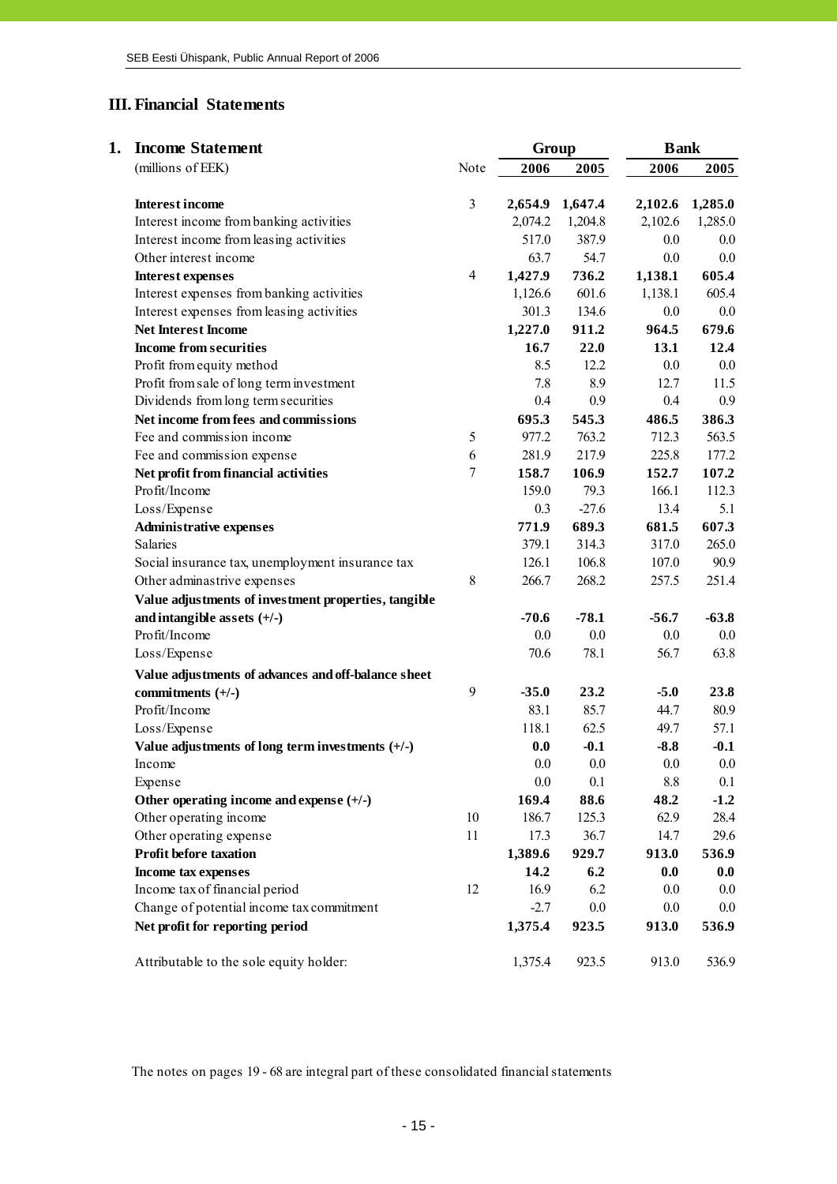## III. Financial Statements

### 1. Income Statement

| (millions of EEK) | Note | Group 2006 | Group 2005 | Bank 2006 | Bank 2005 |
|---|---|---|---|---|---|
| **Interest income** | 3 | **2,654.9** | **1,647.4** | **2,102.6** | **1,285.0** |
| Interest income from banking activities | | 2,074.2 | 1,204.8 | 2,102.6 | 1,285.0 |
| Interest income from leasing activities | | 517.0 | 387.9 | 0.0 | 0.0 |
| Other interest income | | 63.7 | 54.7 | 0.0 | 0.0 |
| **Interest expenses** | 4 | **1,427.9** | **736.2** | **1,138.1** | **605.4** |
| Interest expenses from banking activities | | 1,126.6 | 601.6 | 1,138.1 | 605.4 |
| Interest expenses from leasing activities | | 301.3 | 134.6 | 0.0 | 0.0 |
| **Net Interest Income** | | **1,227.0** | **911.2** | **964.5** | **679.6** |
| **Income from securities** | | **16.7** | **22.0** | **13.1** | **12.4** |
| Profit from equity method | | 8.5 | 12.2 | 0.0 | 0.0 |
| Profit from sale of long term investment | | 7.8 | 8.9 | 12.7 | 11.5 |
| Dividends from long term securities | | 0.4 | 0.9 | 0.4 | 0.9 |
| **Net income from fees and commissions** | | **695.3** | **545.3** | **486.5** | **386.3** |
| Fee and commission income | 5 | 977.2 | 763.2 | 712.3 | 563.5 |
| Fee and commission expense | 6 | 281.9 | 217.9 | 225.8 | 177.2 |
| **Net profit from financial activities** | 7 | **158.7** | **106.9** | **152.7** | **107.2** |
| Profit/Income | | 159.0 | 79.3 | 166.1 | 112.3 |
| Loss/Expense | | 0.3 | -27.6 | 13.4 | 5.1 |
| **Administrative expenses** | | **771.9** | **689.3** | **681.5** | **607.3** |
| Salaries | | 379.1 | 314.3 | 317.0 | 265.0 |
| Social insurance tax, unemployment insurance tax | | 126.1 | 106.8 | 107.0 | 90.9 |
| Other adminastrive expenses | 8 | 266.7 | 268.2 | 257.5 | 251.4 |
| **Value adjustments of investment properties, tangible and intangible assets (+/-)** | | **-70.6** | **-78.1** | **-56.7** | **-63.8** |
| Profit/Income | | 0.0 | 0.0 | 0.0 | 0.0 |
| Loss/Expense | | 70.6 | 78.1 | 56.7 | 63.8 |
| **Value adjustments of advances and off-balance sheet commitments (+/-)** | 9 | **-35.0** | **23.2** | **-5.0** | **23.8** |
| Profit/Income | | 83.1 | 85.7 | 44.7 | 80.9 |
| Loss/Expense | | 118.1 | 62.5 | 49.7 | 57.1 |
| **Value adjustments of long term investments (+/-)** | | **0.0** | **-0.1** | **-8.8** | **-0.1** |
| Income | | 0.0 | 0.0 | 0.0 | 0.0 |
| Expense | | 0.0 | 0.1 | 8.8 | 0.1 |
| **Other operating income and expense (+/-)** | | **169.4** | **88.6** | **48.2** | **-1.2** |
| Other operating income | 10 | 186.7 | 125.3 | 62.9 | 28.4 |
| Other operating expense | 11 | 17.3 | 36.7 | 14.7 | 29.6 |
| **Profit before taxation** | | **1,389.6** | **929.7** | **913.0** | **536.9** |
| **Income tax expenses** | | **14.2** | **6.2** | **0.0** | **0.0** |
| Income tax of financial period | 12 | 16.9 | 6.2 | 0.0 | 0.0 |
| Change of potential income tax commitment | | -2.7 | 0.0 | 0.0 | 0.0 |
| **Net profit for reporting period** | | **1,375.4** | **923.5** | **913.0** | **536.9** |
| Attributable to the sole equity holder: | | 1,375.4 | 923.5 | 913.0 | 536.9 |

The notes on pages 19 - 68 are integral part of these consolidated financial statements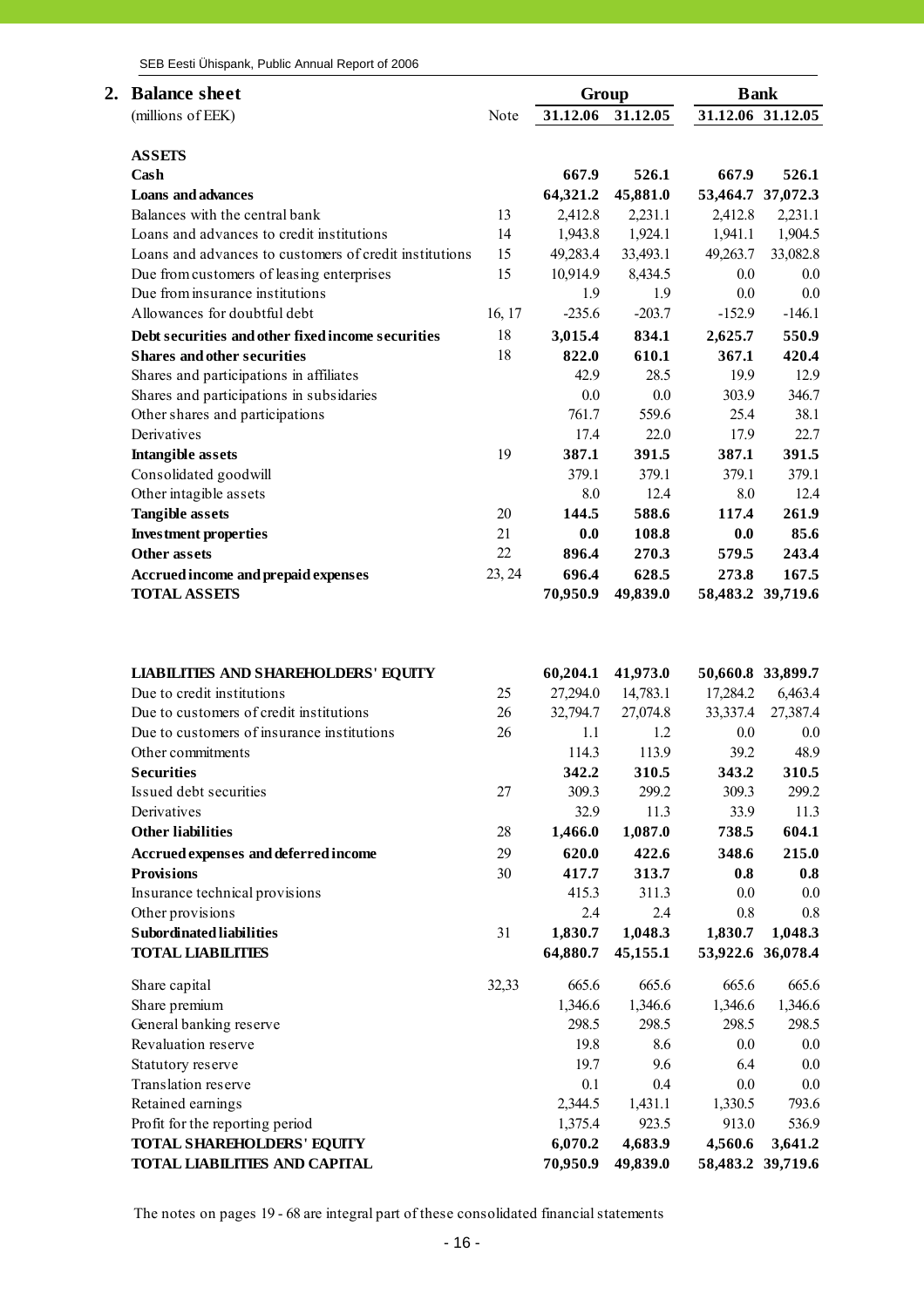## 2. Balance sheet

| (millions of EEK) | Note | Group 31.12.06 | Group 31.12.05 | Bank 31.12.06 | Bank 31.12.05 |
|---|---|---|---|---|---|
| **ASSETS** | | | | | |
| **Cash** | | **667.9** | **526.1** | **667.9** | **526.1** |
| **Loans and advances** | | **64,321.2** | **45,881.0** | **53,464.7** | **37,072.3** |
| Balances with the central bank | 13 | 2,412.8 | 2,231.1 | 2,412.8 | 2,231.1 |
| Loans and advances to credit institutions | 14 | 1,943.8 | 1,924.1 | 1,941.1 | 1,904.5 |
| Loans and advances to customers of credit institutions | 15 | 49,283.4 | 33,493.1 | 49,263.7 | 33,082.8 |
| Due from customers of leasing enterprises | 15 | 10,914.9 | 8,434.5 | 0.0 | 0.0 |
| Due from insurance institutions | | 1.9 | 1.9 | 0.0 | 0.0 |
| Allowances for doubtful debt | 16, 17 | -235.6 | -203.7 | -152.9 | -146.1 |
| **Debt securities and other fixed income securities** | 18 | **3,015.4** | **834.1** | **2,625.7** | **550.9** |
| **Shares and other securities** | 18 | **822.0** | **610.1** | **367.1** | **420.4** |
| Shares and participations in affiliates | | 42.9 | 28.5 | 19.9 | 12.9 |
| Shares and participations in subsidaries | | 0.0 | 0.0 | 303.9 | 346.7 |
| Other shares and participations | | 761.7 | 559.6 | 25.4 | 38.1 |
| Derivatives | | 17.4 | 22.0 | 17.9 | 22.7 |
| **Intangible assets** | 19 | **387.1** | **391.5** | **387.1** | **391.5** |
| Consolidated goodwill | | 379.1 | 379.1 | 379.1 | 379.1 |
| Other intagible assets | | 8.0 | 12.4 | 8.0 | 12.4 |
| **Tangible assets** | 20 | **144.5** | **588.6** | **117.4** | **261.9** |
| **Investment properties** | 21 | **0.0** | **108.8** | **0.0** | **85.6** |
| **Other assets** | 22 | **896.4** | **270.3** | **579.5** | **243.4** |
| **Accrued income and prepaid expenses** | 23, 24 | **696.4** | **628.5** | **273.8** | **167.5** |
| **TOTAL ASSETS** | | **70,950.9** | **49,839.0** | **58,483.2** | **39,719.6** |
| | | | | | |
| **LIABILITIES AND SHAREHOLDERS' EQUITY** | | **60,204.1** | **41,973.0** | **50,660.8** | **33,899.7** |
| Due to credit institutions | 25 | 27,294.0 | 14,783.1 | 17,284.2 | 6,463.4 |
| Due to customers of credit institutions | 26 | 32,794.7 | 27,074.8 | 33,337.4 | 27,387.4 |
| Due to customers of insurance institutions | 26 | 1.1 | 1.2 | 0.0 | 0.0 |
| Other commitments | | 114.3 | 113.9 | 39.2 | 48.9 |
| **Securities** | | **342.2** | **310.5** | **343.2** | **310.5** |
| Issued debt securities | 27 | 309.3 | 299.2 | 309.3 | 299.2 |
| Derivatives | | 32.9 | 11.3 | 33.9 | 11.3 |
| **Other liabilities** | 28 | **1,466.0** | **1,087.0** | **738.5** | **604.1** |
| **Accrued expenses and deferred income** | 29 | **620.0** | **422.6** | **348.6** | **215.0** |
| **Provisions** | 30 | **417.7** | **313.7** | **0.8** | **0.8** |
| Insurance technical provisions | | 415.3 | 311.3 | 0.0 | 0.0 |
| Other provisions | | 2.4 | 2.4 | 0.8 | 0.8 |
| **Subordinated liabilities** | 31 | **1,830.7** | **1,048.3** | **1,830.7** | **1,048.3** |
| **TOTAL LIABILITIES** | | **64,880.7** | **45,155.1** | **53,922.6** | **36,078.4** |
| Share capital | 32,33 | 665.6 | 665.6 | 665.6 | 665.6 |
| Share premium | | 1,346.6 | 1,346.6 | 1,346.6 | 1,346.6 |
| General banking reserve | | 298.5 | 298.5 | 298.5 | 298.5 |
| Revaluation reserve | | 19.8 | 8.6 | 0.0 | 0.0 |
| Statutory reserve | | 19.7 | 9.6 | 6.4 | 0.0 |
| Translation reserve | | 0.1 | 0.4 | 0.0 | 0.0 |
| Retained earnings | | 2,344.5 | 1,431.1 | 1,330.5 | 793.6 |
| Profit for the reporting period | | 1,375.4 | 923.5 | 913.0 | 536.9 |
| **TOTAL SHAREHOLDERS' EQUITY** | | **6,070.2** | **4,683.9** | **4,560.6** | **3,641.2** |
| **TOTAL LIABILITIES AND CAPITAL** | | **70,950.9** | **49,839.0** | **58,483.2** | **39,719.6** |

The notes on pages 19 - 68 are integral part of these consolidated financial statements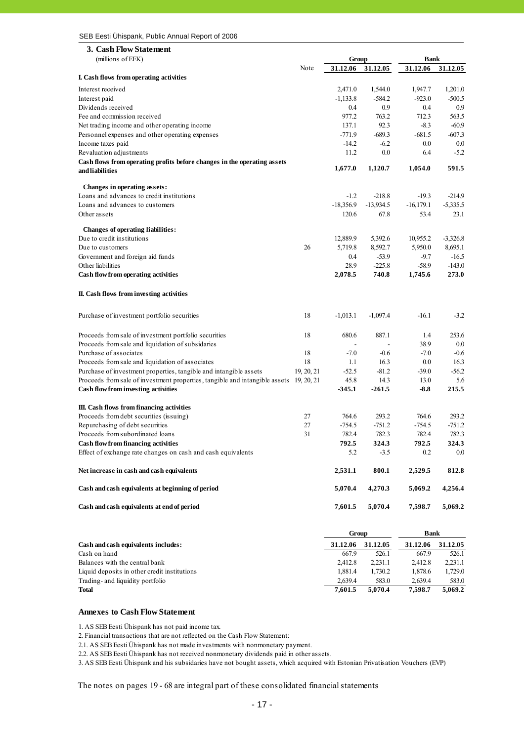## 3. Cash Flow Statement

| (millions of EEK) | Note | Group | | Bank | |
|---|---|---|---|---|---|
| | | 31.12.06 | 31.12.05 | 31.12.06 | 31.12.05 |
| **I. Cash flows from operating activities** | | | | | |
| Interest received | | 2,471.0 | 1,544.0 | 1,947.7 | 1,201.0 |
| Interest paid | | -1,133.8 | -584.2 | -923.0 | -500.5 |
| Dividends received | | 0.4 | 0.9 | 0.4 | 0.9 |
| Fee and commission received | | 977.2 | 763.2 | 712.3 | 563.5 |
| Net trading income and other operating income | | 137.1 | 92.3 | -8.3 | -60.9 |
| Personnel expenses and other operating expenses | | -771.9 | -689.3 | -681.5 | -607.3 |
| Income taxes paid | | -14.2 | -6.2 | 0.0 | 0.0 |
| Revaluation adjustments | | 11.2 | 0.0 | 6.4 | -5.2 |
| **Cash flows from operating profits before changes in the operating assets and liabilities** | | **1,677.0** | **1,120.7** | **1,054.0** | **591.5** |
| **Changes in operating assets:** | | | | | |
| Loans and advances to credit institutions | | -1.2 | -218.8 | -19.3 | -214.9 |
| Loans and advances to customers | | -18,356.9 | -13,934.5 | -16,179.1 | -5,335.5 |
| Other assets | | 120.6 | 67.8 | 53.4 | 23.1 |
| **Changes of operating liabilities:** | | | | | |
| Due to credit institutions | | 12,889.9 | 5,392.6 | 10,955.2 | -3,326.8 |
| Due to customers | 26 | 5,719.8 | 8,592.7 | 5,950.0 | 8,695.1 |
| Government and foreign aid funds | | 0.4 | -53.9 | -9.7 | -16.5 |
| Other liabilities | | 28.9 | -225.8 | -58.9 | -143.0 |
| **Cash flow from operating activities** | | **2,078.5** | **740.8** | **1,745.6** | **273.0** |
| **II. Cash flows from investing activities** | | | | | |
| Purchase of investment portfolio securities | 18 | -1,013.1 | -1,097.4 | -16.1 | -3.2 |
| Proceeds from sale of investment portfolio securities | 18 | 680.6 | 887.1 | 1.4 | 253.6 |
| Proceeds from sale and liquidation of subsidaries | | - | - | 38.9 | 0.0 |
| Purchase of associates | 18 | -7.0 | -0.6 | -7.0 | -0.6 |
| Proceeds from sale and liquidation of associates | 18 | 1.1 | 16.3 | 0.0 | 16.3 |
| Purchase of investment properties, tangible and intangible assets | 19, 20, 21 | -52.5 | -81.2 | -39.0 | -56.2 |
| Proceeds from sale of investment properties, tangible and intangible assets | 19, 20, 21 | 45.8 | 14.3 | 13.0 | 5.6 |
| **Cash flow from investing activities** | | **-345.1** | **-261.5** | **-8.8** | **215.5** |
| **III. Cash flows from financing activities** | | | | | |
| Proceeds from debt securities (issuing) | 27 | 764.6 | 293.2 | 764.6 | 293.2 |
| Repurchasing of debt securities | 27 | -754.5 | -751.2 | -754.5 | -751.2 |
| Proceeds from subordinated loans | 31 | 782.4 | 782.3 | 782.4 | 782.3 |
| **Cash flow from financing activities** | | **792.5** | **324.3** | **792.5** | **324.3** |
| Effect of exchange rate changes on cash and cash equivalents | | 5.2 | -3.5 | 0.2 | 0.0 |
| **Net increase in cash and cash equivalents** | | **2,531.1** | **800.1** | **2,529.5** | **812.8** |
| **Cash and cash equivalents at beginning of period** | | **5,070.4** | **4,270.3** | **5,069.2** | **4,256.4** |
| **Cash and cash equivalents at end of period** | | **7,601.5** | **5,070.4** | **7,598.7** | **5,069.2** |

| | Group | | Bank | |
|---|---|---|---|---|
| **Cash and cash equivalents includes:** | **31.12.06** | **31.12.05** | **31.12.06** | **31.12.05** |
| Cash on hand | 667.9 | 526.1 | 667.9 | 526.1 |
| Balances with the central bank | 2,412.8 | 2,231.1 | 2,412.8 | 2,231.1 |
| Liquid deposits in other credit institutions | 1,881.4 | 1,730.2 | 1,878.6 | 1,729.0 |
| Trading- and liquidity portfolio | 2,639.4 | 583.0 | 2,639.4 | 583.0 |
| **Total** | **7,601.5** | **5,070.4** | **7,598.7** | **5,069.2** |

### Annexes to Cash Flow Statement

1. AS SEB Eesti Ühispank has not paid income tax.
2. Financial transactions that are not reflected on the Cash Flow Statement:
2.1. AS SEB Eesti Ühispank has not made investments with nonmonetary payment.
2.2. AS SEB Eesti Ühispank has not received nonmonetary dividends paid in other assets.
3. AS SEB Eesti Ühispank and his subsidaries have not bought assets, which acquired with Estonian Privatisation Vouchers (EVP)

The notes on pages 19 - 68 are integral part of these consolidated financial statements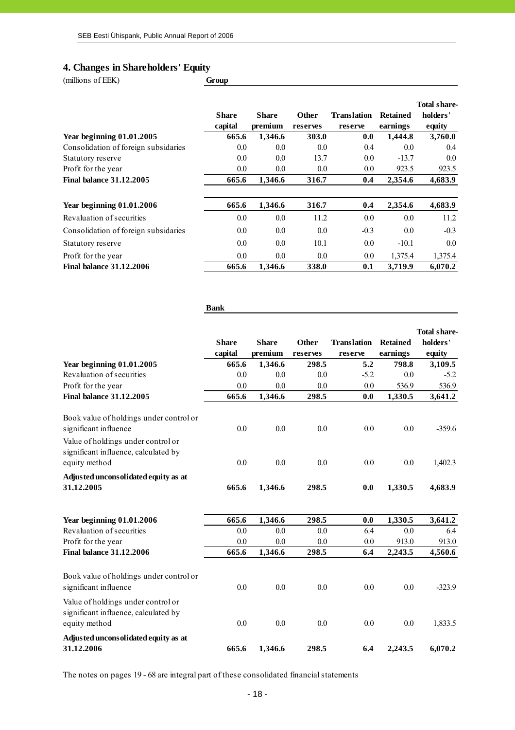## 4. Changes in Shareholders' Equity

(millions of EEK)

**Group**

| | Share capital | Share premium | Other reserves | Translation reserve | Retained earnings | Total share-holders' equity |
|---|---|---|---|---|---|---|
| **Year beginning 01.01.2005** | **665.6** | **1,346.6** | **303.0** | **0.0** | **1,444.8** | **3,760.0** |
| Consolidation of foreign subsidaries | 0.0 | 0.0 | 0.0 | 0.4 | 0.0 | 0.4 |
| Statutory reserve | 0.0 | 0.0 | 13.7 | 0.0 | -13.7 | 0.0 |
| Profit for the year | 0.0 | 0.0 | 0.0 | 0.0 | 923.5 | 923.5 |
| **Final balance 31.12.2005** | **665.6** | **1,346.6** | **316.7** | **0.4** | **2,354.6** | **4,683.9** |
| | | | | | | |
| **Year beginning 01.01.2006** | **665.6** | **1,346.6** | **316.7** | **0.4** | **2,354.6** | **4,683.9** |
| Revaluation of securities | 0.0 | 0.0 | 11.2 | 0.0 | 0.0 | 11.2 |
| Consolidation of foreign subsidaries | 0.0 | 0.0 | 0.0 | -0.3 | 0.0 | -0.3 |
| Statutory reserve | 0.0 | 0.0 | 10.1 | 0.0 | -10.1 | 0.0 |
| Profit for the year | 0.0 | 0.0 | 0.0 | 0.0 | 1,375.4 | 1,375.4 |
| **Final balance 31.12.2006** | **665.6** | **1,346.6** | **338.0** | **0.1** | **3,719.9** | **6,070.2** |

**Bank**

| | Share capital | Share premium | Other reserves | Translation reserve | Retained earnings | Total share-holders' equity |
|---|---|---|---|---|---|---|
| **Year beginning 01.01.2005** | **665.6** | **1,346.6** | **298.5** | **5.2** | **798.8** | **3,109.5** |
| Revaluation of securities | 0.0 | 0.0 | 0.0 | -5.2 | 0.0 | -5.2 |
| Profit for the year | 0.0 | 0.0 | 0.0 | 0.0 | 536.9 | 536.9 |
| **Final balance 31.12.2005** | **665.6** | **1,346.6** | **298.5** | **0.0** | **1,330.5** | **3,641.2** |
| | | | | | | |
| Book value of holdings under control or significant influence | 0.0 | 0.0 | 0.0 | 0.0 | 0.0 | -359.6 |
| Value of holdings under control or significant influence, calculated by equity method | 0.0 | 0.0 | 0.0 | 0.0 | 0.0 | 1,402.3 |
| **Adjusted unconsolidated equity as at 31.12.2005** | **665.6** | **1,346.6** | **298.5** | **0.0** | **1,330.5** | **4,683.9** |
| | | | | | | |
| **Year beginning 01.01.2006** | **665.6** | **1,346.6** | **298.5** | **0.0** | **1,330.5** | **3,641.2** |
| Revaluation of securities | 0.0 | 0.0 | 0.0 | 6.4 | 0.0 | 6.4 |
| Profit for the year | 0.0 | 0.0 | 0.0 | 0.0 | 913.0 | 913.0 |
| **Final balance 31.12.2006** | **665.6** | **1,346.6** | **298.5** | **6.4** | **2,243.5** | **4,560.6** |
| | | | | | | |
| Book value of holdings under control or significant influence | 0.0 | 0.0 | 0.0 | 0.0 | 0.0 | -323.9 |
| Value of holdings under control or significant influence, calculated by equity method | 0.0 | 0.0 | 0.0 | 0.0 | 0.0 | 1,833.5 |
| **Adjusted unconsolidated equity as at 31.12.2006** | **665.6** | **1,346.6** | **298.5** | **6.4** | **2,243.5** | **6,070.2** |

The notes on pages 19 - 68 are integral part of these consolidated financial statements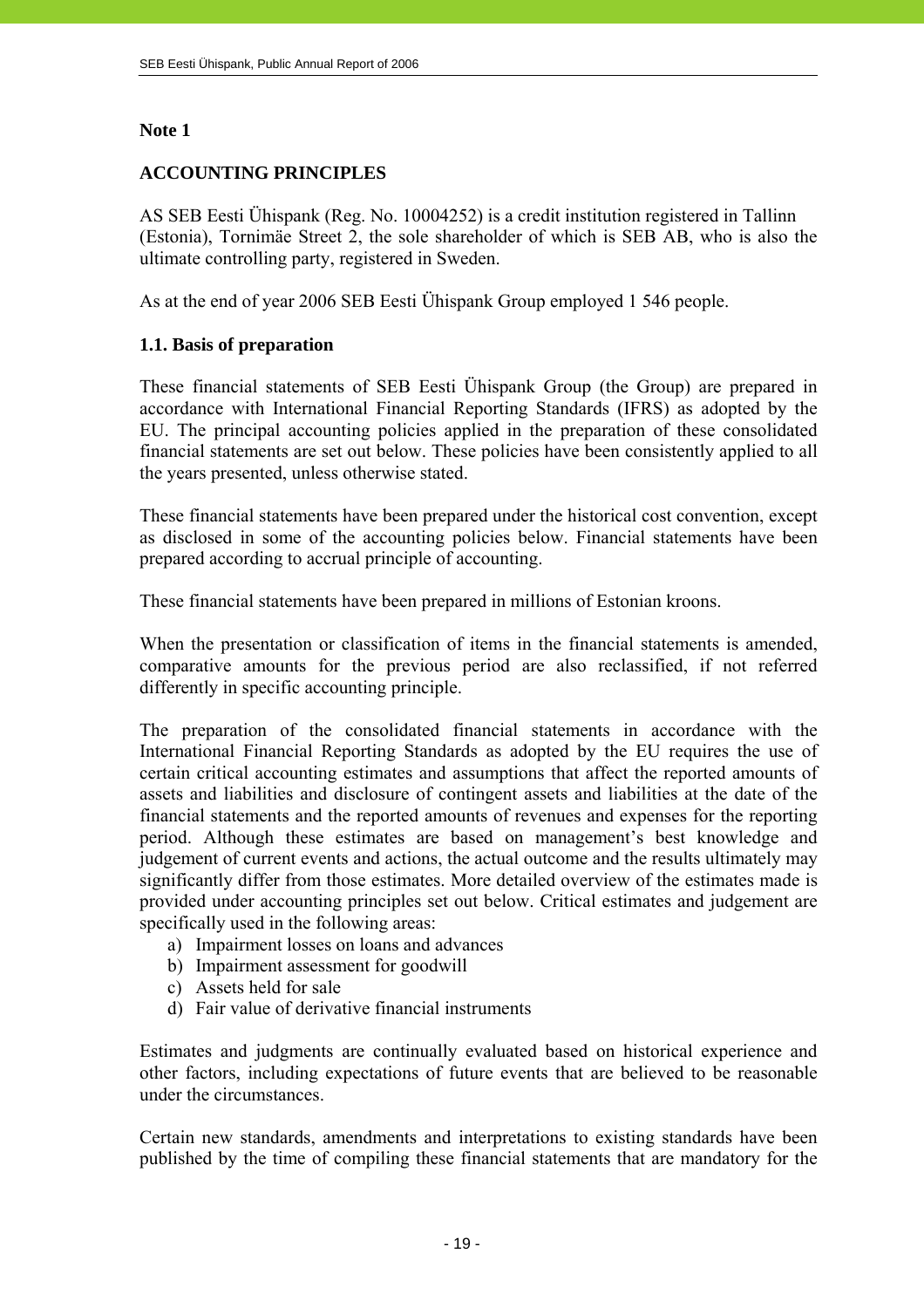## Note 1

## ACCOUNTING PRINCIPLES

AS SEB Eesti Ühispank (Reg. No. 10004252) is a credit institution registered in Tallinn (Estonia), Tornimäe Street 2, the sole shareholder of which is SEB AB, who is also the ultimate controlling party, registered in Sweden.

As at the end of year 2006 SEB Eesti Ühispank Group employed 1 546 people.

### 1.1. Basis of preparation

These financial statements of SEB Eesti Ühispank Group (the Group) are prepared in accordance with International Financial Reporting Standards (IFRS) as adopted by the EU. The principal accounting policies applied in the preparation of these consolidated financial statements are set out below. These policies have been consistently applied to all the years presented, unless otherwise stated.

These financial statements have been prepared under the historical cost convention, except as disclosed in some of the accounting policies below. Financial statements have been prepared according to accrual principle of accounting.

These financial statements have been prepared in millions of Estonian kroons.

When the presentation or classification of items in the financial statements is amended, comparative amounts for the previous period are also reclassified, if not referred differently in specific accounting principle.

The preparation of the consolidated financial statements in accordance with the International Financial Reporting Standards as adopted by the EU requires the use of certain critical accounting estimates and assumptions that affect the reported amounts of assets and liabilities and disclosure of contingent assets and liabilities at the date of the financial statements and the reported amounts of revenues and expenses for the reporting period. Although these estimates are based on management's best knowledge and judgement of current events and actions, the actual outcome and the results ultimately may significantly differ from those estimates. More detailed overview of the estimates made is provided under accounting principles set out below. Critical estimates and judgement are specifically used in the following areas:

a) Impairment losses on loans and advances
b) Impairment assessment for goodwill
c) Assets held for sale
d) Fair value of derivative financial instruments

Estimates and judgments are continually evaluated based on historical experience and other factors, including expectations of future events that are believed to be reasonable under the circumstances.

Certain new standards, amendments and interpretations to existing standards have been published by the time of compiling these financial statements that are mandatory for the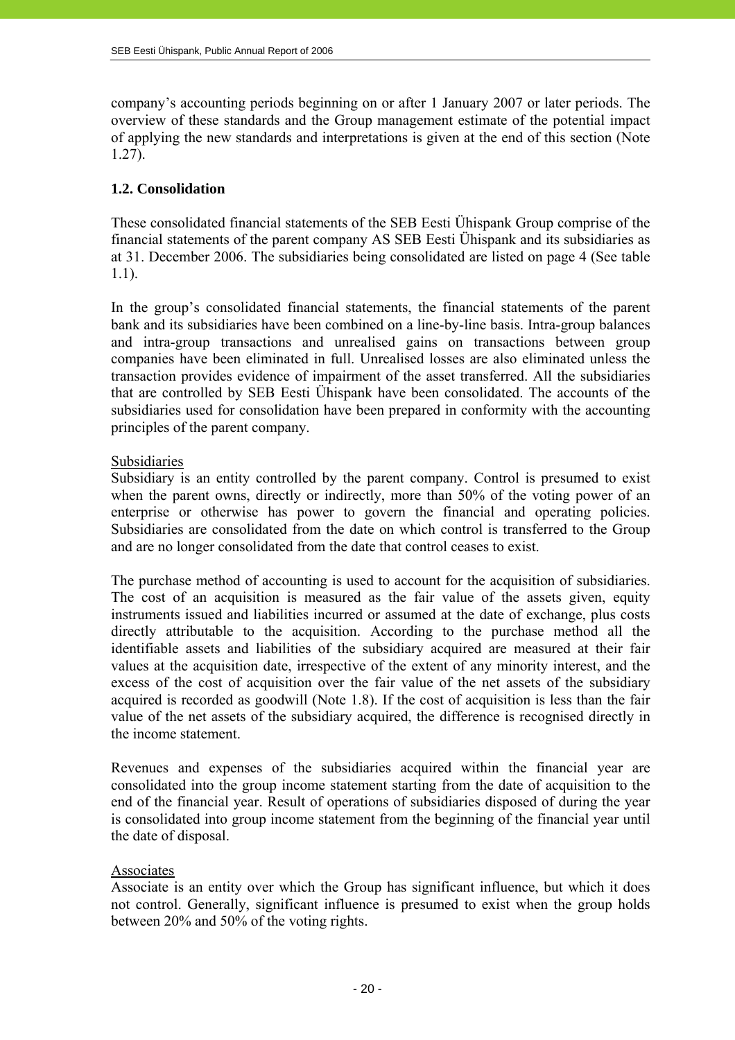company's accounting periods beginning on or after 1 January 2007 or later periods. The overview of these standards and the Group management estimate of the potential impact of applying the new standards and interpretations is given at the end of this section (Note 1.27).

### 1.2. Consolidation

These consolidated financial statements of the SEB Eesti Ühispank Group comprise of the financial statements of the parent company AS SEB Eesti Ühispank and its subsidiaries as at 31. December 2006. The subsidiaries being consolidated are listed on page 4 (See table 1.1).

In the group's consolidated financial statements, the financial statements of the parent bank and its subsidiaries have been combined on a line-by-line basis. Intra-group balances and intra-group transactions and unrealised gains on transactions between group companies have been eliminated in full. Unrealised losses are also eliminated unless the transaction provides evidence of impairment of the asset transferred. All the subsidiaries that are controlled by SEB Eesti Ühispank have been consolidated. The accounts of the subsidiaries used for consolidation have been prepared in conformity with the accounting principles of the parent company.

Subsidiaries

Subsidiary is an entity controlled by the parent company. Control is presumed to exist when the parent owns, directly or indirectly, more than 50% of the voting power of an enterprise or otherwise has power to govern the financial and operating policies. Subsidiaries are consolidated from the date on which control is transferred to the Group and are no longer consolidated from the date that control ceases to exist.

The purchase method of accounting is used to account for the acquisition of subsidiaries. The cost of an acquisition is measured as the fair value of the assets given, equity instruments issued and liabilities incurred or assumed at the date of exchange, plus costs directly attributable to the acquisition. According to the purchase method all the identifiable assets and liabilities of the subsidiary acquired are measured at their fair values at the acquisition date, irrespective of the extent of any minority interest, and the excess of the cost of acquisition over the fair value of the net assets of the subsidiary acquired is recorded as goodwill (Note 1.8). If the cost of acquisition is less than the fair value of the net assets of the subsidiary acquired, the difference is recognised directly in the income statement.

Revenues and expenses of the subsidiaries acquired within the financial year are consolidated into the group income statement starting from the date of acquisition to the end of the financial year. Result of operations of subsidiaries disposed of during the year is consolidated into group income statement from the beginning of the financial year until the date of disposal.

Associates

Associate is an entity over which the Group has significant influence, but which it does not control. Generally, significant influence is presumed to exist when the group holds between 20% and 50% of the voting rights.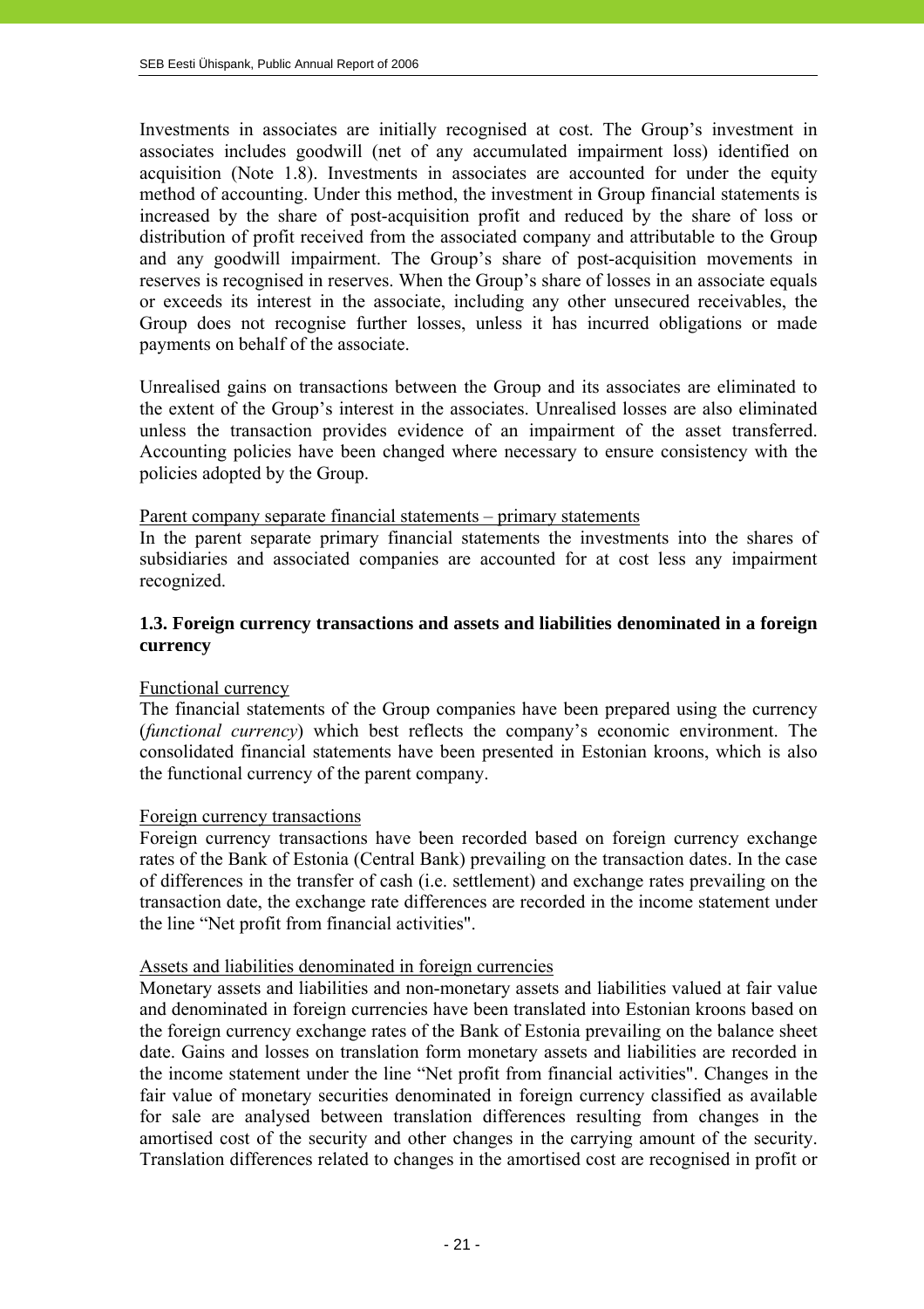Investments in associates are initially recognised at cost. The Group's investment in associates includes goodwill (net of any accumulated impairment loss) identified on acquisition (Note 1.8). Investments in associates are accounted for under the equity method of accounting. Under this method, the investment in Group financial statements is increased by the share of post-acquisition profit and reduced by the share of loss or distribution of profit received from the associated company and attributable to the Group and any goodwill impairment. The Group's share of post-acquisition movements in reserves is recognised in reserves. When the Group's share of losses in an associate equals or exceeds its interest in the associate, including any other unsecured receivables, the Group does not recognise further losses, unless it has incurred obligations or made payments on behalf of the associate.

Unrealised gains on transactions between the Group and its associates are eliminated to the extent of the Group's interest in the associates. Unrealised losses are also eliminated unless the transaction provides evidence of an impairment of the asset transferred. Accounting policies have been changed where necessary to ensure consistency with the policies adopted by the Group.

Parent company separate financial statements – primary statements

In the parent separate primary financial statements the investments into the shares of subsidiaries and associated companies are accounted for at cost less any impairment recognized.

### 1.3. Foreign currency transactions and assets and liabilities denominated in a foreign currency

Functional currency

The financial statements of the Group companies have been prepared using the currency (*functional currency*) which best reflects the company's economic environment. The consolidated financial statements have been presented in Estonian kroons, which is also the functional currency of the parent company.

Foreign currency transactions

Foreign currency transactions have been recorded based on foreign currency exchange rates of the Bank of Estonia (Central Bank) prevailing on the transaction dates. In the case of differences in the transfer of cash (i.e. settlement) and exchange rates prevailing on the transaction date, the exchange rate differences are recorded in the income statement under the line "Net profit from financial activities".

Assets and liabilities denominated in foreign currencies

Monetary assets and liabilities and non-monetary assets and liabilities valued at fair value and denominated in foreign currencies have been translated into Estonian kroons based on the foreign currency exchange rates of the Bank of Estonia prevailing on the balance sheet date. Gains and losses on translation form monetary assets and liabilities are recorded in the income statement under the line "Net profit from financial activities". Changes in the fair value of monetary securities denominated in foreign currency classified as available for sale are analysed between translation differences resulting from changes in the amortised cost of the security and other changes in the carrying amount of the security. Translation differences related to changes in the amortised cost are recognised in profit or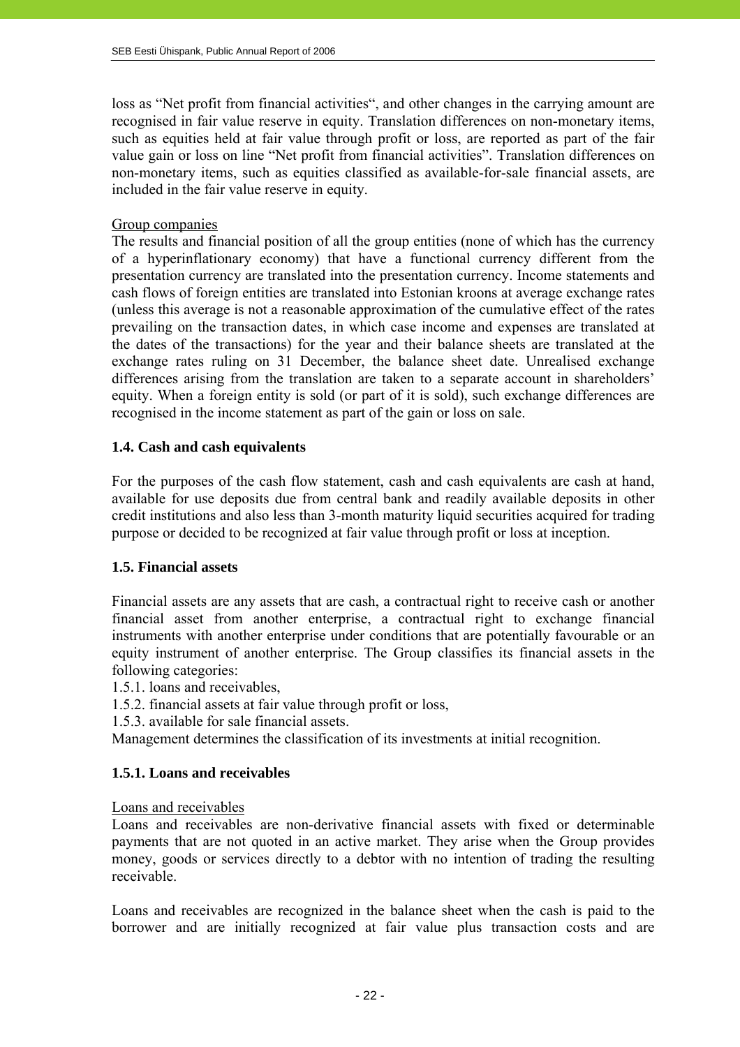loss as "Net profit from financial activities", and other changes in the carrying amount are recognised in fair value reserve in equity. Translation differences on non-monetary items, such as equities held at fair value through profit or loss, are reported as part of the fair value gain or loss on line "Net profit from financial activities". Translation differences on non-monetary items, such as equities classified as available-for-sale financial assets, are included in the fair value reserve in equity.

Group companies

The results and financial position of all the group entities (none of which has the currency of a hyperinflationary economy) that have a functional currency different from the presentation currency are translated into the presentation currency. Income statements and cash flows of foreign entities are translated into Estonian kroons at average exchange rates (unless this average is not a reasonable approximation of the cumulative effect of the rates prevailing on the transaction dates, in which case income and expenses are translated at the dates of the transactions) for the year and their balance sheets are translated at the exchange rates ruling on 31 December, the balance sheet date. Unrealised exchange differences arising from the translation are taken to a separate account in shareholders' equity. When a foreign entity is sold (or part of it is sold), such exchange differences are recognised in the income statement as part of the gain or loss on sale.

### 1.4. Cash and cash equivalents

For the purposes of the cash flow statement, cash and cash equivalents are cash at hand, available for use deposits due from central bank and readily available deposits in other credit institutions and also less than 3-month maturity liquid securities acquired for trading purpose or decided to be recognized at fair value through profit or loss at inception.

### 1.5. Financial assets

Financial assets are any assets that are cash, a contractual right to receive cash or another financial asset from another enterprise, a contractual right to exchange financial instruments with another enterprise under conditions that are potentially favourable or an equity instrument of another enterprise. The Group classifies its financial assets in the following categories:

1.5.1. loans and receivables,
1.5.2. financial assets at fair value through profit or loss,
1.5.3. available for sale financial assets.

Management determines the classification of its investments at initial recognition.

### 1.5.1. Loans and receivables

Loans and receivables

Loans and receivables are non-derivative financial assets with fixed or determinable payments that are not quoted in an active market. They arise when the Group provides money, goods or services directly to a debtor with no intention of trading the resulting receivable.

Loans and receivables are recognized in the balance sheet when the cash is paid to the borrower and are initially recognized at fair value plus transaction costs and are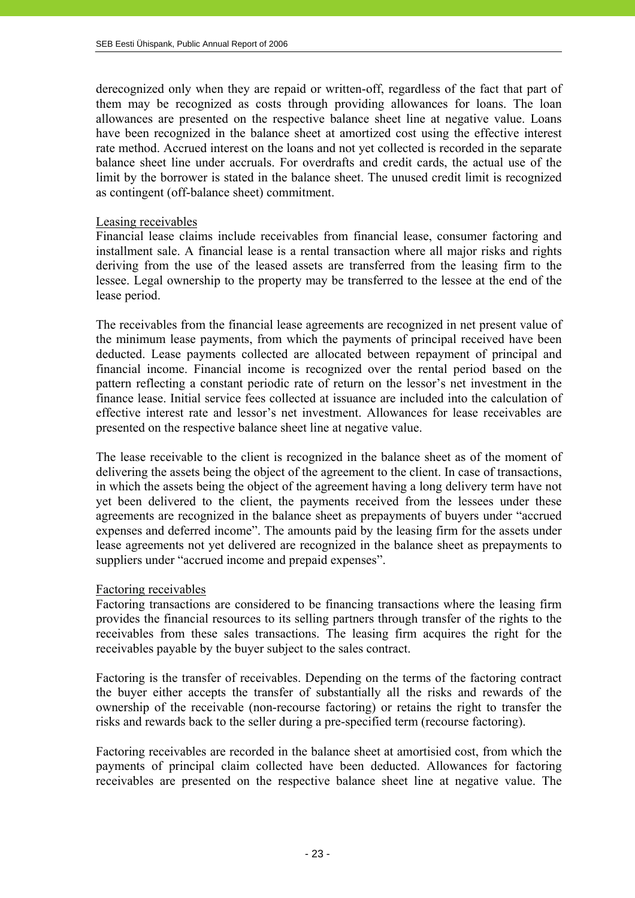derecognized only when they are repaid or written-off, regardless of the fact that part of them may be recognized as costs through providing allowances for loans. The loan allowances are presented on the respective balance sheet line at negative value. Loans have been recognized in the balance sheet at amortized cost using the effective interest rate method. Accrued interest on the loans and not yet collected is recorded in the separate balance sheet line under accruals. For overdrafts and credit cards, the actual use of the limit by the borrower is stated in the balance sheet. The unused credit limit is recognized as contingent (off-balance sheet) commitment.

Leasing receivables

Financial lease claims include receivables from financial lease, consumer factoring and installment sale. A financial lease is a rental transaction where all major risks and rights deriving from the use of the leased assets are transferred from the leasing firm to the lessee. Legal ownership to the property may be transferred to the lessee at the end of the lease period.

The receivables from the financial lease agreements are recognized in net present value of the minimum lease payments, from which the payments of principal received have been deducted. Lease payments collected are allocated between repayment of principal and financial income. Financial income is recognized over the rental period based on the pattern reflecting a constant periodic rate of return on the lessor's net investment in the finance lease. Initial service fees collected at issuance are included into the calculation of effective interest rate and lessor's net investment. Allowances for lease receivables are presented on the respective balance sheet line at negative value.

The lease receivable to the client is recognized in the balance sheet as of the moment of delivering the assets being the object of the agreement to the client. In case of transactions, in which the assets being the object of the agreement having a long delivery term have not yet been delivered to the client, the payments received from the lessees under these agreements are recognized in the balance sheet as prepayments of buyers under "accrued expenses and deferred income". The amounts paid by the leasing firm for the assets under lease agreements not yet delivered are recognized in the balance sheet as prepayments to suppliers under "accrued income and prepaid expenses".

Factoring receivables

Factoring transactions are considered to be financing transactions where the leasing firm provides the financial resources to its selling partners through transfer of the rights to the receivables from these sales transactions. The leasing firm acquires the right for the receivables payable by the buyer subject to the sales contract.

Factoring is the transfer of receivables. Depending on the terms of the factoring contract the buyer either accepts the transfer of substantially all the risks and rewards of the ownership of the receivable (non-recourse factoring) or retains the right to transfer the risks and rewards back to the seller during a pre-specified term (recourse factoring).

Factoring receivables are recorded in the balance sheet at amortisied cost, from which the payments of principal claim collected have been deducted. Allowances for factoring receivables are presented on the respective balance sheet line at negative value. The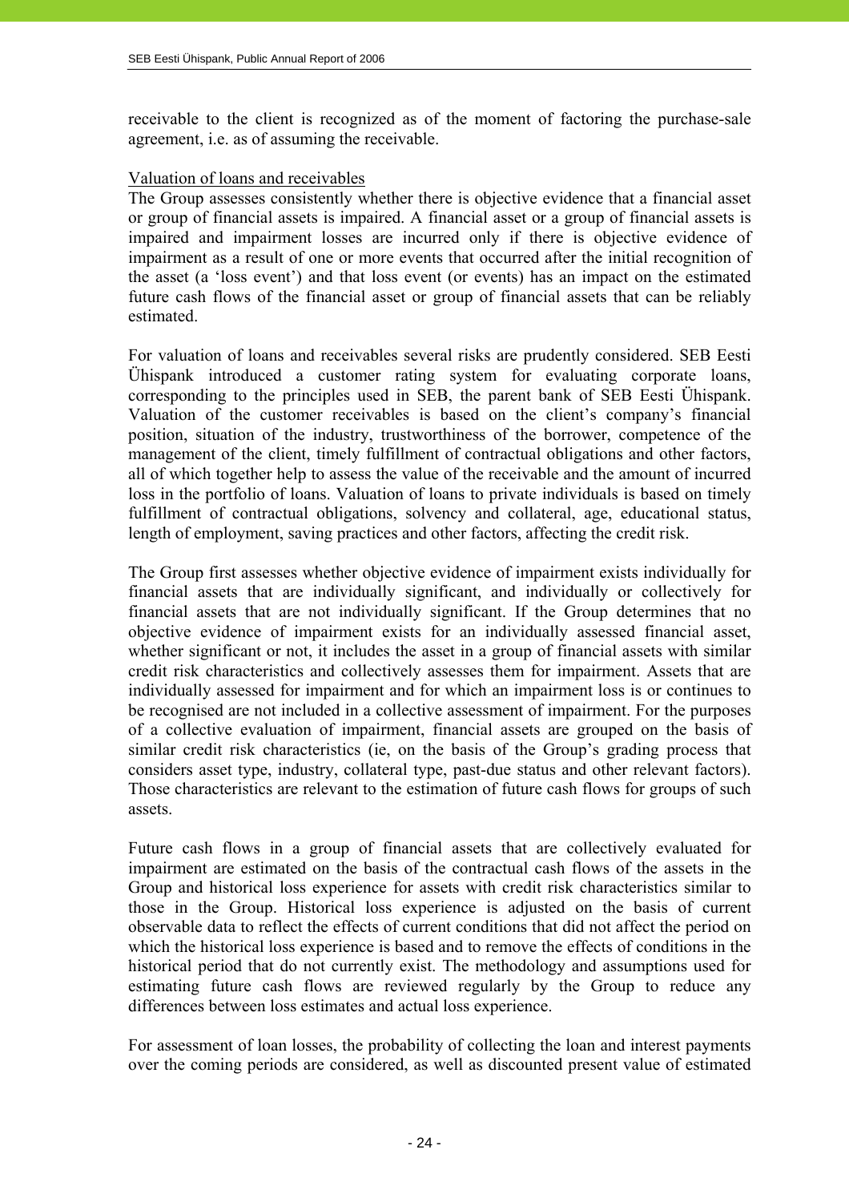receivable to the client is recognized as of the moment of factoring the purchase-sale agreement, i.e. as of assuming the receivable.

Valuation of loans and receivables

The Group assesses consistently whether there is objective evidence that a financial asset or group of financial assets is impaired. A financial asset or a group of financial assets is impaired and impairment losses are incurred only if there is objective evidence of impairment as a result of one or more events that occurred after the initial recognition of the asset (a 'loss event') and that loss event (or events) has an impact on the estimated future cash flows of the financial asset or group of financial assets that can be reliably estimated.

For valuation of loans and receivables several risks are prudently considered. SEB Eesti Ühispank introduced a customer rating system for evaluating corporate loans, corresponding to the principles used in SEB, the parent bank of SEB Eesti Ühispank. Valuation of the customer receivables is based on the client's company's financial position, situation of the industry, trustworthiness of the borrower, competence of the management of the client, timely fulfillment of contractual obligations and other factors, all of which together help to assess the value of the receivable and the amount of incurred loss in the portfolio of loans. Valuation of loans to private individuals is based on timely fulfillment of contractual obligations, solvency and collateral, age, educational status, length of employment, saving practices and other factors, affecting the credit risk.

The Group first assesses whether objective evidence of impairment exists individually for financial assets that are individually significant, and individually or collectively for financial assets that are not individually significant. If the Group determines that no objective evidence of impairment exists for an individually assessed financial asset, whether significant or not, it includes the asset in a group of financial assets with similar credit risk characteristics and collectively assesses them for impairment. Assets that are individually assessed for impairment and for which an impairment loss is or continues to be recognised are not included in a collective assessment of impairment. For the purposes of a collective evaluation of impairment, financial assets are grouped on the basis of similar credit risk characteristics (ie, on the basis of the Group's grading process that considers asset type, industry, collateral type, past-due status and other relevant factors). Those characteristics are relevant to the estimation of future cash flows for groups of such assets.

Future cash flows in a group of financial assets that are collectively evaluated for impairment are estimated on the basis of the contractual cash flows of the assets in the Group and historical loss experience for assets with credit risk characteristics similar to those in the Group. Historical loss experience is adjusted on the basis of current observable data to reflect the effects of current conditions that did not affect the period on which the historical loss experience is based and to remove the effects of conditions in the historical period that do not currently exist. The methodology and assumptions used for estimating future cash flows are reviewed regularly by the Group to reduce any differences between loss estimates and actual loss experience.

For assessment of loan losses, the probability of collecting the loan and interest payments over the coming periods are considered, as well as discounted present value of estimated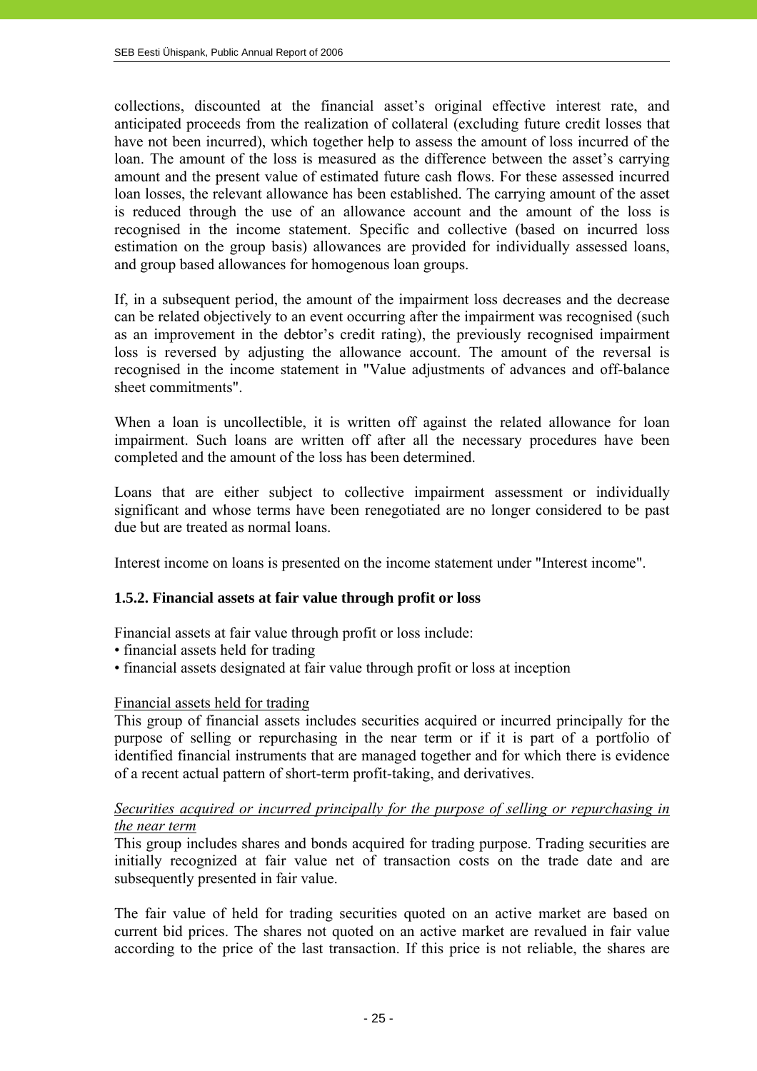collections, discounted at the financial asset's original effective interest rate, and anticipated proceeds from the realization of collateral (excluding future credit losses that have not been incurred), which together help to assess the amount of loss incurred of the loan. The amount of the loss is measured as the difference between the asset's carrying amount and the present value of estimated future cash flows. For these assessed incurred loan losses, the relevant allowance has been established. The carrying amount of the asset is reduced through the use of an allowance account and the amount of the loss is recognised in the income statement. Specific and collective (based on incurred loss estimation on the group basis) allowances are provided for individually assessed loans, and group based allowances for homogenous loan groups.

If, in a subsequent period, the amount of the impairment loss decreases and the decrease can be related objectively to an event occurring after the impairment was recognised (such as an improvement in the debtor's credit rating), the previously recognised impairment loss is reversed by adjusting the allowance account. The amount of the reversal is recognised in the income statement in "Value adjustments of advances and off-balance sheet commitments".

When a loan is uncollectible, it is written off against the related allowance for loan impairment. Such loans are written off after all the necessary procedures have been completed and the amount of the loss has been determined.

Loans that are either subject to collective impairment assessment or individually significant and whose terms have been renegotiated are no longer considered to be past due but are treated as normal loans.

Interest income on loans is presented on the income statement under "Interest income".

### 1.5.2. Financial assets at fair value through profit or loss

Financial assets at fair value through profit or loss include:

- financial assets held for trading
- financial assets designated at fair value through profit or loss at inception

Financial assets held for trading

This group of financial assets includes securities acquired or incurred principally for the purpose of selling or repurchasing in the near term or if it is part of a portfolio of identified financial instruments that are managed together and for which there is evidence of a recent actual pattern of short-term profit-taking, and derivatives.

*Securities acquired or incurred principally for the purpose of selling or repurchasing in the near term*

This group includes shares and bonds acquired for trading purpose. Trading securities are initially recognized at fair value net of transaction costs on the trade date and are subsequently presented in fair value.

The fair value of held for trading securities quoted on an active market are based on current bid prices. The shares not quoted on an active market are revalued in fair value according to the price of the last transaction. If this price is not reliable, the shares are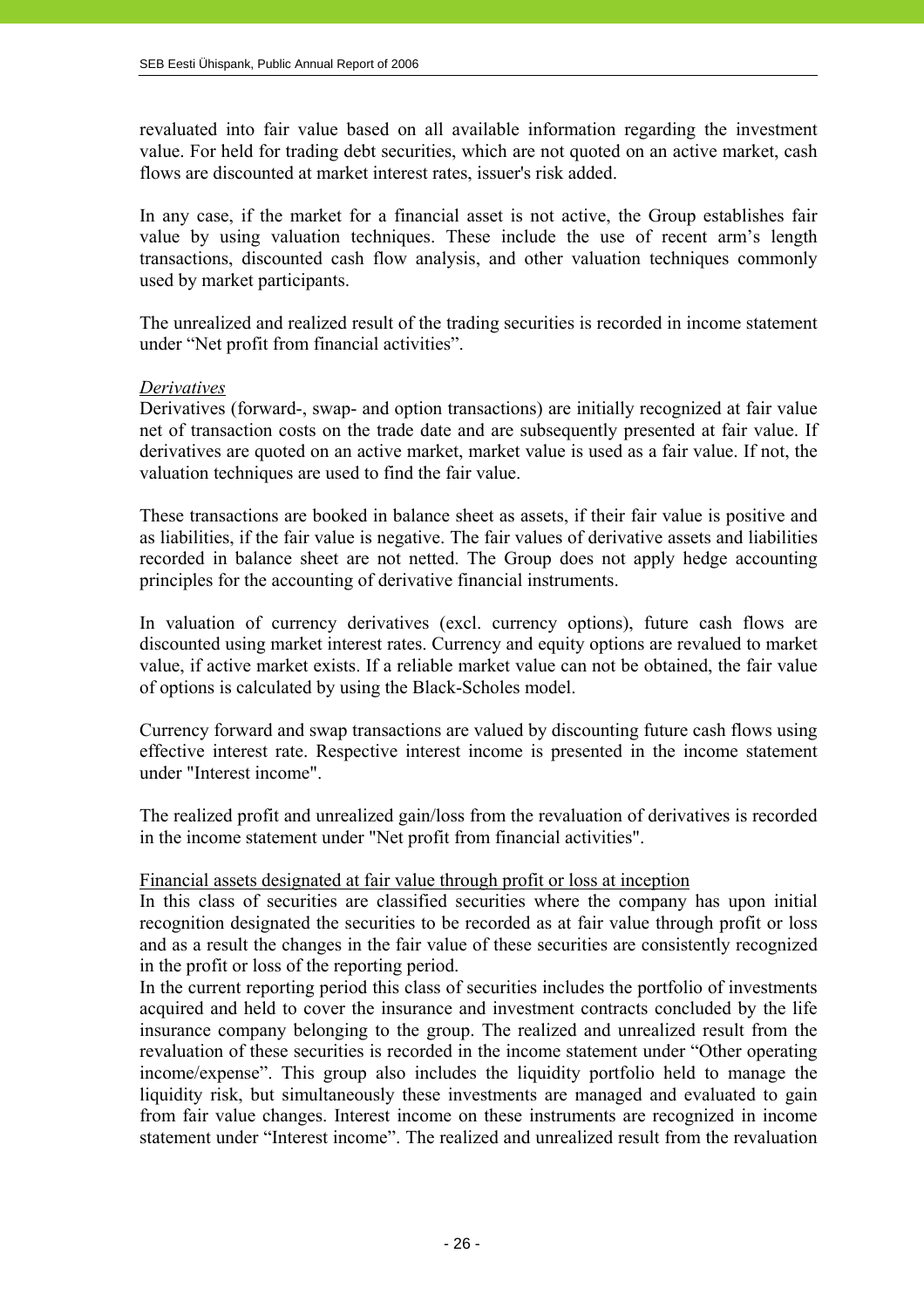revaluated into fair value based on all available information regarding the investment value. For held for trading debt securities, which are not quoted on an active market, cash flows are discounted at market interest rates, issuer's risk added.

In any case, if the market for a financial asset is not active, the Group establishes fair value by using valuation techniques. These include the use of recent arm's length transactions, discounted cash flow analysis, and other valuation techniques commonly used by market participants.

The unrealized and realized result of the trading securities is recorded in income statement under "Net profit from financial activities".

*Derivatives*

Derivatives (forward-, swap- and option transactions) are initially recognized at fair value net of transaction costs on the trade date and are subsequently presented at fair value. If derivatives are quoted on an active market, market value is used as a fair value. If not, the valuation techniques are used to find the fair value.

These transactions are booked in balance sheet as assets, if their fair value is positive and as liabilities, if the fair value is negative. The fair values of derivative assets and liabilities recorded in balance sheet are not netted. The Group does not apply hedge accounting principles for the accounting of derivative financial instruments.

In valuation of currency derivatives (excl. currency options), future cash flows are discounted using market interest rates. Currency and equity options are revalued to market value, if active market exists. If a reliable market value can not be obtained, the fair value of options is calculated by using the Black-Scholes model.

Currency forward and swap transactions are valued by discounting future cash flows using effective interest rate. Respective interest income is presented in the income statement under "Interest income".

The realized profit and unrealized gain/loss from the revaluation of derivatives is recorded in the income statement under "Net profit from financial activities".

Financial assets designated at fair value through profit or loss at inception

In this class of securities are classified securities where the company has upon initial recognition designated the securities to be recorded as at fair value through profit or loss and as a result the changes in the fair value of these securities are consistently recognized in the profit or loss of the reporting period.

In the current reporting period this class of securities includes the portfolio of investments acquired and held to cover the insurance and investment contracts concluded by the life insurance company belonging to the group. The realized and unrealized result from the revaluation of these securities is recorded in the income statement under "Other operating income/expense". This group also includes the liquidity portfolio held to manage the liquidity risk, but simultaneously these investments are managed and evaluated to gain from fair value changes. Interest income on these instruments are recognized in income statement under "Interest income". The realized and unrealized result from the revaluation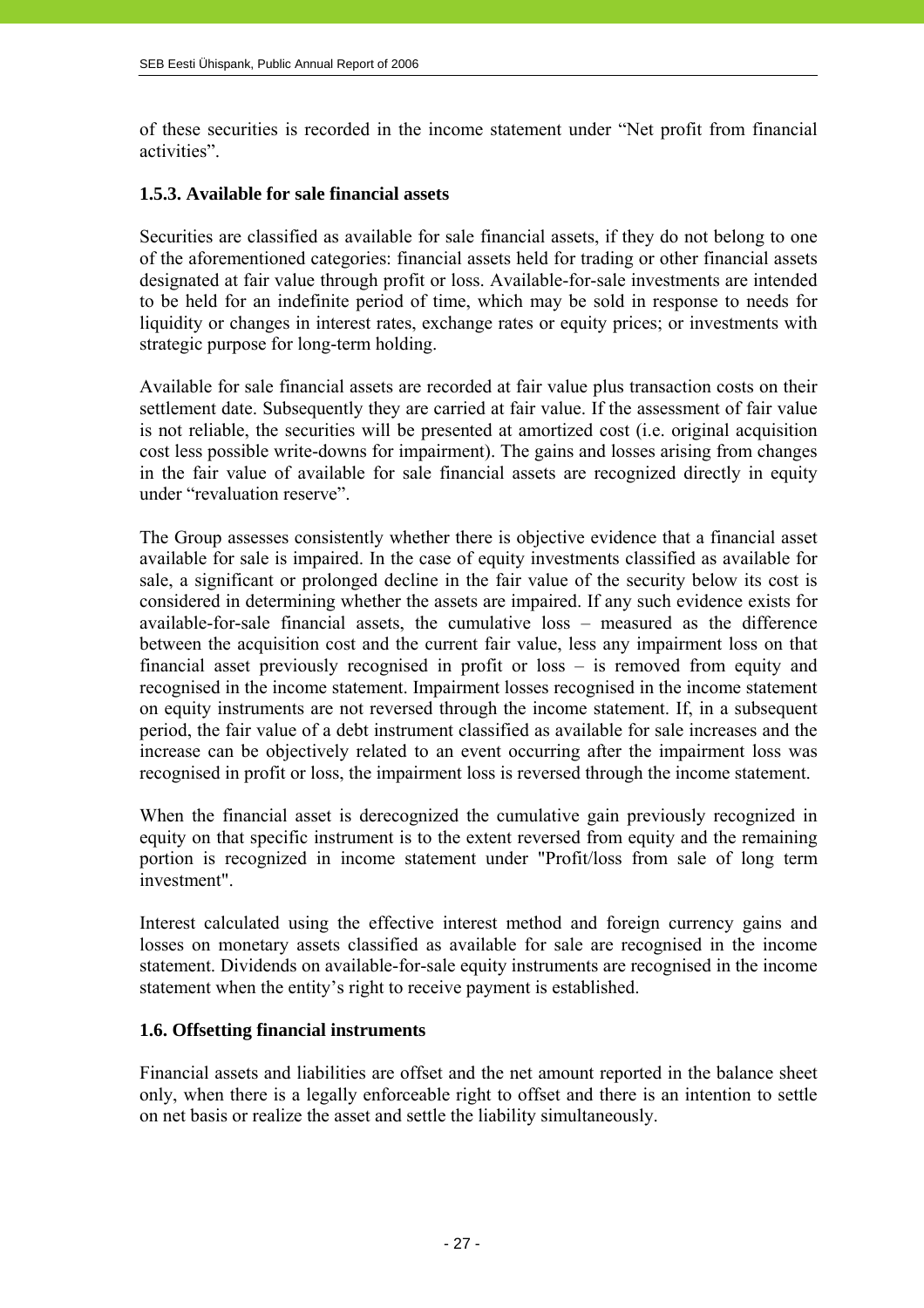of these securities is recorded in the income statement under "Net profit from financial activities".

### 1.5.3. Available for sale financial assets

Securities are classified as available for sale financial assets, if they do not belong to one of the aforementioned categories: financial assets held for trading or other financial assets designated at fair value through profit or loss. Available-for-sale investments are intended to be held for an indefinite period of time, which may be sold in response to needs for liquidity or changes in interest rates, exchange rates or equity prices; or investments with strategic purpose for long-term holding.

Available for sale financial assets are recorded at fair value plus transaction costs on their settlement date. Subsequently they are carried at fair value. If the assessment of fair value is not reliable, the securities will be presented at amortized cost (i.e. original acquisition cost less possible write-downs for impairment). The gains and losses arising from changes in the fair value of available for sale financial assets are recognized directly in equity under "revaluation reserve".

The Group assesses consistently whether there is objective evidence that a financial asset available for sale is impaired. In the case of equity investments classified as available for sale, a significant or prolonged decline in the fair value of the security below its cost is considered in determining whether the assets are impaired. If any such evidence exists for available-for-sale financial assets, the cumulative loss – measured as the difference between the acquisition cost and the current fair value, less any impairment loss on that financial asset previously recognised in profit or loss – is removed from equity and recognised in the income statement. Impairment losses recognised in the income statement on equity instruments are not reversed through the income statement. If, in a subsequent period, the fair value of a debt instrument classified as available for sale increases and the increase can be objectively related to an event occurring after the impairment loss was recognised in profit or loss, the impairment loss is reversed through the income statement.

When the financial asset is derecognized the cumulative gain previously recognized in equity on that specific instrument is to the extent reversed from equity and the remaining portion is recognized in income statement under "Profit/loss from sale of long term investment".

Interest calculated using the effective interest method and foreign currency gains and losses on monetary assets classified as available for sale are recognised in the income statement. Dividends on available-for-sale equity instruments are recognised in the income statement when the entity's right to receive payment is established.

## 1.6. Offsetting financial instruments

Financial assets and liabilities are offset and the net amount reported in the balance sheet only, when there is a legally enforceable right to offset and there is an intention to settle on net basis or realize the asset and settle the liability simultaneously.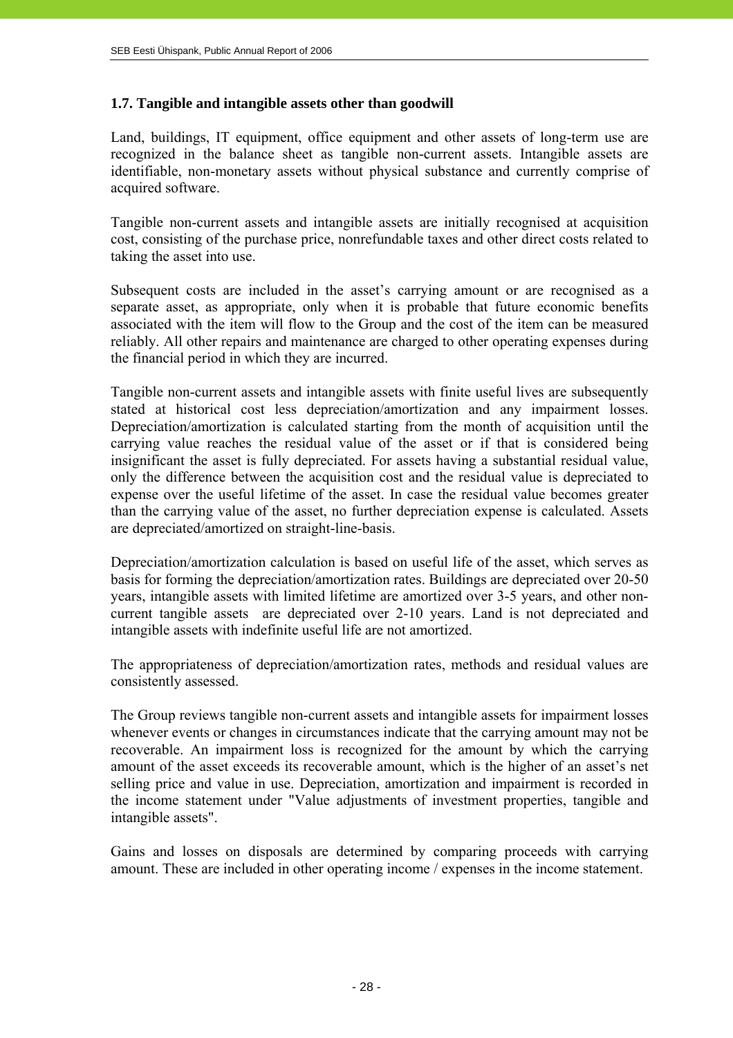### 1.7. Tangible and intangible assets other than goodwill

Land, buildings, IT equipment, office equipment and other assets of long-term use are recognized in the balance sheet as tangible non-current assets. Intangible assets are identifiable, non-monetary assets without physical substance and currently comprise of acquired software.

Tangible non-current assets and intangible assets are initially recognised at acquisition cost, consisting of the purchase price, nonrefundable taxes and other direct costs related to taking the asset into use.

Subsequent costs are included in the asset's carrying amount or are recognised as a separate asset, as appropriate, only when it is probable that future economic benefits associated with the item will flow to the Group and the cost of the item can be measured reliably. All other repairs and maintenance are charged to other operating expenses during the financial period in which they are incurred.

Tangible non-current assets and intangible assets with finite useful lives are subsequently stated at historical cost less depreciation/amortization and any impairment losses. Depreciation/amortization is calculated starting from the month of acquisition until the carrying value reaches the residual value of the asset or if that is considered being insignificant the asset is fully depreciated. For assets having a substantial residual value, only the difference between the acquisition cost and the residual value is depreciated to expense over the useful lifetime of the asset. In case the residual value becomes greater than the carrying value of the asset, no further depreciation expense is calculated. Assets are depreciated/amortized on straight-line-basis.

Depreciation/amortization calculation is based on useful life of the asset, which serves as basis for forming the depreciation/amortization rates. Buildings are depreciated over 20-50 years, intangible assets with limited lifetime are amortized over 3-5 years, and other non-current tangible assets are depreciated over 2-10 years. Land is not depreciated and intangible assets with indefinite useful life are not amortized.

The appropriateness of depreciation/amortization rates, methods and residual values are consistently assessed.

The Group reviews tangible non-current assets and intangible assets for impairment losses whenever events or changes in circumstances indicate that the carrying amount may not be recoverable. An impairment loss is recognized for the amount by which the carrying amount of the asset exceeds its recoverable amount, which is the higher of an asset's net selling price and value in use. Depreciation, amortization and impairment is recorded in the income statement under "Value adjustments of investment properties, tangible and intangible assets".

Gains and losses on disposals are determined by comparing proceeds with carrying amount. These are included in other operating income / expenses in the income statement.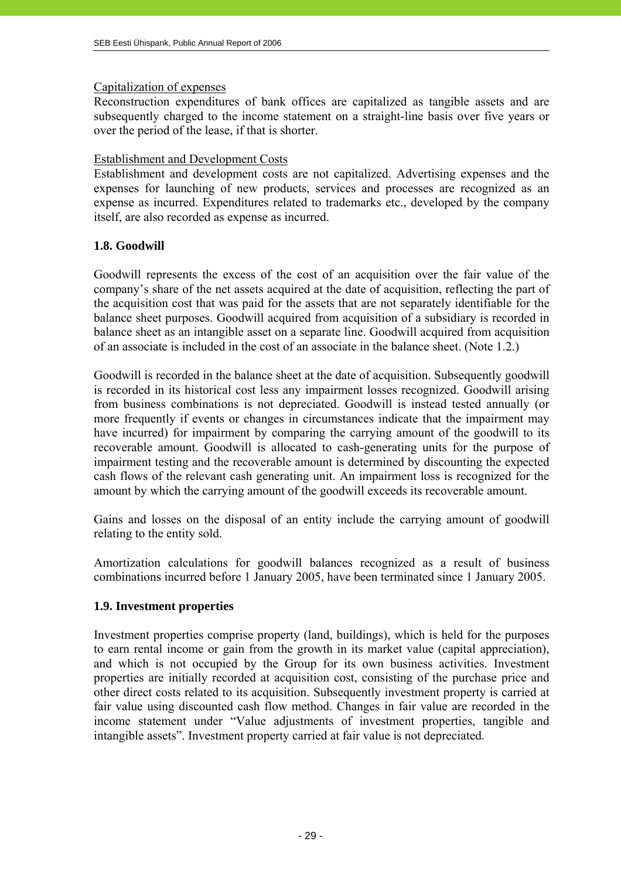Capitalization of expenses

Reconstruction expenditures of bank offices are capitalized as tangible assets and are subsequently charged to the income statement on a straight-line basis over five years or over the period of the lease, if that is shorter.

Establishment and Development Costs

Establishment and development costs are not capitalized. Advertising expenses and the expenses for launching of new products, services and processes are recognized as an expense as incurred. Expenditures related to trademarks etc., developed by the company itself, are also recorded as expense as incurred.

### 1.8. Goodwill

Goodwill represents the excess of the cost of an acquisition over the fair value of the company's share of the net assets acquired at the date of acquisition, reflecting the part of the acquisition cost that was paid for the assets that are not separately identifiable for the balance sheet purposes. Goodwill acquired from acquisition of a subsidiary is recorded in balance sheet as an intangible asset on a separate line. Goodwill acquired from acquisition of an associate is included in the cost of an associate in the balance sheet. (Note 1.2.)

Goodwill is recorded in the balance sheet at the date of acquisition. Subsequently goodwill is recorded in its historical cost less any impairment losses recognized. Goodwill arising from business combinations is not depreciated. Goodwill is instead tested annually (or more frequently if events or changes in circumstances indicate that the impairment may have incurred) for impairment by comparing the carrying amount of the goodwill to its recoverable amount. Goodwill is allocated to cash-generating units for the purpose of impairment testing and the recoverable amount is determined by discounting the expected cash flows of the relevant cash generating unit. An impairment loss is recognized for the amount by which the carrying amount of the goodwill exceeds its recoverable amount.

Gains and losses on the disposal of an entity include the carrying amount of goodwill relating to the entity sold.

Amortization calculations for goodwill balances recognized as a result of business combinations incurred before 1 January 2005, have been terminated since 1 January 2005.

### 1.9. Investment properties

Investment properties comprise property (land, buildings), which is held for the purposes to earn rental income or gain from the growth in its market value (capital appreciation), and which is not occupied by the Group for its own business activities. Investment properties are initially recorded at acquisition cost, consisting of the purchase price and other direct costs related to its acquisition. Subsequently investment property is carried at fair value using discounted cash flow method. Changes in fair value are recorded in the income statement under "Value adjustments of investment properties, tangible and intangible assets". Investment property carried at fair value is not depreciated.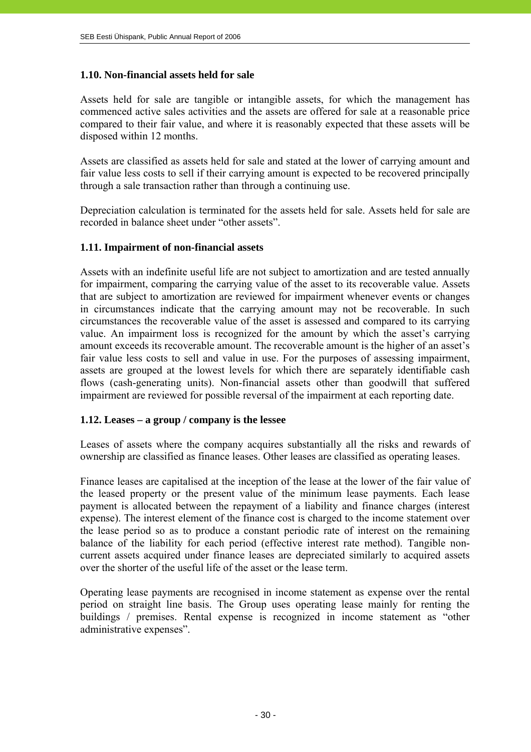### 1.10. Non-financial assets held for sale

Assets held for sale are tangible or intangible assets, for which the management has commenced active sales activities and the assets are offered for sale at a reasonable price compared to their fair value, and where it is reasonably expected that these assets will be disposed within 12 months.

Assets are classified as assets held for sale and stated at the lower of carrying amount and fair value less costs to sell if their carrying amount is expected to be recovered principally through a sale transaction rather than through a continuing use.

Depreciation calculation is terminated for the assets held for sale. Assets held for sale are recorded in balance sheet under "other assets".

### 1.11. Impairment of non-financial assets

Assets with an indefinite useful life are not subject to amortization and are tested annually for impairment, comparing the carrying value of the asset to its recoverable value. Assets that are subject to amortization are reviewed for impairment whenever events or changes in circumstances indicate that the carrying amount may not be recoverable. In such circumstances the recoverable value of the asset is assessed and compared to its carrying value. An impairment loss is recognized for the amount by which the asset's carrying amount exceeds its recoverable amount. The recoverable amount is the higher of an asset's fair value less costs to sell and value in use. For the purposes of assessing impairment, assets are grouped at the lowest levels for which there are separately identifiable cash flows (cash-generating units). Non-financial assets other than goodwill that suffered impairment are reviewed for possible reversal of the impairment at each reporting date.

### 1.12. Leases – a group / company is the lessee

Leases of assets where the company acquires substantially all the risks and rewards of ownership are classified as finance leases. Other leases are classified as operating leases.

Finance leases are capitalised at the inception of the lease at the lower of the fair value of the leased property or the present value of the minimum lease payments. Each lease payment is allocated between the repayment of a liability and finance charges (interest expense). The interest element of the finance cost is charged to the income statement over the lease period so as to produce a constant periodic rate of interest on the remaining balance of the liability for each period (effective interest rate method). Tangible non-current assets acquired under finance leases are depreciated similarly to acquired assets over the shorter of the useful life of the asset or the lease term.

Operating lease payments are recognised in income statement as expense over the rental period on straight line basis. The Group uses operating lease mainly for renting the buildings / premises. Rental expense is recognized in income statement as "other administrative expenses".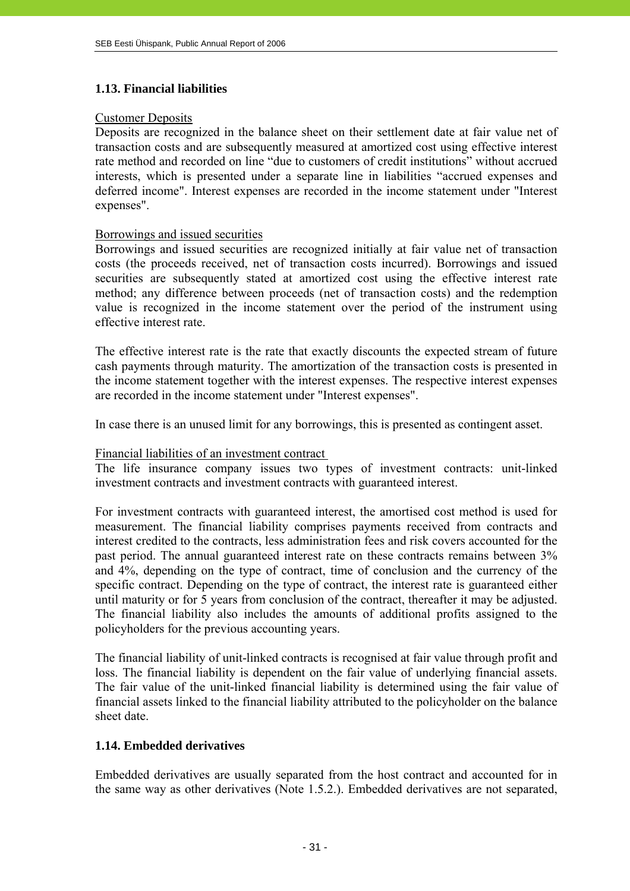### 1.13. Financial liabilities

Customer Deposits

Deposits are recognized in the balance sheet on their settlement date at fair value net of transaction costs and are subsequently measured at amortized cost using effective interest rate method and recorded on line "due to customers of credit institutions" without accrued interests, which is presented under a separate line in liabilities "accrued expenses and deferred income". Interest expenses are recorded in the income statement under "Interest expenses".

Borrowings and issued securities

Borrowings and issued securities are recognized initially at fair value net of transaction costs (the proceeds received, net of transaction costs incurred). Borrowings and issued securities are subsequently stated at amortized cost using the effective interest rate method; any difference between proceeds (net of transaction costs) and the redemption value is recognized in the income statement over the period of the instrument using effective interest rate.

The effective interest rate is the rate that exactly discounts the expected stream of future cash payments through maturity. The amortization of the transaction costs is presented in the income statement together with the interest expenses. The respective interest expenses are recorded in the income statement under "Interest expenses".

In case there is an unused limit for any borrowings, this is presented as contingent asset.

Financial liabilities of an investment contract

The life insurance company issues two types of investment contracts: unit-linked investment contracts and investment contracts with guaranteed interest.

For investment contracts with guaranteed interest, the amortised cost method is used for measurement. The financial liability comprises payments received from contracts and interest credited to the contracts, less administration fees and risk covers accounted for the past period. The annual guaranteed interest rate on these contracts remains between 3% and 4%, depending on the type of contract, time of conclusion and the currency of the specific contract. Depending on the type of contract, the interest rate is guaranteed either until maturity or for 5 years from conclusion of the contract, thereafter it may be adjusted. The financial liability also includes the amounts of additional profits assigned to the policyholders for the previous accounting years.

The financial liability of unit-linked contracts is recognised at fair value through profit and loss. The financial liability is dependent on the fair value of underlying financial assets. The fair value of the unit-linked financial liability is determined using the fair value of financial assets linked to the financial liability attributed to the policyholder on the balance sheet date.

### 1.14. Embedded derivatives

Embedded derivatives are usually separated from the host contract and accounted for in the same way as other derivatives (Note 1.5.2.). Embedded derivatives are not separated,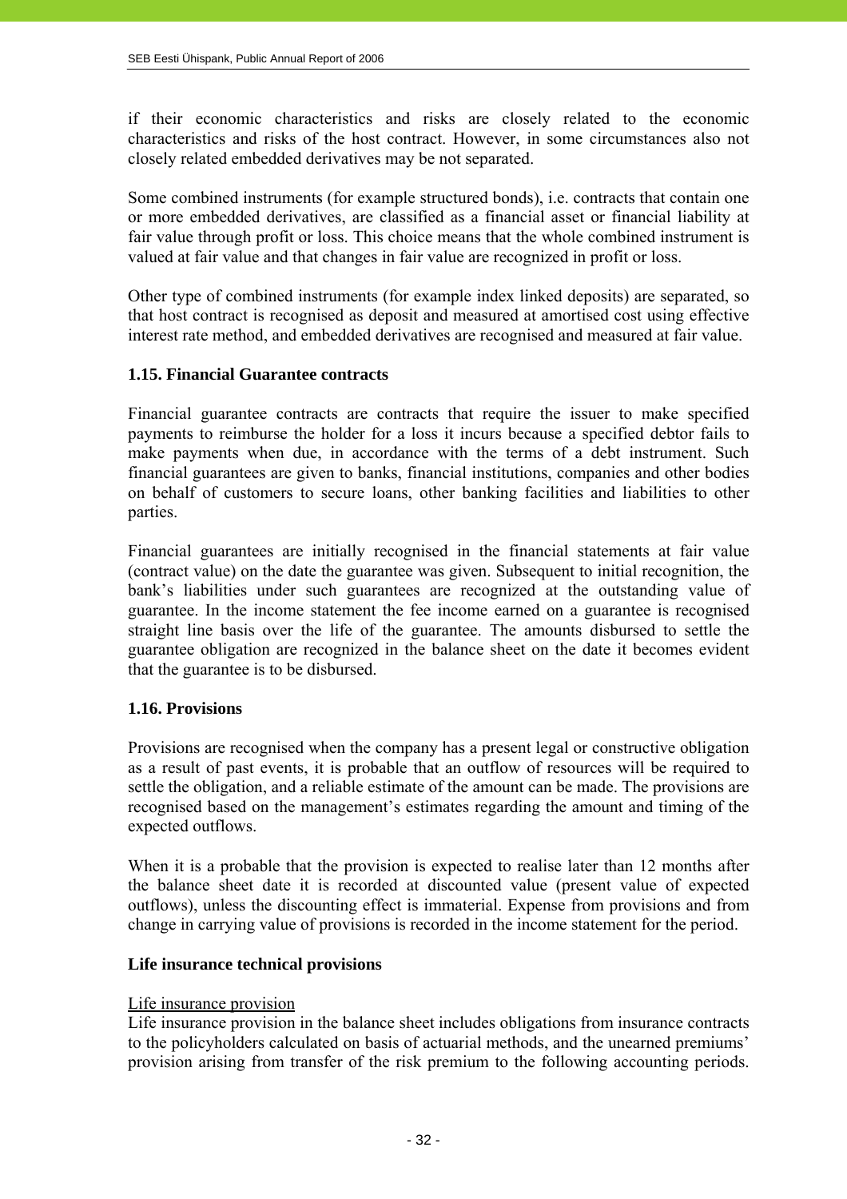if their economic characteristics and risks are closely related to the economic characteristics and risks of the host contract. However, in some circumstances also not closely related embedded derivatives may be not separated.

Some combined instruments (for example structured bonds), i.e. contracts that contain one or more embedded derivatives, are classified as a financial asset or financial liability at fair value through profit or loss. This choice means that the whole combined instrument is valued at fair value and that changes in fair value are recognized in profit or loss.

Other type of combined instruments (for example index linked deposits) are separated, so that host contract is recognised as deposit and measured at amortised cost using effective interest rate method, and embedded derivatives are recognised and measured at fair value.

### 1.15. Financial Guarantee contracts

Financial guarantee contracts are contracts that require the issuer to make specified payments to reimburse the holder for a loss it incurs because a specified debtor fails to make payments when due, in accordance with the terms of a debt instrument. Such financial guarantees are given to banks, financial institutions, companies and other bodies on behalf of customers to secure loans, other banking facilities and liabilities to other parties.

Financial guarantees are initially recognised in the financial statements at fair value (contract value) on the date the guarantee was given. Subsequent to initial recognition, the bank's liabilities under such guarantees are recognized at the outstanding value of guarantee. In the income statement the fee income earned on a guarantee is recognised straight line basis over the life of the guarantee. The amounts disbursed to settle the guarantee obligation are recognized in the balance sheet on the date it becomes evident that the guarantee is to be disbursed.

### 1.16. Provisions

Provisions are recognised when the company has a present legal or constructive obligation as a result of past events, it is probable that an outflow of resources will be required to settle the obligation, and a reliable estimate of the amount can be made. The provisions are recognised based on the management's estimates regarding the amount and timing of the expected outflows.

When it is a probable that the provision is expected to realise later than 12 months after the balance sheet date it is recorded at discounted value (present value of expected outflows), unless the discounting effect is immaterial. Expense from provisions and from change in carrying value of provisions is recorded in the income statement for the period.

#### Life insurance technical provisions

Life insurance provision

Life insurance provision in the balance sheet includes obligations from insurance contracts to the policyholders calculated on basis of actuarial methods, and the unearned premiums' provision arising from transfer of the risk premium to the following accounting periods.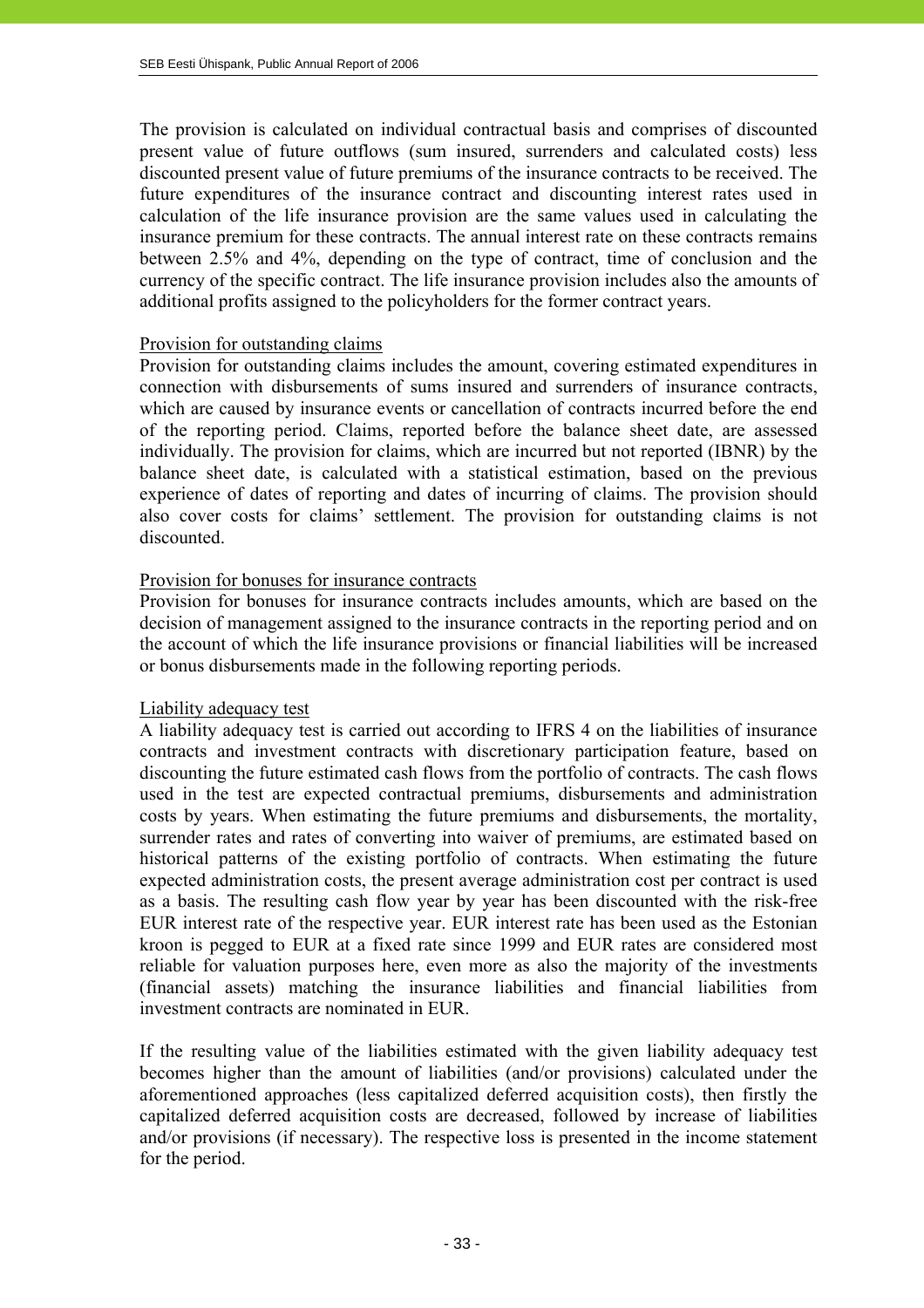The provision is calculated on individual contractual basis and comprises of discounted present value of future outflows (sum insured, surrenders and calculated costs) less discounted present value of future premiums of the insurance contracts to be received. The future expenditures of the insurance contract and discounting interest rates used in calculation of the life insurance provision are the same values used in calculating the insurance premium for these contracts. The annual interest rate on these contracts remains between 2.5% and 4%, depending on the type of contract, time of conclusion and the currency of the specific contract. The life insurance provision includes also the amounts of additional profits assigned to the policyholders for the former contract years.

Provision for outstanding claims

Provision for outstanding claims includes the amount, covering estimated expenditures in connection with disbursements of sums insured and surrenders of insurance contracts, which are caused by insurance events or cancellation of contracts incurred before the end of the reporting period. Claims, reported before the balance sheet date, are assessed individually. The provision for claims, which are incurred but not reported (IBNR) by the balance sheet date, is calculated with a statistical estimation, based on the previous experience of dates of reporting and dates of incurring of claims. The provision should also cover costs for claims' settlement. The provision for outstanding claims is not discounted.

Provision for bonuses for insurance contracts

Provision for bonuses for insurance contracts includes amounts, which are based on the decision of management assigned to the insurance contracts in the reporting period and on the account of which the life insurance provisions or financial liabilities will be increased or bonus disbursements made in the following reporting periods.

Liability adequacy test

A liability adequacy test is carried out according to IFRS 4 on the liabilities of insurance contracts and investment contracts with discretionary participation feature, based on discounting the future estimated cash flows from the portfolio of contracts. The cash flows used in the test are expected contractual premiums, disbursements and administration costs by years. When estimating the future premiums and disbursements, the mortality, surrender rates and rates of converting into waiver of premiums, are estimated based on historical patterns of the existing portfolio of contracts. When estimating the future expected administration costs, the present average administration cost per contract is used as a basis. The resulting cash flow year by year has been discounted with the risk-free EUR interest rate of the respective year. EUR interest rate has been used as the Estonian kroon is pegged to EUR at a fixed rate since 1999 and EUR rates are considered most reliable for valuation purposes here, even more as also the majority of the investments (financial assets) matching the insurance liabilities and financial liabilities from investment contracts are nominated in EUR.

If the resulting value of the liabilities estimated with the given liability adequacy test becomes higher than the amount of liabilities (and/or provisions) calculated under the aforementioned approaches (less capitalized deferred acquisition costs), then firstly the capitalized deferred acquisition costs are decreased, followed by increase of liabilities and/or provisions (if necessary). The respective loss is presented in the income statement for the period.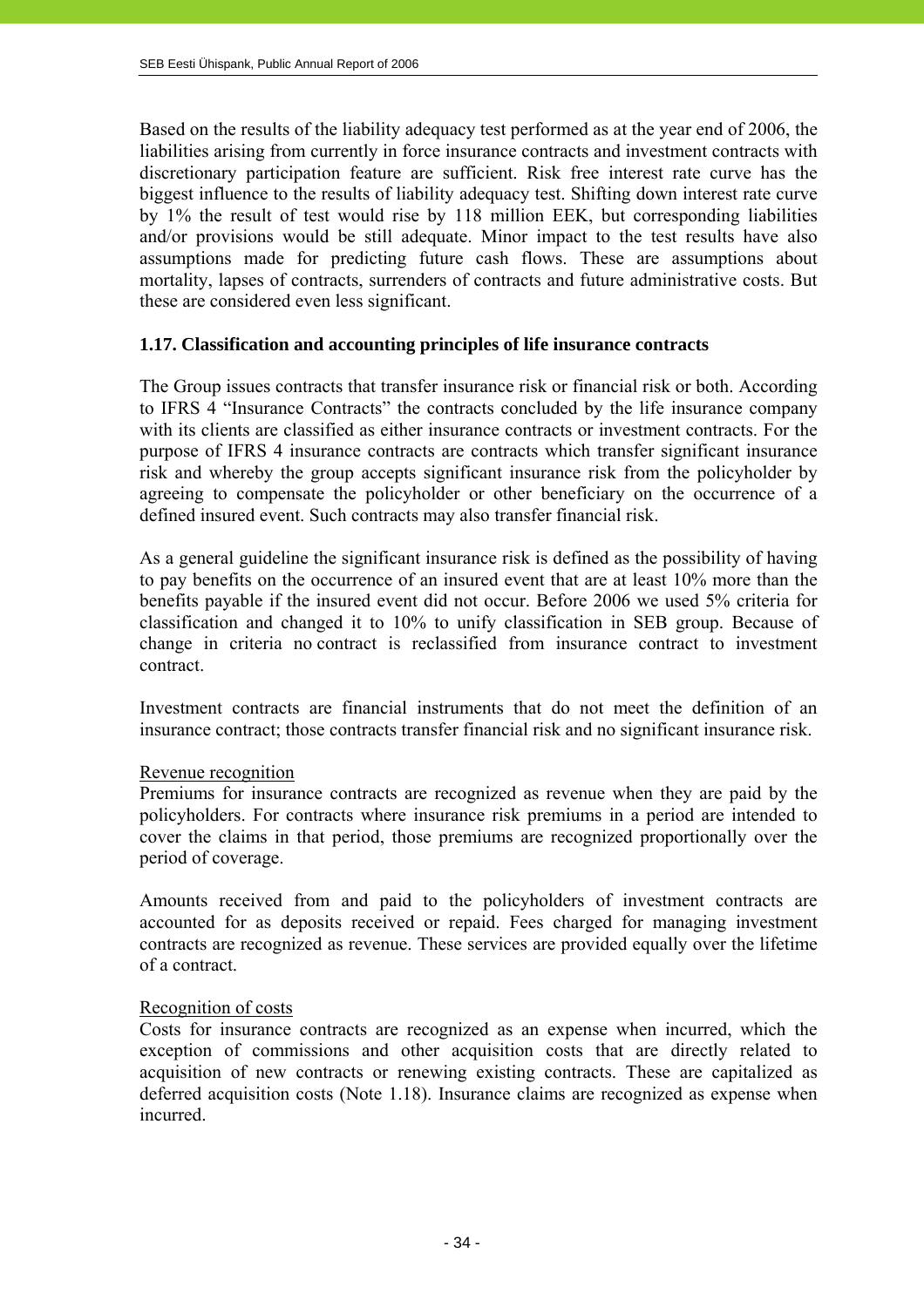Based on the results of the liability adequacy test performed as at the year end of 2006, the liabilities arising from currently in force insurance contracts and investment contracts with discretionary participation feature are sufficient. Risk free interest rate curve has the biggest influence to the results of liability adequacy test. Shifting down interest rate curve by 1% the result of test would rise by 118 million EEK, but corresponding liabilities and/or provisions would be still adequate. Minor impact to the test results have also assumptions made for predicting future cash flows. These are assumptions about mortality, lapses of contracts, surrenders of contracts and future administrative costs. But these are considered even less significant.

### 1.17. Classification and accounting principles of life insurance contracts

The Group issues contracts that transfer insurance risk or financial risk or both. According to IFRS 4 "Insurance Contracts" the contracts concluded by the life insurance company with its clients are classified as either insurance contracts or investment contracts. For the purpose of IFRS 4 insurance contracts are contracts which transfer significant insurance risk and whereby the group accepts significant insurance risk from the policyholder by agreeing to compensate the policyholder or other beneficiary on the occurrence of a defined insured event. Such contracts may also transfer financial risk.

As a general guideline the significant insurance risk is defined as the possibility of having to pay benefits on the occurrence of an insured event that are at least 10% more than the benefits payable if the insured event did not occur. Before 2006 we used 5% criteria for classification and changed it to 10% to unify classification in SEB group. Because of change in criteria no contract is reclassified from insurance contract to investment contract.

Investment contracts are financial instruments that do not meet the definition of an insurance contract; those contracts transfer financial risk and no significant insurance risk.

Revenue recognition

Premiums for insurance contracts are recognized as revenue when they are paid by the policyholders. For contracts where insurance risk premiums in a period are intended to cover the claims in that period, those premiums are recognized proportionally over the period of coverage.

Amounts received from and paid to the policyholders of investment contracts are accounted for as deposits received or repaid. Fees charged for managing investment contracts are recognized as revenue. These services are provided equally over the lifetime of a contract.

Recognition of costs

Costs for insurance contracts are recognized as an expense when incurred, which the exception of commissions and other acquisition costs that are directly related to acquisition of new contracts or renewing existing contracts. These are capitalized as deferred acquisition costs (Note 1.18). Insurance claims are recognized as expense when incurred.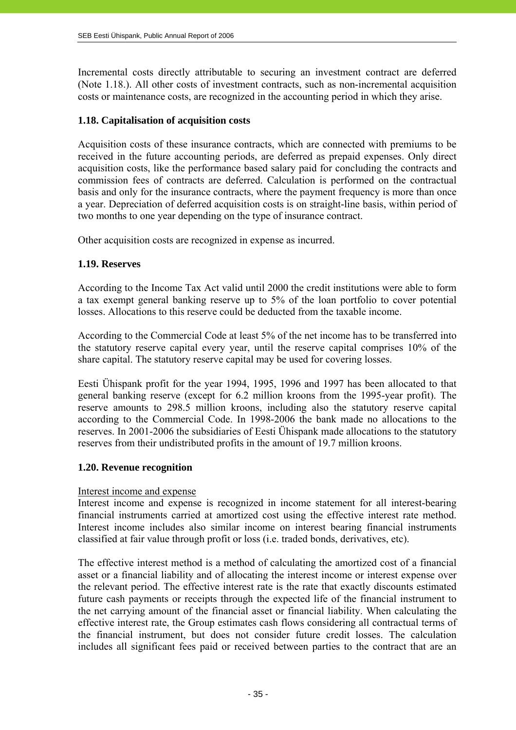Incremental costs directly attributable to securing an investment contract are deferred (Note 1.18.). All other costs of investment contracts, such as non-incremental acquisition costs or maintenance costs, are recognized in the accounting period in which they arise.

### 1.18. Capitalisation of acquisition costs

Acquisition costs of these insurance contracts, which are connected with premiums to be received in the future accounting periods, are deferred as prepaid expenses. Only direct acquisition costs, like the performance based salary paid for concluding the contracts and commission fees of contracts are deferred. Calculation is performed on the contractual basis and only for the insurance contracts, where the payment frequency is more than once a year. Depreciation of deferred acquisition costs is on straight-line basis, within period of two months to one year depending on the type of insurance contract.

Other acquisition costs are recognized in expense as incurred.

### 1.19. Reserves

According to the Income Tax Act valid until 2000 the credit institutions were able to form a tax exempt general banking reserve up to 5% of the loan portfolio to cover potential losses. Allocations to this reserve could be deducted from the taxable income.

According to the Commercial Code at least 5% of the net income has to be transferred into the statutory reserve capital every year, until the reserve capital comprises 10% of the share capital. The statutory reserve capital may be used for covering losses.

Eesti Ühispank profit for the year 1994, 1995, 1996 and 1997 has been allocated to that general banking reserve (except for 6.2 million kroons from the 1995-year profit). The reserve amounts to 298.5 million kroons, including also the statutory reserve capital according to the Commercial Code. In 1998-2006 the bank made no allocations to the reserves. In 2001-2006 the subsidiaries of Eesti Ühispank made allocations to the statutory reserves from their undistributed profits in the amount of 19.7 million kroons.

### 1.20. Revenue recognition

Interest income and expense

Interest income and expense is recognized in income statement for all interest-bearing financial instruments carried at amortized cost using the effective interest rate method. Interest income includes also similar income on interest bearing financial instruments classified at fair value through profit or loss (i.e. traded bonds, derivatives, etc).

The effective interest method is a method of calculating the amortized cost of a financial asset or a financial liability and of allocating the interest income or interest expense over the relevant period. The effective interest rate is the rate that exactly discounts estimated future cash payments or receipts through the expected life of the financial instrument to the net carrying amount of the financial asset or financial liability. When calculating the effective interest rate, the Group estimates cash flows considering all contractual terms of the financial instrument, but does not consider future credit losses. The calculation includes all significant fees paid or received between parties to the contract that are an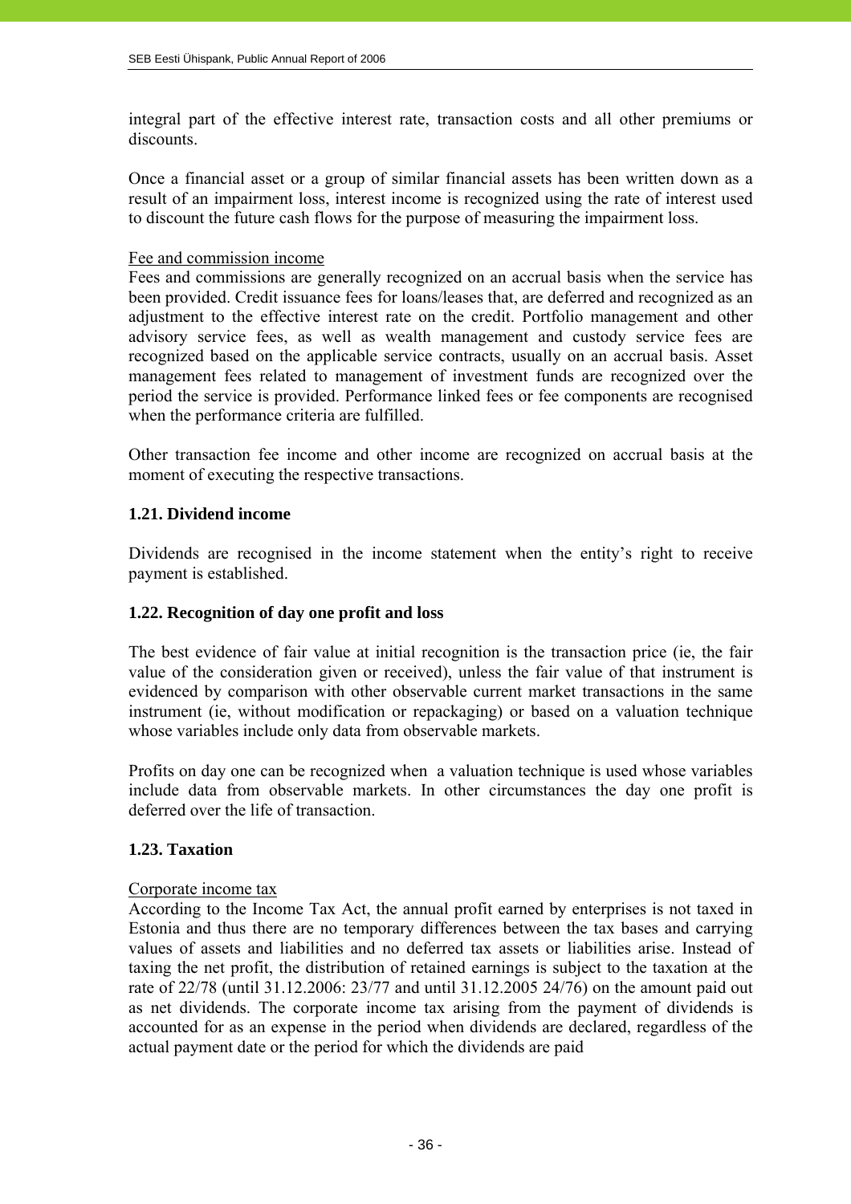integral part of the effective interest rate, transaction costs and all other premiums or discounts.

Once a financial asset or a group of similar financial assets has been written down as a result of an impairment loss, interest income is recognized using the rate of interest used to discount the future cash flows for the purpose of measuring the impairment loss.

Fee and commission income

Fees and commissions are generally recognized on an accrual basis when the service has been provided. Credit issuance fees for loans/leases that, are deferred and recognized as an adjustment to the effective interest rate on the credit. Portfolio management and other advisory service fees, as well as wealth management and custody service fees are recognized based on the applicable service contracts, usually on an accrual basis. Asset management fees related to management of investment funds are recognized over the period the service is provided. Performance linked fees or fee components are recognised when the performance criteria are fulfilled.

Other transaction fee income and other income are recognized on accrual basis at the moment of executing the respective transactions.

### 1.21. Dividend income

Dividends are recognised in the income statement when the entity's right to receive payment is established.

### 1.22. Recognition of day one profit and loss

The best evidence of fair value at initial recognition is the transaction price (ie, the fair value of the consideration given or received), unless the fair value of that instrument is evidenced by comparison with other observable current market transactions in the same instrument (ie, without modification or repackaging) or based on a valuation technique whose variables include only data from observable markets.

Profits on day one can be recognized when a valuation technique is used whose variables include data from observable markets. In other circumstances the day one profit is deferred over the life of transaction.

### 1.23. Taxation

Corporate income tax

According to the Income Tax Act, the annual profit earned by enterprises is not taxed in Estonia and thus there are no temporary differences between the tax bases and carrying values of assets and liabilities and no deferred tax assets or liabilities arise. Instead of taxing the net profit, the distribution of retained earnings is subject to the taxation at the rate of 22/78 (until 31.12.2006: 23/77 and until 31.12.2005 24/76) on the amount paid out as net dividends. The corporate income tax arising from the payment of dividends is accounted for as an expense in the period when dividends are declared, regardless of the actual payment date or the period for which the dividends are paid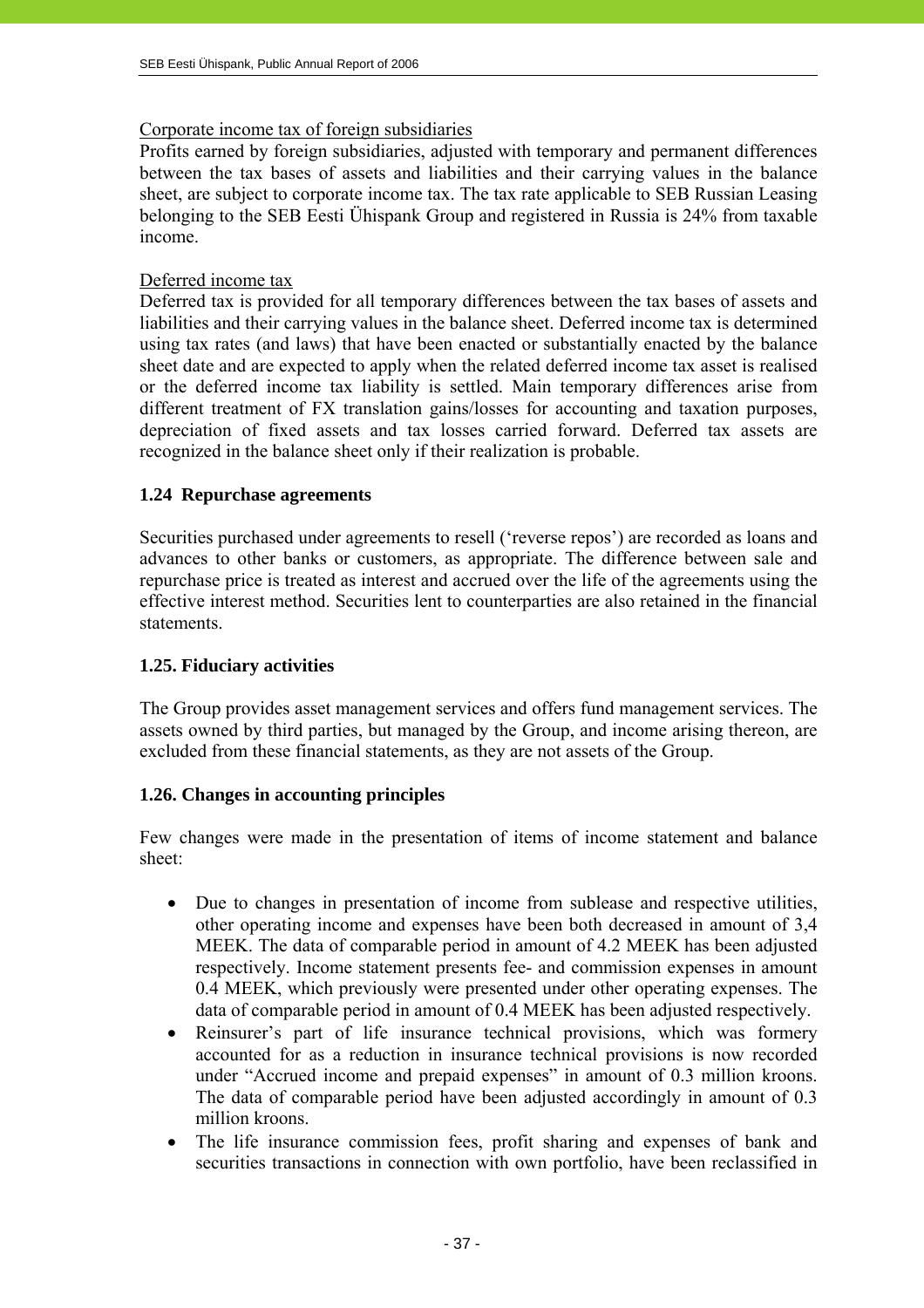Corporate income tax of foreign subsidiaries

Profits earned by foreign subsidiaries, adjusted with temporary and permanent differences between the tax bases of assets and liabilities and their carrying values in the balance sheet, are subject to corporate income tax. The tax rate applicable to SEB Russian Leasing belonging to the SEB Eesti Ühispank Group and registered in Russia is 24% from taxable income.

Deferred income tax

Deferred tax is provided for all temporary differences between the tax bases of assets and liabilities and their carrying values in the balance sheet. Deferred income tax is determined using tax rates (and laws) that have been enacted or substantially enacted by the balance sheet date and are expected to apply when the related deferred income tax asset is realised or the deferred income tax liability is settled. Main temporary differences arise from different treatment of FX translation gains/losses for accounting and taxation purposes, depreciation of fixed assets and tax losses carried forward. Deferred tax assets are recognized in the balance sheet only if their realization is probable.

### 1.24 Repurchase agreements

Securities purchased under agreements to resell ('reverse repos') are recorded as loans and advances to other banks or customers, as appropriate. The difference between sale and repurchase price is treated as interest and accrued over the life of the agreements using the effective interest method. Securities lent to counterparties are also retained in the financial statements.

### 1.25. Fiduciary activities

The Group provides asset management services and offers fund management services. The assets owned by third parties, but managed by the Group, and income arising thereon, are excluded from these financial statements, as they are not assets of the Group.

### 1.26. Changes in accounting principles

Few changes were made in the presentation of items of income statement and balance sheet:

- Due to changes in presentation of income from sublease and respective utilities, other operating income and expenses have been both decreased in amount of 3,4 MEEK. The data of comparable period in amount of 4.2 MEEK has been adjusted respectively. Income statement presents fee- and commission expenses in amount 0.4 MEEK, which previously were presented under other operating expenses. The data of comparable period in amount of 0.4 MEEK has been adjusted respectively.
- Reinsurer's part of life insurance technical provisions, which was formery accounted for as a reduction in insurance technical provisions is now recorded under "Accrued income and prepaid expenses" in amount of 0.3 million kroons. The data of comparable period have been adjusted accordingly in amount of 0.3 million kroons.
- The life insurance commission fees, profit sharing and expenses of bank and securities transactions in connection with own portfolio, have been reclassified in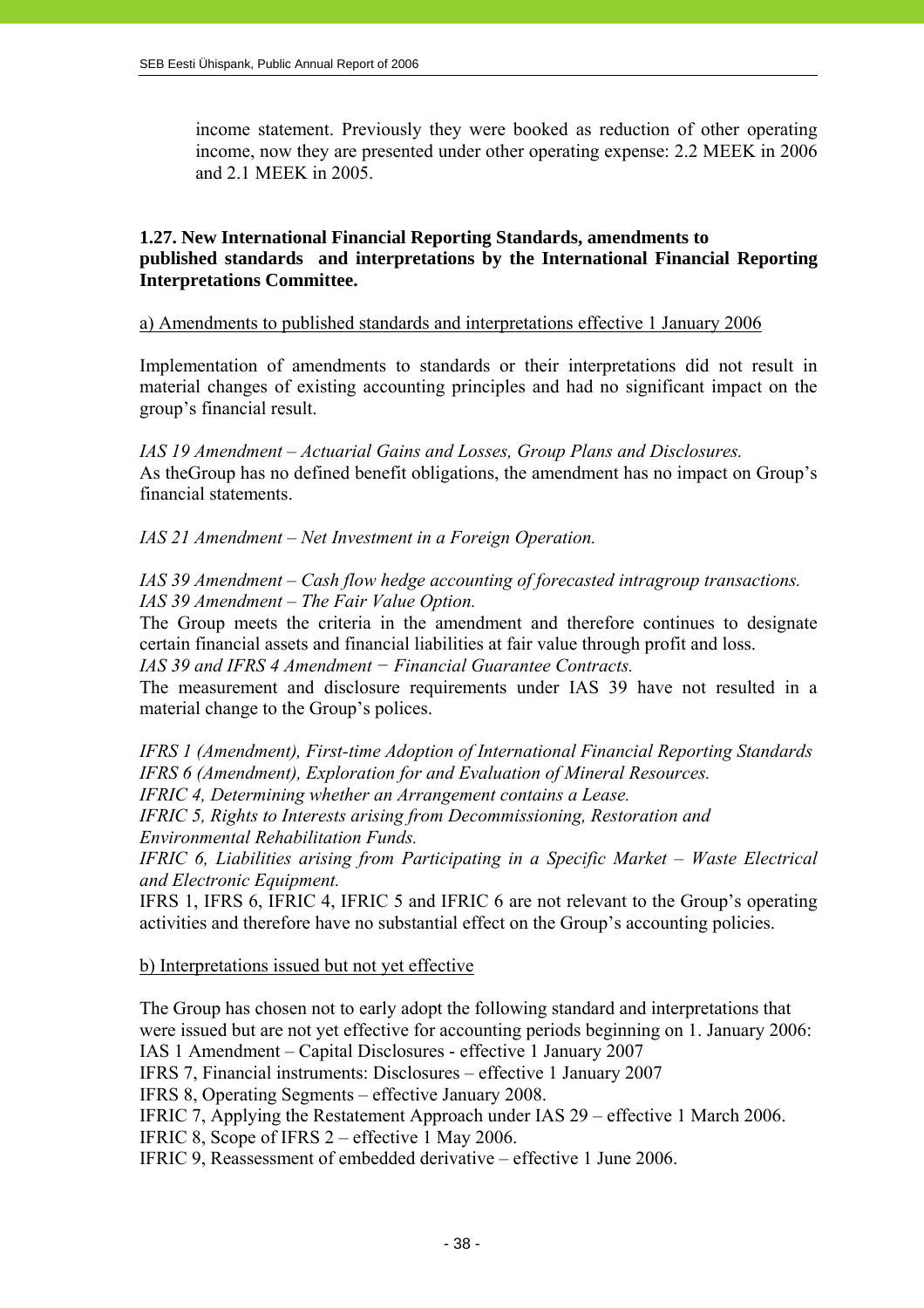income statement. Previously they were booked as reduction of other operating income, now they are presented under other operating expense: 2.2 MEEK in 2006 and 2.1 MEEK in 2005.

### 1.27. New International Financial Reporting Standards, amendments to published standards and interpretations by the International Financial Reporting Interpretations Committee.

a) Amendments to published standards and interpretations effective 1 January 2006

Implementation of amendments to standards or their interpretations did not result in material changes of existing accounting principles and had no significant impact on the group's financial result.

*IAS 19 Amendment – Actuarial Gains and Losses, Group Plans and Disclosures.*
As theGroup has no defined benefit obligations, the amendment has no impact on Group's financial statements.

*IAS 21 Amendment – Net Investment in a Foreign Operation.*

*IAS 39 Amendment – Cash flow hedge accounting of forecasted intragroup transactions.*
*IAS 39 Amendment – The Fair Value Option.*
The Group meets the criteria in the amendment and therefore continues to designate certain financial assets and financial liabilities at fair value through profit and loss.
*IAS 39 and IFRS 4 Amendment − Financial Guarantee Contracts.*
The measurement and disclosure requirements under IAS 39 have not resulted in a material change to the Group's polices.

*IFRS 1 (Amendment), First-time Adoption of International Financial Reporting Standards*
*IFRS 6 (Amendment), Exploration for and Evaluation of Mineral Resources.*
*IFRIC 4, Determining whether an Arrangement contains a Lease.*
*IFRIC 5, Rights to Interests arising from Decommissioning, Restoration and Environmental Rehabilitation Funds.*
*IFRIC 6, Liabilities arising from Participating in a Specific Market – Waste Electrical and Electronic Equipment.*
IFRS 1, IFRS 6, IFRIC 4, IFRIC 5 and IFRIC 6 are not relevant to the Group's operating activities and therefore have no substantial effect on the Group's accounting policies.

b) Interpretations issued but not yet effective

The Group has chosen not to early adopt the following standard and interpretations that were issued but are not yet effective for accounting periods beginning on 1. January 2006:
IAS 1 Amendment – Capital Disclosures - effective 1 January 2007
IFRS 7, Financial instruments: Disclosures – effective 1 January 2007
IFRS 8, Operating Segments – effective January 2008.
IFRIC 7, Applying the Restatement Approach under IAS 29 – effective 1 March 2006.
IFRIC 8, Scope of IFRS 2 – effective 1 May 2006.
IFRIC 9, Reassessment of embedded derivative – effective 1 June 2006.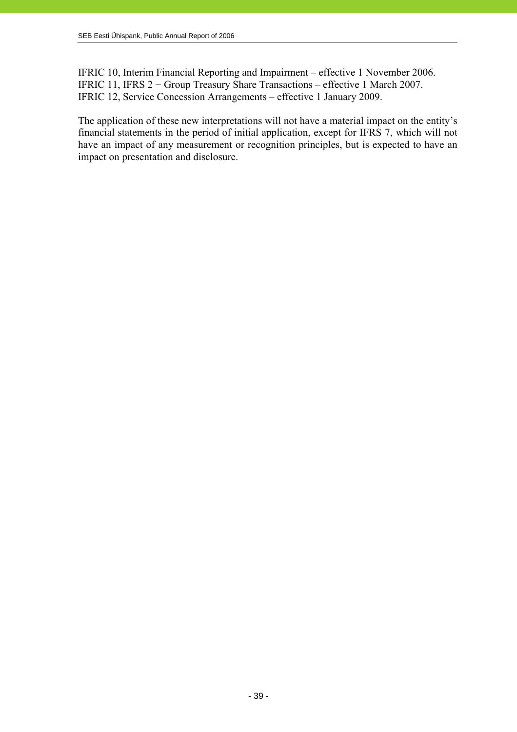IFRIC 10, Interim Financial Reporting and Impairment – effective 1 November 2006.
IFRIC 11, IFRS 2 − Group Treasury Share Transactions – effective 1 March 2007.
IFRIC 12, Service Concession Arrangements – effective 1 January 2009.

The application of these new interpretations will not have a material impact on the entity's financial statements in the period of initial application, except for IFRS 7, which will not have an impact of any measurement or recognition principles, but is expected to have an impact on presentation and disclosure.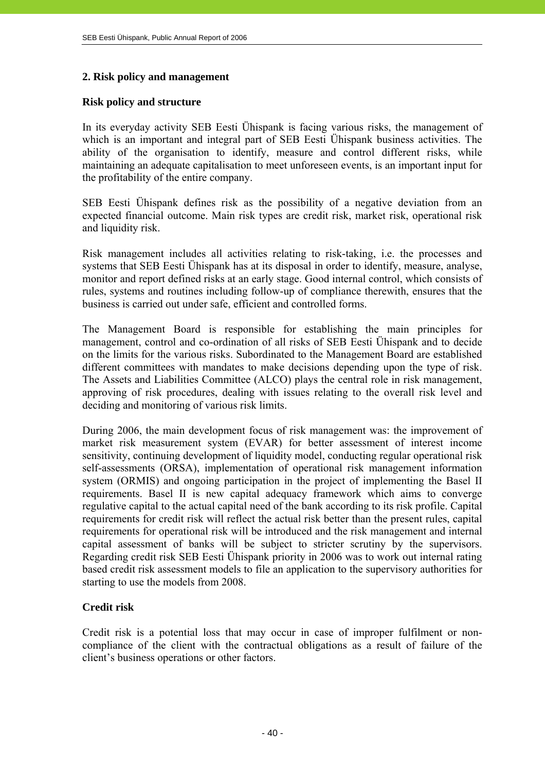## 2. Risk policy and management

### Risk policy and structure

In its everyday activity SEB Eesti Ühispank is facing various risks, the management of which is an important and integral part of SEB Eesti Ühispank business activities. The ability of the organisation to identify, measure and control different risks, while maintaining an adequate capitalisation to meet unforeseen events, is an important input for the profitability of the entire company.

SEB Eesti Ühispank defines risk as the possibility of a negative deviation from an expected financial outcome. Main risk types are credit risk, market risk, operational risk and liquidity risk.

Risk management includes all activities relating to risk-taking, i.e. the processes and systems that SEB Eesti Ühispank has at its disposal in order to identify, measure, analyse, monitor and report defined risks at an early stage. Good internal control, which consists of rules, systems and routines including follow-up of compliance therewith, ensures that the business is carried out under safe, efficient and controlled forms.

The Management Board is responsible for establishing the main principles for management, control and co-ordination of all risks of SEB Eesti Ühispank and to decide on the limits for the various risks. Subordinated to the Management Board are established different committees with mandates to make decisions depending upon the type of risk. The Assets and Liabilities Committee (ALCO) plays the central role in risk management, approving of risk procedures, dealing with issues relating to the overall risk level and deciding and monitoring of various risk limits.

During 2006, the main development focus of risk management was: the improvement of market risk measurement system (EVAR) for better assessment of interest income sensitivity, continuing development of liquidity model, conducting regular operational risk self-assessments (ORSA), implementation of operational risk management information system (ORMIS) and ongoing participation in the project of implementing the Basel II requirements. Basel II is new capital adequacy framework which aims to converge regulative capital to the actual capital need of the bank according to its risk profile. Capital requirements for credit risk will reflect the actual risk better than the present rules, capital requirements for operational risk will be introduced and the risk management and internal capital assessment of banks will be subject to stricter scrutiny by the supervisors. Regarding credit risk SEB Eesti Ühispank priority in 2006 was to work out internal rating based credit risk assessment models to file an application to the supervisory authorities for starting to use the models from 2008.

### Credit risk

Credit risk is a potential loss that may occur in case of improper fulfilment or non-compliance of the client with the contractual obligations as a result of failure of the client's business operations or other factors.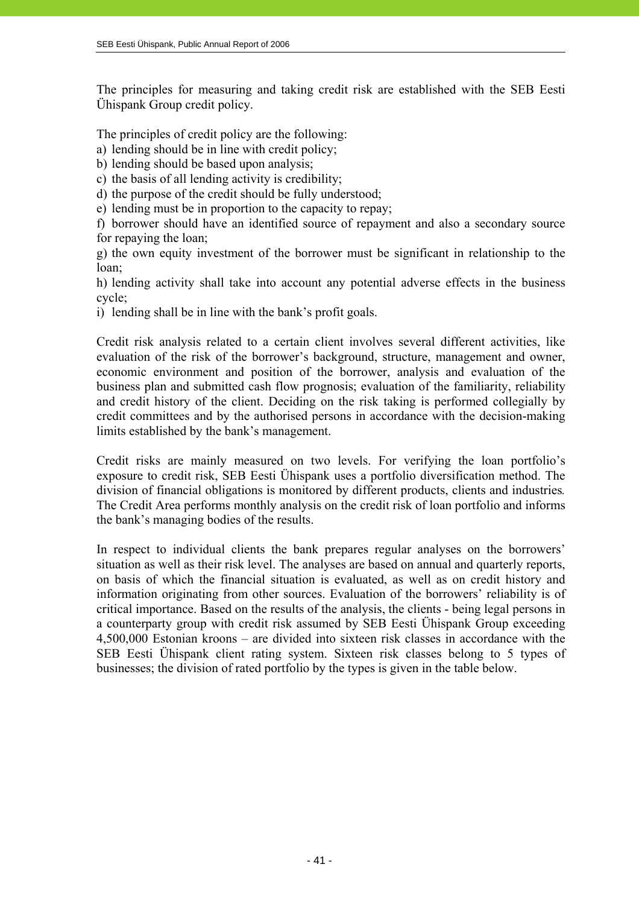The principles for measuring and taking credit risk are established with the SEB Eesti Ühispank Group credit policy.

The principles of credit policy are the following:

a) lending should be in line with credit policy;
b) lending should be based upon analysis;
c) the basis of all lending activity is credibility;
d) the purpose of the credit should be fully understood;
e) lending must be in proportion to the capacity to repay;
f) borrower should have an identified source of repayment and also a secondary source for repaying the loan;
g) the own equity investment of the borrower must be significant in relationship to the loan;
h) lending activity shall take into account any potential adverse effects in the business cycle;
i) lending shall be in line with the bank's profit goals.

Credit risk analysis related to a certain client involves several different activities, like evaluation of the risk of the borrower's background, structure, management and owner, economic environment and position of the borrower, analysis and evaluation of the business plan and submitted cash flow prognosis; evaluation of the familiarity, reliability and credit history of the client. Deciding on the risk taking is performed collegially by credit committees and by the authorised persons in accordance with the decision-making limits established by the bank's management.

Credit risks are mainly measured on two levels. For verifying the loan portfolio's exposure to credit risk, SEB Eesti Ühispank uses a portfolio diversification method. The division of financial obligations is monitored by different products, clients and industries*.* The Credit Area performs monthly analysis on the credit risk of loan portfolio and informs the bank's managing bodies of the results.

In respect to individual clients the bank prepares regular analyses on the borrowers' situation as well as their risk level. The analyses are based on annual and quarterly reports, on basis of which the financial situation is evaluated, as well as on credit history and information originating from other sources. Evaluation of the borrowers' reliability is of critical importance. Based on the results of the analysis, the clients - being legal persons in a counterparty group with credit risk assumed by SEB Eesti Ühispank Group exceeding 4,500,000 Estonian kroons – are divided into sixteen risk classes in accordance with the SEB Eesti Ühispank client rating system. Sixteen risk classes belong to 5 types of businesses; the division of rated portfolio by the types is given in the table below.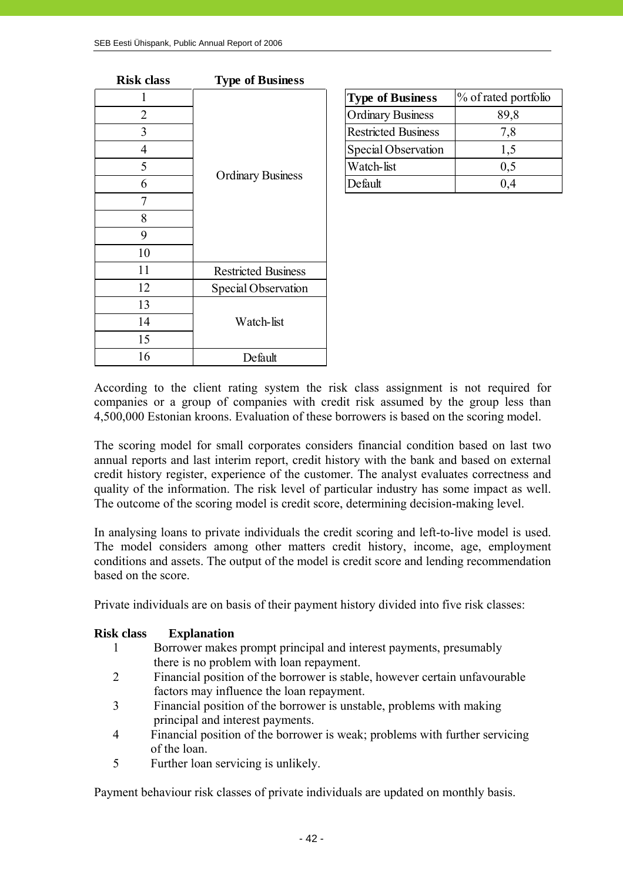| Risk class | Type of Business |
|---|---|
| 1 | Ordinary Business |
| 2 | |
| 3 | |
| 4 | |
| 5 | |
| 6 | |
| 7 | |
| 8 | |
| 9 | |
| 10 | |
| 11 | Restricted Business |
| 12 | Special Observation |
| 13 | Watch-list |
| 14 | |
| 15 | |
| 16 | Default |

| Type of Business | % of rated portfolio |
|---|---|
| Ordinary Business | 89,8 |
| Restricted Business | 7,8 |
| Special Observation | 1,5 |
| Watch-list | 0,5 |
| Default | 0,4 |

According to the client rating system the risk class assignment is not required for companies or a group of companies with credit risk assumed by the group less than 4,500,000 Estonian kroons. Evaluation of these borrowers is based on the scoring model.

The scoring model for small corporates considers financial condition based on last two annual reports and last interim report, credit history with the bank and based on external credit history register, experience of the customer. The analyst evaluates correctness and quality of the information. The risk level of particular industry has some impact as well. The outcome of the scoring model is credit score, determining decision-making level.

In analysing loans to private individuals the credit scoring and left-to-live model is used. The model considers among other matters credit history, income, age, employment conditions and assets. The output of the model is credit score and lending recommendation based on the score.

Private individuals are on basis of their payment history divided into five risk classes:

| Risk class | Explanation |
|---|---|
| 1 | Borrower makes prompt principal and interest payments, presumably there is no problem with loan repayment. |
| 2 | Financial position of the borrower is stable, however certain unfavourable factors may influence the loan repayment. |
| 3 | Financial position of the borrower is unstable, problems with making principal and interest payments. |
| 4 | Financial position of the borrower is weak; problems with further servicing of the loan. |
| 5 | Further loan servicing is unlikely. |

Payment behaviour risk classes of private individuals are updated on monthly basis.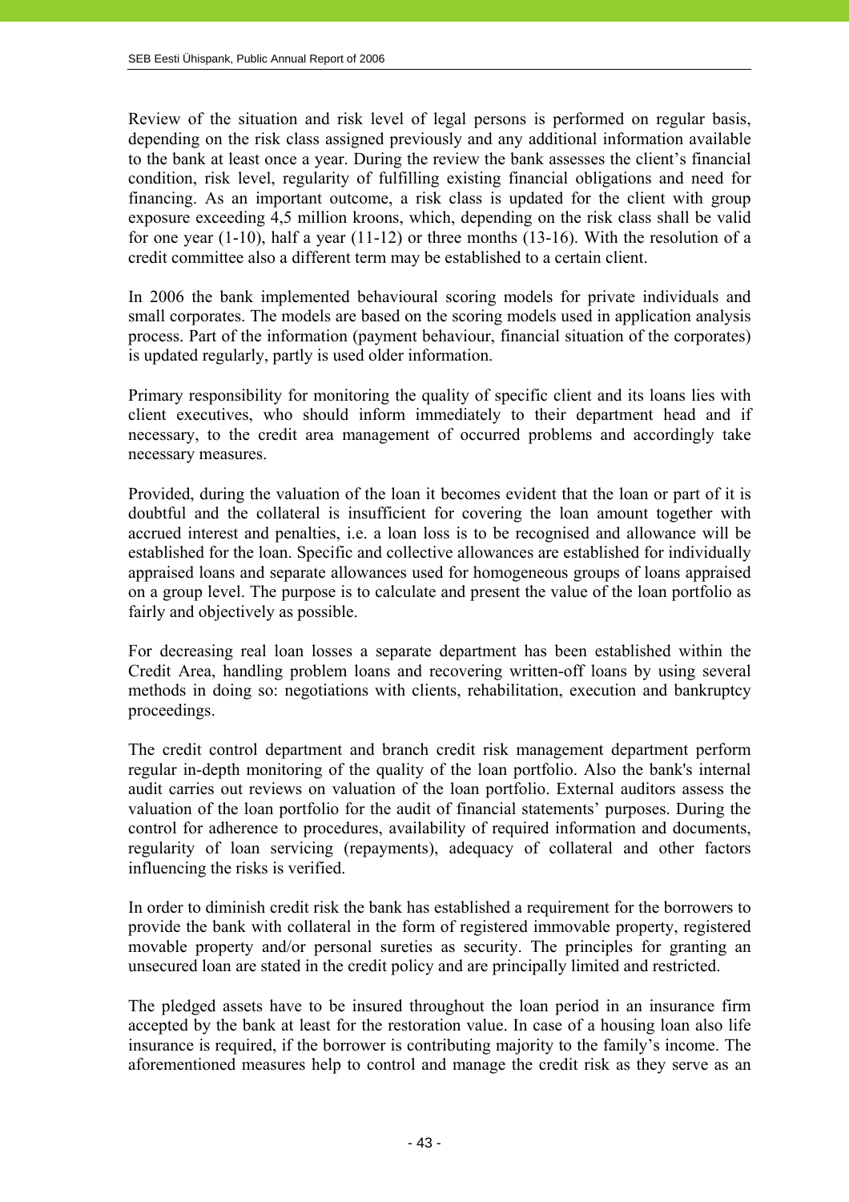Review of the situation and risk level of legal persons is performed on regular basis, depending on the risk class assigned previously and any additional information available to the bank at least once a year. During the review the bank assesses the client's financial condition, risk level, regularity of fulfilling existing financial obligations and need for financing. As an important outcome, a risk class is updated for the client with group exposure exceeding 4,5 million kroons, which, depending on the risk class shall be valid for one year (1-10), half a year (11-12) or three months (13-16). With the resolution of a credit committee also a different term may be established to a certain client.

In 2006 the bank implemented behavioural scoring models for private individuals and small corporates. The models are based on the scoring models used in application analysis process. Part of the information (payment behaviour, financial situation of the corporates) is updated regularly, partly is used older information.

Primary responsibility for monitoring the quality of specific client and its loans lies with client executives, who should inform immediately to their department head and if necessary, to the credit area management of occurred problems and accordingly take necessary measures.

Provided, during the valuation of the loan it becomes evident that the loan or part of it is doubtful and the collateral is insufficient for covering the loan amount together with accrued interest and penalties, i.e. a loan loss is to be recognised and allowance will be established for the loan. Specific and collective allowances are established for individually appraised loans and separate allowances used for homogeneous groups of loans appraised on a group level. The purpose is to calculate and present the value of the loan portfolio as fairly and objectively as possible.

For decreasing real loan losses a separate department has been established within the Credit Area, handling problem loans and recovering written-off loans by using several methods in doing so: negotiations with clients, rehabilitation, execution and bankruptcy proceedings.

The credit control department and branch credit risk management department perform regular in-depth monitoring of the quality of the loan portfolio. Also the bank's internal audit carries out reviews on valuation of the loan portfolio. External auditors assess the valuation of the loan portfolio for the audit of financial statements' purposes. During the control for adherence to procedures, availability of required information and documents, regularity of loan servicing (repayments), adequacy of collateral and other factors influencing the risks is verified.

In order to diminish credit risk the bank has established a requirement for the borrowers to provide the bank with collateral in the form of registered immovable property, registered movable property and/or personal sureties as security. The principles for granting an unsecured loan are stated in the credit policy and are principally limited and restricted.

The pledged assets have to be insured throughout the loan period in an insurance firm accepted by the bank at least for the restoration value. In case of a housing loan also life insurance is required, if the borrower is contributing majority to the family's income. The aforementioned measures help to control and manage the credit risk as they serve as an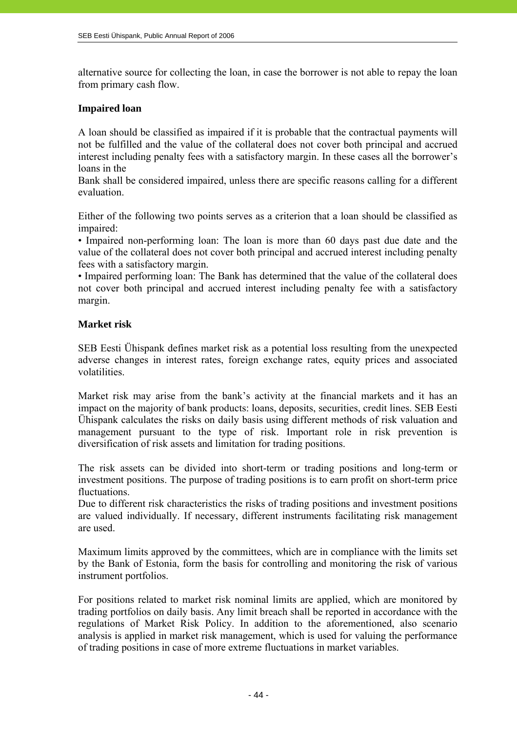alternative source for collecting the loan, in case the borrower is not able to repay the loan from primary cash flow.

**Impaired loan**

A loan should be classified as impaired if it is probable that the contractual payments will not be fulfilled and the value of the collateral does not cover both principal and accrued interest including penalty fees with a satisfactory margin. In these cases all the borrower's loans in the
Bank shall be considered impaired, unless there are specific reasons calling for a different evaluation.

Either of the following two points serves as a criterion that a loan should be classified as impaired:
• Impaired non-performing loan: The loan is more than 60 days past due date and the value of the collateral does not cover both principal and accrued interest including penalty fees with a satisfactory margin.
• Impaired performing loan: The Bank has determined that the value of the collateral does not cover both principal and accrued interest including penalty fee with a satisfactory margin.

**Market risk**

SEB Eesti Ühispank defines market risk as a potential loss resulting from the unexpected adverse changes in interest rates, foreign exchange rates, equity prices and associated volatilities.

Market risk may arise from the bank's activity at the financial markets and it has an impact on the majority of bank products: loans, deposits, securities, credit lines. SEB Eesti Ühispank calculates the risks on daily basis using different methods of risk valuation and management pursuant to the type of risk. Important role in risk prevention is diversification of risk assets and limitation for trading positions.

The risk assets can be divided into short-term or trading positions and long-term or investment positions. The purpose of trading positions is to earn profit on short-term price fluctuations.
Due to different risk characteristics the risks of trading positions and investment positions are valued individually. If necessary, different instruments facilitating risk management are used.

Maximum limits approved by the committees, which are in compliance with the limits set by the Bank of Estonia, form the basis for controlling and monitoring the risk of various instrument portfolios.

For positions related to market risk nominal limits are applied, which are monitored by trading portfolios on daily basis. Any limit breach shall be reported in accordance with the regulations of Market Risk Policy. In addition to the aforementioned, also scenario analysis is applied in market risk management, which is used for valuing the performance of trading positions in case of more extreme fluctuations in market variables.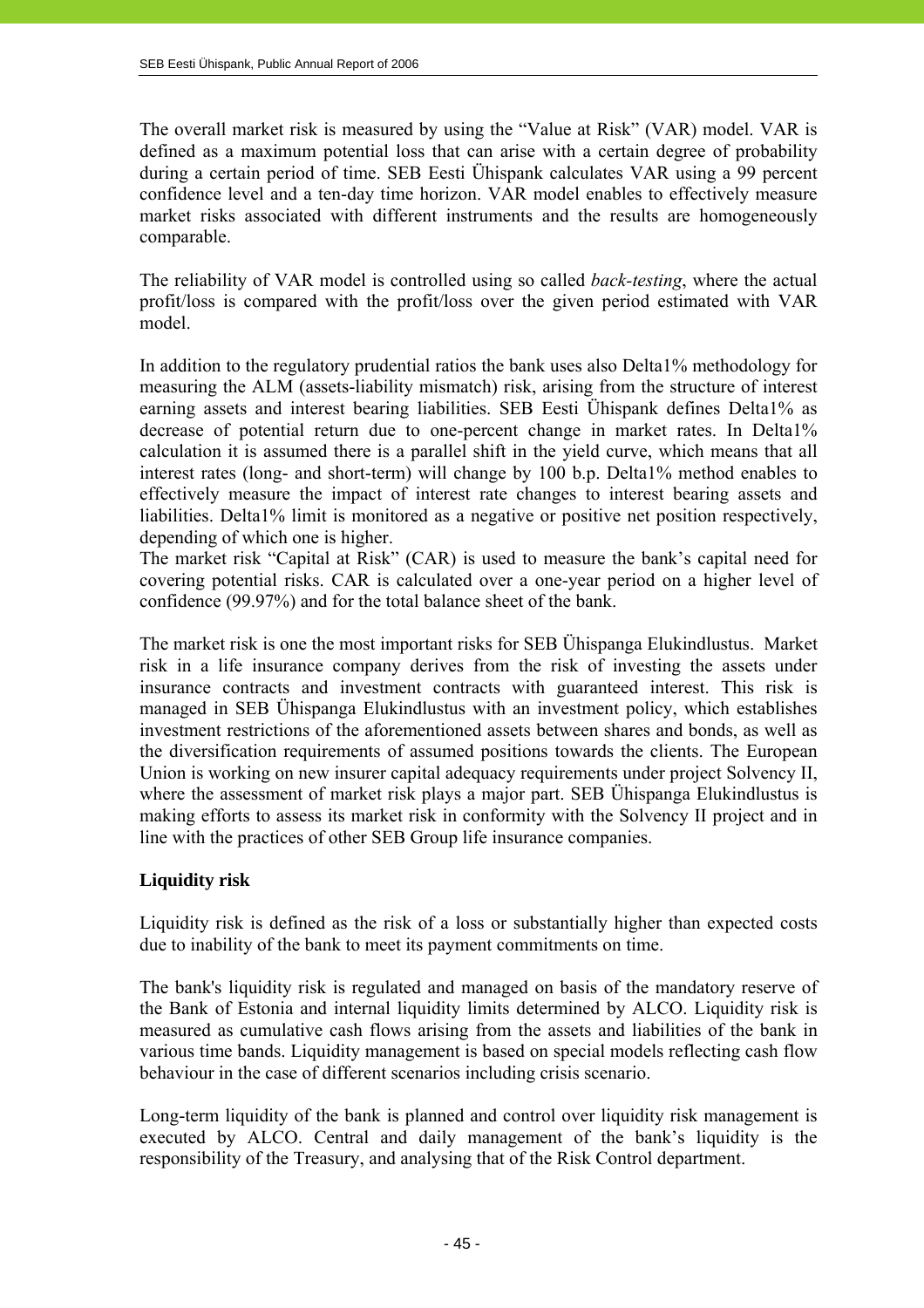The overall market risk is measured by using the "Value at Risk" (VAR) model. VAR is defined as a maximum potential loss that can arise with a certain degree of probability during a certain period of time. SEB Eesti Ühispank calculates VAR using a 99 percent confidence level and a ten-day time horizon. VAR model enables to effectively measure market risks associated with different instruments and the results are homogeneously comparable.

The reliability of VAR model is controlled using so called *back-testing*, where the actual profit/loss is compared with the profit/loss over the given period estimated with VAR model.

In addition to the regulatory prudential ratios the bank uses also Delta1% methodology for measuring the ALM (assets-liability mismatch) risk, arising from the structure of interest earning assets and interest bearing liabilities. SEB Eesti Ühispank defines Delta1% as decrease of potential return due to one-percent change in market rates. In Delta1% calculation it is assumed there is a parallel shift in the yield curve, which means that all interest rates (long- and short-term) will change by 100 b.p. Delta1% method enables to effectively measure the impact of interest rate changes to interest bearing assets and liabilities. Delta1% limit is monitored as a negative or positive net position respectively, depending of which one is higher.
The market risk "Capital at Risk" (CAR) is used to measure the bank's capital need for covering potential risks. CAR is calculated over a one-year period on a higher level of confidence (99.97%) and for the total balance sheet of the bank.

The market risk is one the most important risks for SEB Ühispanga Elukindlustus. Market risk in a life insurance company derives from the risk of investing the assets under insurance contracts and investment contracts with guaranteed interest. This risk is managed in SEB Ühispanga Elukindlustus with an investment policy, which establishes investment restrictions of the aforementioned assets between shares and bonds, as well as the diversification requirements of assumed positions towards the clients. The European Union is working on new insurer capital adequacy requirements under project Solvency II, where the assessment of market risk plays a major part. SEB Ühispanga Elukindlustus is making efforts to assess its market risk in conformity with the Solvency II project and in line with the practices of other SEB Group life insurance companies.

**Liquidity risk**

Liquidity risk is defined as the risk of a loss or substantially higher than expected costs due to inability of the bank to meet its payment commitments on time.

The bank's liquidity risk is regulated and managed on basis of the mandatory reserve of the Bank of Estonia and internal liquidity limits determined by ALCO. Liquidity risk is measured as cumulative cash flows arising from the assets and liabilities of the bank in various time bands. Liquidity management is based on special models reflecting cash flow behaviour in the case of different scenarios including crisis scenario.

Long-term liquidity of the bank is planned and control over liquidity risk management is executed by ALCO. Central and daily management of the bank's liquidity is the responsibility of the Treasury, and analysing that of the Risk Control department.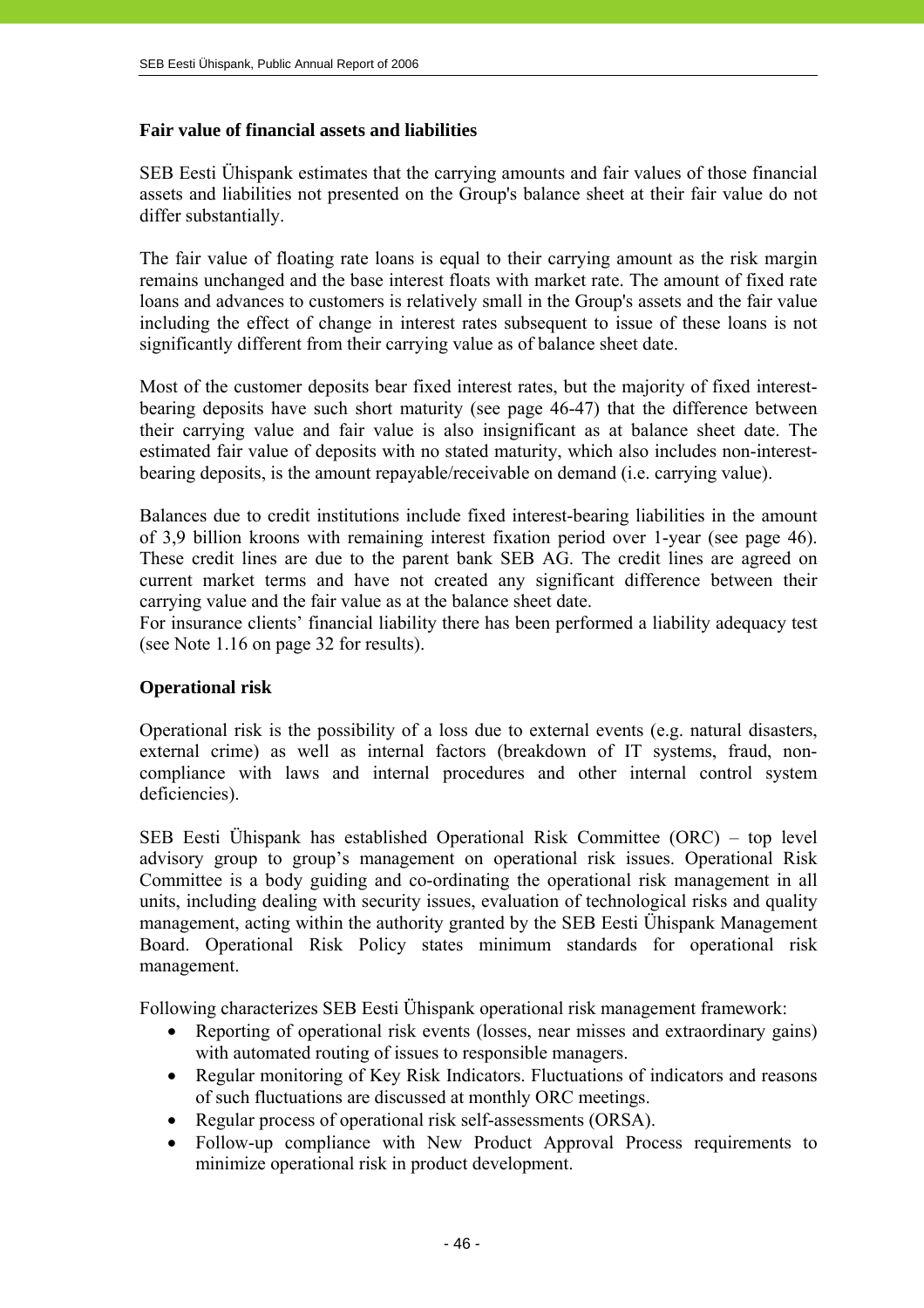## Fair value of financial assets and liabilities

SEB Eesti Ühispank estimates that the carrying amounts and fair values of those financial assets and liabilities not presented on the Group's balance sheet at their fair value do not differ substantially.

The fair value of floating rate loans is equal to their carrying amount as the risk margin remains unchanged and the base interest floats with market rate. The amount of fixed rate loans and advances to customers is relatively small in the Group's assets and the fair value including the effect of change in interest rates subsequent to issue of these loans is not significantly different from their carrying value as of balance sheet date.

Most of the customer deposits bear fixed interest rates, but the majority of fixed interest-bearing deposits have such short maturity (see page 46-47) that the difference between their carrying value and fair value is also insignificant as at balance sheet date. The estimated fair value of deposits with no stated maturity, which also includes non-interest-bearing deposits, is the amount repayable/receivable on demand (i.e. carrying value).

Balances due to credit institutions include fixed interest-bearing liabilities in the amount of 3,9 billion kroons with remaining interest fixation period over 1-year (see page 46). These credit lines are due to the parent bank SEB AG. The credit lines are agreed on current market terms and have not created any significant difference between their carrying value and the fair value as at the balance sheet date.
For insurance clients' financial liability there has been performed a liability adequacy test (see Note 1.16 on page 32 for results).

## Operational risk

Operational risk is the possibility of a loss due to external events (e.g. natural disasters, external crime) as well as internal factors (breakdown of IT systems, fraud, non-compliance with laws and internal procedures and other internal control system deficiencies).

SEB Eesti Ühispank has established Operational Risk Committee (ORC) – top level advisory group to group's management on operational risk issues. Operational Risk Committee is a body guiding and co-ordinating the operational risk management in all units, including dealing with security issues, evaluation of technological risks and quality management, acting within the authority granted by the SEB Eesti Ühispank Management Board. Operational Risk Policy states minimum standards for operational risk management.

Following characterizes SEB Eesti Ühispank operational risk management framework:

- Reporting of operational risk events (losses, near misses and extraordinary gains) with automated routing of issues to responsible managers.
- Regular monitoring of Key Risk Indicators. Fluctuations of indicators and reasons of such fluctuations are discussed at monthly ORC meetings.
- Regular process of operational risk self-assessments (ORSA).
- Follow-up compliance with New Product Approval Process requirements to minimize operational risk in product development.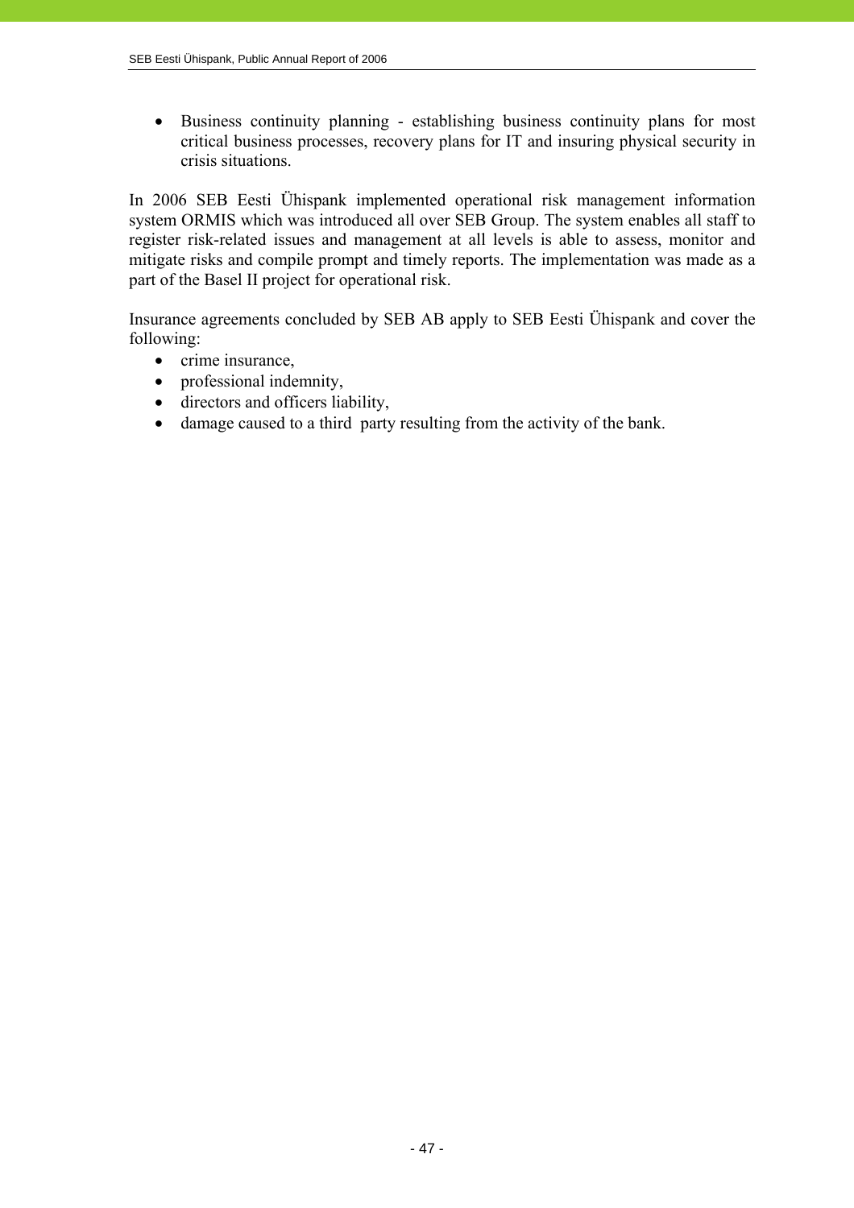- Business continuity planning - establishing business continuity plans for most critical business processes, recovery plans for IT and insuring physical security in crisis situations.

In 2006 SEB Eesti Ühispank implemented operational risk management information system ORMIS which was introduced all over SEB Group. The system enables all staff to register risk-related issues and management at all levels is able to assess, monitor and mitigate risks and compile prompt and timely reports. The implementation was made as a part of the Basel II project for operational risk.

Insurance agreements concluded by SEB AB apply to SEB Eesti Ühispank and cover the following:

- crime insurance,
- professional indemnity,
- directors and officers liability,
- damage caused to a third party resulting from the activity of the bank.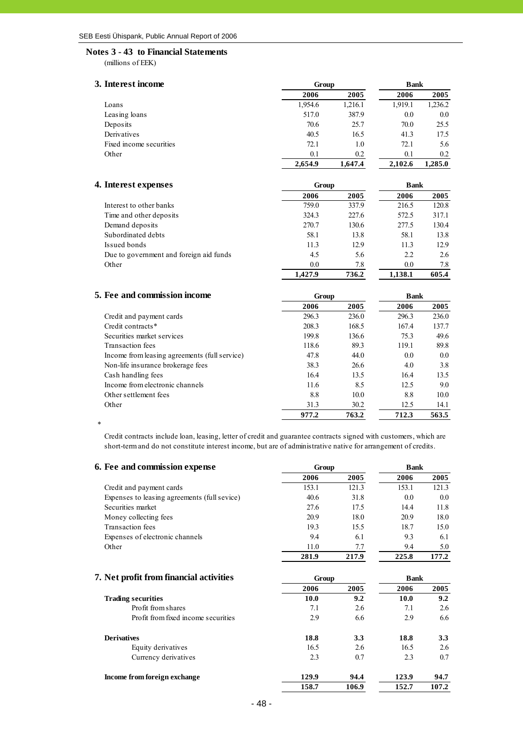## Notes 3 - 43 to Financial Statements

(millions of EEK)

### 3. Interest income

| | Group | | Bank | |
|---|---|---|---|---|
| | 2006 | 2005 | 2006 | 2005 |
| Loans | 1,954.6 | 1,216.1 | 1,919.1 | 1,236.2 |
| Leasing loans | 517.0 | 387.9 | 0.0 | 0.0 |
| Deposits | 70.6 | 25.7 | 70.0 | 25.5 |
| Derivatives | 40.5 | 16.5 | 41.3 | 17.5 |
| Fixed income securities | 72.1 | 1.0 | 72.1 | 5.6 |
| Other | 0.1 | 0.2 | 0.1 | 0.2 |
| | **2,654.9** | **1,647.4** | **2,102.6** | **1,285.0** |

### 4. Interest expenses

| | Group | | Bank | |
|---|---|---|---|---|
| | 2006 | 2005 | 2006 | 2005 |
| Interest to other banks | 759.0 | 337.9 | 216.5 | 120.8 |
| Time and other deposits | 324.3 | 227.6 | 572.5 | 317.1 |
| Demand deposits | 270.7 | 130.6 | 277.5 | 130.4 |
| Subordinated debts | 58.1 | 13.8 | 58.1 | 13.8 |
| Issued bonds | 11.3 | 12.9 | 11.3 | 12.9 |
| Due to government and foreign aid funds | 4.5 | 5.6 | 2.2 | 2.6 |
| Other | 0.0 | 7.8 | 0.0 | 7.8 |
| | **1,427.9** | **736.2** | **1,138.1** | **605.4** |

### 5. Fee and commission income

| | Group | | Bank | |
|---|---|---|---|---|
| | 2006 | 2005 | 2006 | 2005 |
| Credit and payment cards | 296.3 | 236.0 | 296.3 | 236.0 |
| Credit contracts* | 208.3 | 168.5 | 167.4 | 137.7 |
| Securities market services | 199.8 | 136.6 | 75.3 | 49.6 |
| Transaction fees | 118.6 | 89.3 | 119.1 | 89.8 |
| Income from leasing agreements (full service) | 47.8 | 44.0 | 0.0 | 0.0 |
| Non-life insurance brokerage fees | 38.3 | 26.6 | 4.0 | 3.8 |
| Cash handling fees | 16.4 | 13.5 | 16.4 | 13.5 |
| Income from electronic channels | 11.6 | 8.5 | 12.5 | 9.0 |
| Other settlement fees | 8.8 | 10.0 | 8.8 | 10.0 |
| Other | 31.3 | 30.2 | 12.5 | 14.1 |
| | **977.2** | **763.2** | **712.3** | **563.5** |

\* Credit contracts include loan, leasing, letter of credit and guarantee contracts signed with customers, which are short-term and do not constitute interest income, but are of administrative native for arrangement of credits.

### 6. Fee and commission expense

| | Group | | Bank | |
|---|---|---|---|---|
| | 2006 | 2005 | 2006 | 2005 |
| Credit and payment cards | 153.1 | 121.3 | 153.1 | 121.3 |
| Expenses to leasing agreements (full sevice) | 40.6 | 31.8 | 0.0 | 0.0 |
| Securities market | 27.6 | 17.5 | 14.4 | 11.8 |
| Money collecting fees | 20.9 | 18.0 | 20.9 | 18.0 |
| Transaction fees | 19.3 | 15.5 | 18.7 | 15.0 |
| Expenses of electronic channels | 9.4 | 6.1 | 9.3 | 6.1 |
| Other | 11.0 | 7.7 | 9.4 | 5.0 |
| | **281.9** | **217.9** | **225.8** | **177.2** |

### 7. Net profit from financial activities

| | Group | | Bank | |
|---|---|---|---|---|
| | 2006 | 2005 | 2006 | 2005 |
| **Trading securities** | **10.0** | **9.2** | **10.0** | **9.2** |
| Profit from shares | 7.1 | 2.6 | 7.1 | 2.6 |
| Profit from fixed income securities | 2.9 | 6.6 | 2.9 | 6.6 |
| | | | | |
| **Derivatives** | **18.8** | **3.3** | **18.8** | **3.3** |
| Equity derivatives | 16.5 | 2.6 | 16.5 | 2.6 |
| Currency derivatives | 2.3 | 0.7 | 2.3 | 0.7 |
| | | | | |
| **Income from foreign exchange** | **129.9** | **94.4** | **123.9** | **94.7** |
| | **158.7** | **106.9** | **152.7** | **107.2** |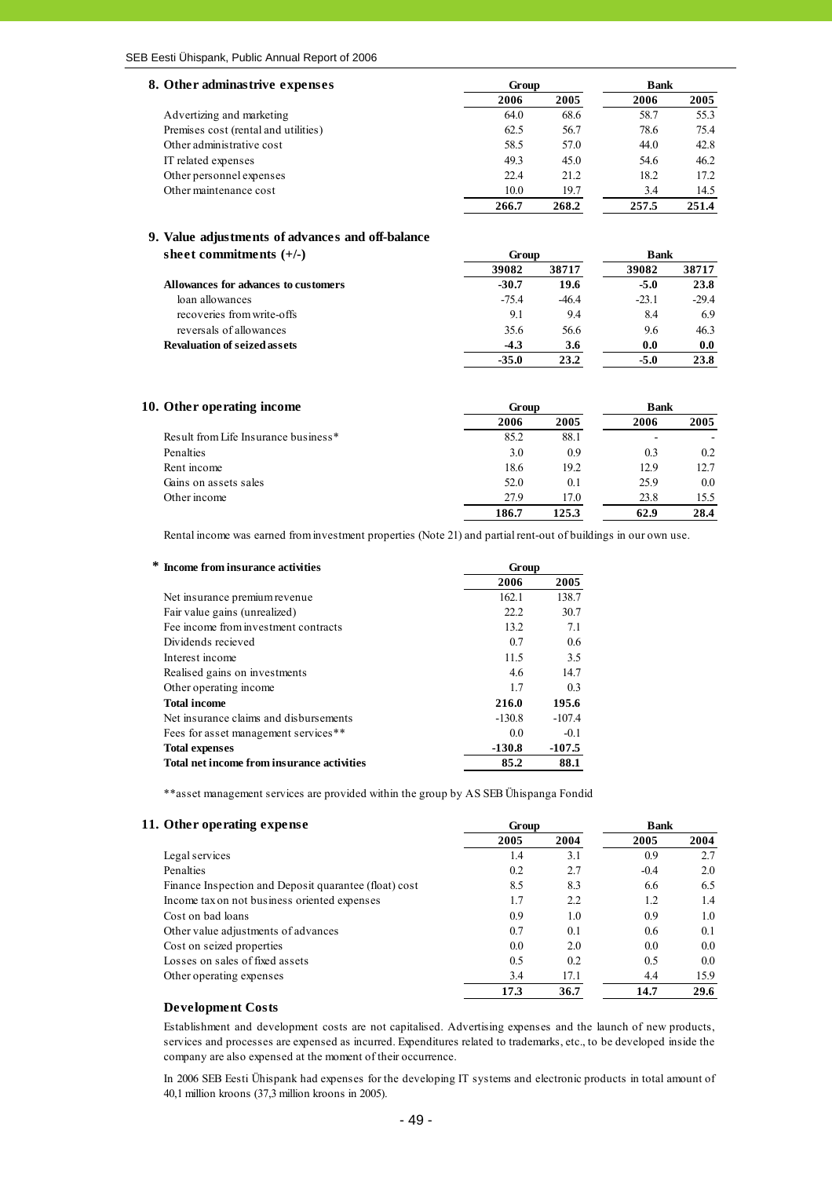## 8. Other adminastrive expenses

| | Group | | Bank | |
|---|---|---|---|---|
| | 2006 | 2005 | 2006 | 2005 |
| Advertizing and marketing | 64.0 | 68.6 | 58.7 | 55.3 |
| Premises cost (rental and utilities) | 62.5 | 56.7 | 78.6 | 75.4 |
| Other administrative cost | 58.5 | 57.0 | 44.0 | 42.8 |
| IT related expenses | 49.3 | 45.0 | 54.6 | 46.2 |
| Other personnel expenses | 22.4 | 21.2 | 18.2 | 17.2 |
| Other maintenance cost | 10.0 | 19.7 | 3.4 | 14.5 |
| | **266.7** | **268.2** | **257.5** | **251.4** |

## 9. Value adjustments of advances and off-balance sheet commitments (+/-)

| | Group | | Bank | |
|---|---|---|---|---|
| | 39082 | 38717 | 39082 | 38717 |
| **Allowances for advances to customers** | **-30.7** | **19.6** | **-5.0** | **23.8** |
| loan allowances | -75.4 | -46.4 | -23.1 | -29.4 |
| recoveries from write-offs | 9.1 | 9.4 | 8.4 | 6.9 |
| reversals of allowances | 35.6 | 56.6 | 9.6 | 46.3 |
| **Revaluation of seized assets** | **-4.3** | **3.6** | **0.0** | **0.0** |
| | **-35.0** | **23.2** | **-5.0** | **23.8** |

## 10. Other operating income

| | Group | | Bank | |
|---|---|---|---|---|
| | 2006 | 2005 | 2006 | 2005 |
| Result from Life Insurance business* | 85.2 | 88.1 | - | - |
| Penalties | 3.0 | 0.9 | 0.3 | 0.2 |
| Rent income | 18.6 | 19.2 | 12.9 | 12.7 |
| Gains on assets sales | 52.0 | 0.1 | 25.9 | 0.0 |
| Other income | 27.9 | 17.0 | 23.8 | 15.5 |
| | **186.7** | **125.3** | **62.9** | **28.4** |

Rental income was earned from investment properties (Note 21) and partial rent-out of buildings in our own use.

| * **Income from insurance activities** | Group | |
|---|---|---|
| | 2006 | 2005 |
| Net insurance premium revenue | 162.1 | 138.7 |
| Fair value gains (unrealized) | 22.2 | 30.7 |
| Fee income from investment contracts | 13.2 | 7.1 |
| Dividends recieved | 0.7 | 0.6 |
| Interest income | 11.5 | 3.5 |
| Realised gains on investments | 4.6 | 14.7 |
| Other operating income | 1.7 | 0.3 |
| **Total income** | **216.0** | **195.6** |
| Net insurance claims and disbursements | -130.8 | -107.4 |
| Fees for asset management services** | 0.0 | -0.1 |
| **Total expenses** | **-130.8** | **-107.5** |
| **Total net income from insurance activities** | **85.2** | **88.1** |

**asset management services are provided within the group by AS SEB Ühispanga Fondid

## 11. Other operating expense

| | Group | | Bank | |
|---|---|---|---|---|
| | 2005 | 2004 | 2005 | 2004 |
| Legal services | 1.4 | 3.1 | 0.9 | 2.7 |
| Penalties | 0.2 | 2.7 | -0.4 | 2.0 |
| Finance Inspection and Deposit quarantee (float) cost | 8.5 | 8.3 | 6.6 | 6.5 |
| Income tax on not business oriented expenses | 1.7 | 2.2 | 1.2 | 1.4 |
| Cost on bad loans | 0.9 | 1.0 | 0.9 | 1.0 |
| Other value adjustments of advances | 0.7 | 0.1 | 0.6 | 0.1 |
| Cost on seized properties | 0.0 | 2.0 | 0.0 | 0.0 |
| Losses on sales of fixed assets | 0.5 | 0.2 | 0.5 | 0.0 |
| Other operating expenses | 3.4 | 17.1 | 4.4 | 15.9 |
| | **17.3** | **36.7** | **14.7** | **29.6** |

### Development Costs

Establishment and development costs are not capitalised. Advertising expenses and the launch of new products, services and processes are expensed as incurred. Expenditures related to trademarks, etc., to be developed inside the company are also expensed at the moment of their occurrence.

In 2006 SEB Eesti Ühispank had expenses for the developing IT systems and electronic products in total amount of 40,1 million kroons (37,3 million kroons in 2005).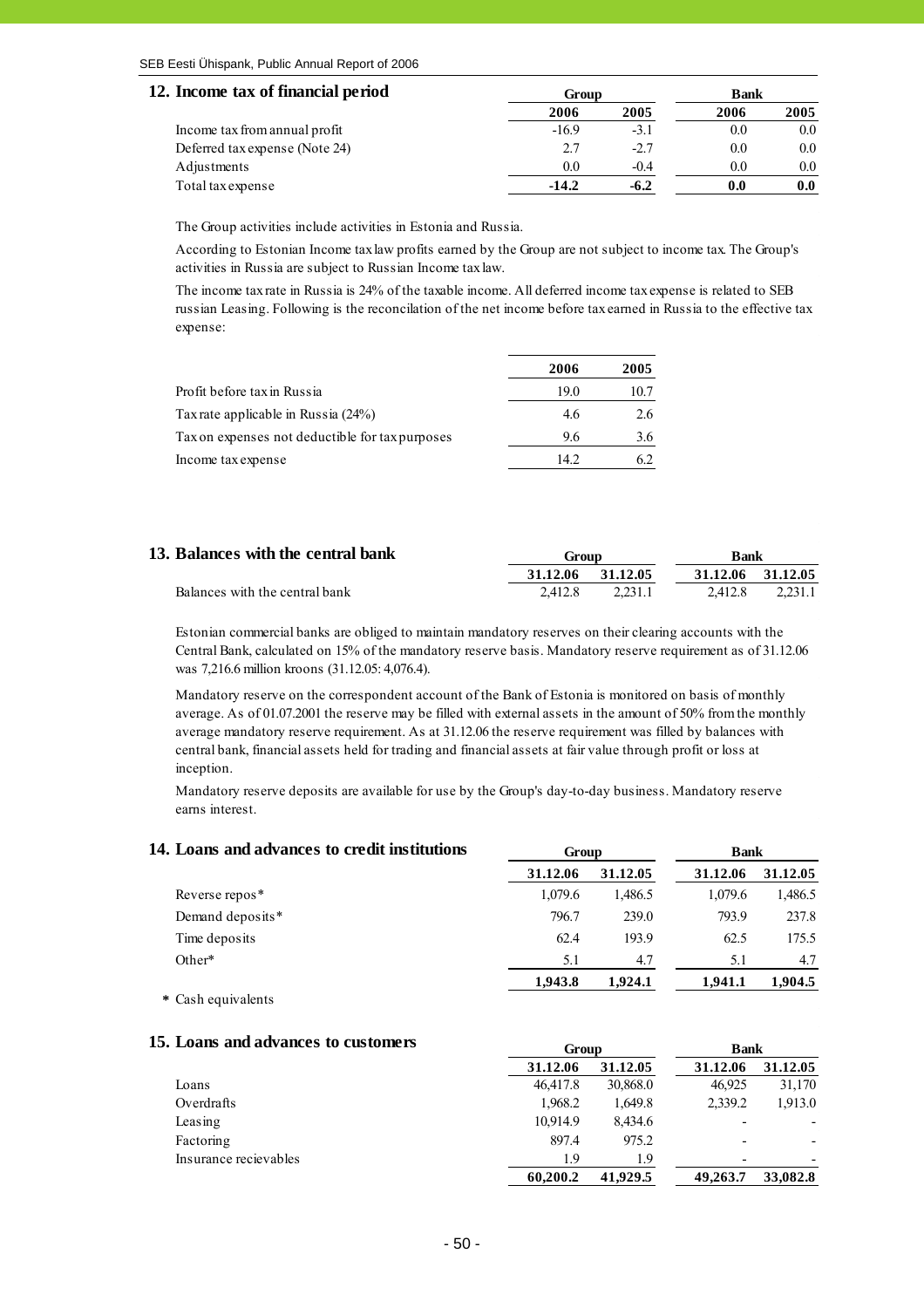## 12. Income tax of financial period

| | Group | | Bank | |
|---|---|---|---|---|
| | 2006 | 2005 | 2006 | 2005 |
| Income tax from annual profit | -16.9 | -3.1 | 0.0 | 0.0 |
| Deferred tax expense (Note 24) | 2.7 | -2.7 | 0.0 | 0.0 |
| Adjustments | 0.0 | -0.4 | 0.0 | 0.0 |
| Total tax expense | **-14.2** | **-6.2** | **0.0** | **0.0** |

The Group activities include activities in Estonia and Russia.

According to Estonian Income tax law profits earned by the Group are not subject to income tax. The Group's activities in Russia are subject to Russian Income tax law.

The income tax rate in Russia is 24% of the taxable income. All deferred income tax expense is related to SEB russian Leasing. Following is the reconciliation of the net income before tax earned in Russia to the effective tax expense:

| | 2006 | 2005 |
|---|---|---|
| Profit before tax in Russia | 19.0 | 10.7 |
| Tax rate applicable in Russia (24%) | 4.6 | 2.6 |
| Tax on expenses not deductible for tax purposes | 9.6 | 3.6 |
| Income tax expense | 14.2 | 6.2 |

## 13. Balances with the central bank

| | Group | | Bank | |
|---|---|---|---|---|
| | 31.12.06 | 31.12.05 | 31.12.06 | 31.12.05 |
| Balances with the central bank | 2,412.8 | 2,231.1 | 2,412.8 | 2,231.1 |

Estonian commercial banks are obliged to maintain mandatory reserves on their clearing accounts with the Central Bank, calculated on 15% of the mandatory reserve basis. Mandatory reserve requirement as of 31.12.06 was 7,216.6 million kroons (31.12.05: 4,076.4).

Mandatory reserve on the correspondent account of the Bank of Estonia is monitored on basis of monthly average. As of 01.07.2001 the reserve may be filled with external assets in the amount of 50% from the monthly average mandatory reserve requirement. As at 31.12.06 the reserve requirement was filled by balances with central bank, financial assets held for trading and financial assets at fair value through profit or loss at inception.

Mandatory reserve deposits are available for use by the Group's day-to-day business. Mandatory reserve earns interest.

## 14. Loans and advances to credit institutions

| | Group | | Bank | |
|---|---|---|---|---|
| | 31.12.06 | 31.12.05 | 31.12.06 | 31.12.05 |
| Reverse repos* | 1,079.6 | 1,486.5 | 1,079.6 | 1,486.5 |
| Demand deposits* | 796.7 | 239.0 | 793.9 | 237.8 |
| Time deposits | 62.4 | 193.9 | 62.5 | 175.5 |
| Other* | 5.1 | 4.7 | 5.1 | 4.7 |
| | **1,943.8** | **1,924.1** | **1,941.1** | **1,904.5** |

\* Cash equivalents

## 15. Loans and advances to customers

| | Group | | Bank | |
|---|---|---|---|---|
| | 31.12.06 | 31.12.05 | 31.12.06 | 31.12.05 |
| Loans | 46,417.8 | 30,868.0 | 46,925 | 31,170 |
| Overdrafts | 1,968.2 | 1,649.8 | 2,339.2 | 1,913.0 |
| Leasing | 10,914.9 | 8,434.6 | - | - |
| Factoring | 897.4 | 975.2 | - | - |
| Insurance recievables | 1.9 | 1.9 | - | - |
| | **60,200.2** | **41,929.5** | **49,263.7** | **33,082.8** |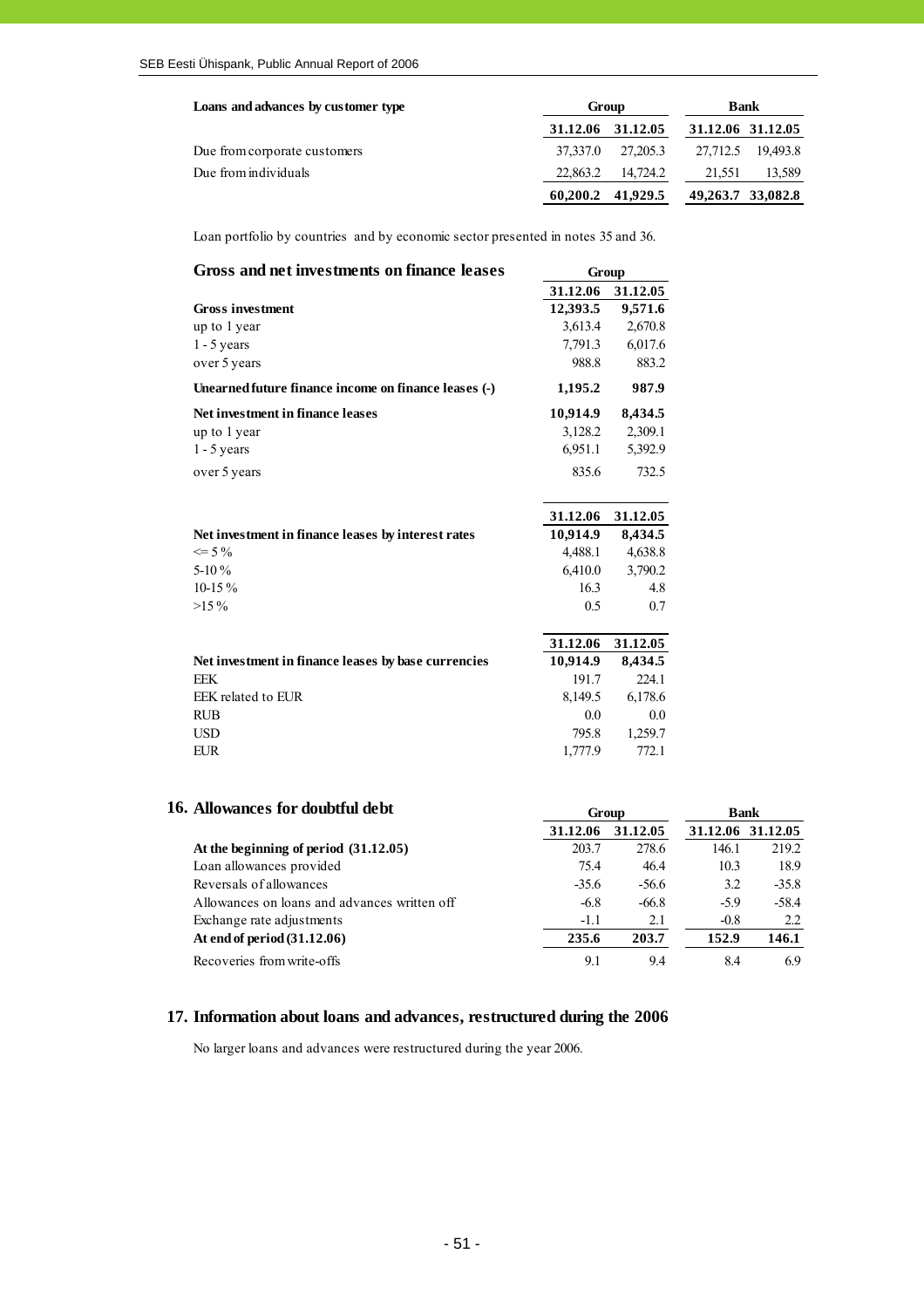| Loans and advances by customer type | Group | | Bank | |
|---|---|---|---|---|
| | 31.12.06 | 31.12.05 | 31.12.06 | 31.12.05 |
| Due from corporate customers | 37,337.0 | 27,205.3 | 27,712.5 | 19,493.8 |
| Due from individuals | 22,863.2 | 14,724.2 | 21,551 | 13,589 |
| | **60,200.2** | **41,929.5** | **49,263.7** | **33,082.8** |

Loan portfolio by countries and by economic sector presented in notes 35 and 36.

| Gross and net investments on finance leases | Group | |
|---|---|---|
| | 31.12.06 | 31.12.05 |
| **Gross investment** | **12,393.5** | **9,571.6** |
| up to 1 year | 3,613.4 | 2,670.8 |
| 1 - 5 years | 7,791.3 | 6,017.6 |
| over 5 years | 988.8 | 883.2 |
| **Unearned future finance income on finance leases (-)** | **1,195.2** | **987.9** |
| **Net investment in finance leases** | **10,914.9** | **8,434.5** |
| up to 1 year | 3,128.2 | 2,309.1 |
| 1 - 5 years | 6,951.1 | 5,392.9 |
| over 5 years | 835.6 | 732.5 |

| | 31.12.06 | 31.12.05 |
|---|---|---|
| **Net investment in finance leases by interest rates** | **10,914.9** | **8,434.5** |
| <= 5 % | 4,488.1 | 4,638.8 |
| 5-10 % | 6,410.0 | 3,790.2 |
| 10-15 % | 16.3 | 4.8 |
| >15 % | 0.5 | 0.7 |

| | 31.12.06 | 31.12.05 |
|---|---|---|
| **Net investment in finance leases by base currencies** | **10,914.9** | **8,434.5** |
| EEK | 191.7 | 224.1 |
| EEK related to EUR | 8,149.5 | 6,178.6 |
| RUB | 0.0 | 0.0 |
| USD | 795.8 | 1,259.7 |
| EUR | 1,777.9 | 772.1 |

## 16. Allowances for doubtful debt

| | Group | | Bank | |
|---|---|---|---|---|
| | 31.12.06 | 31.12.05 | 31.12.06 | 31.12.05 |
| **At the beginning of period (31.12.05)** | 203.7 | 278.6 | 146.1 | 219.2 |
| Loan allowances provided | 75.4 | 46.4 | 10.3 | 18.9 |
| Reversals of allowances | -35.6 | -56.6 | 3.2 | -35.8 |
| Allowances on loans and advances written off | -6.8 | -66.8 | -5.9 | -58.4 |
| Exchange rate adjustments | -1.1 | 2.1 | -0.8 | 2.2 |
| **At end of period (31.12.06)** | **235.6** | **203.7** | **152.9** | **146.1** |
| Recoveries from write-offs | 9.1 | 9.4 | 8.4 | 6.9 |

## 17. Information about loans and advances, restructured during the 2006

No larger loans and advances were restructured during the year 2006.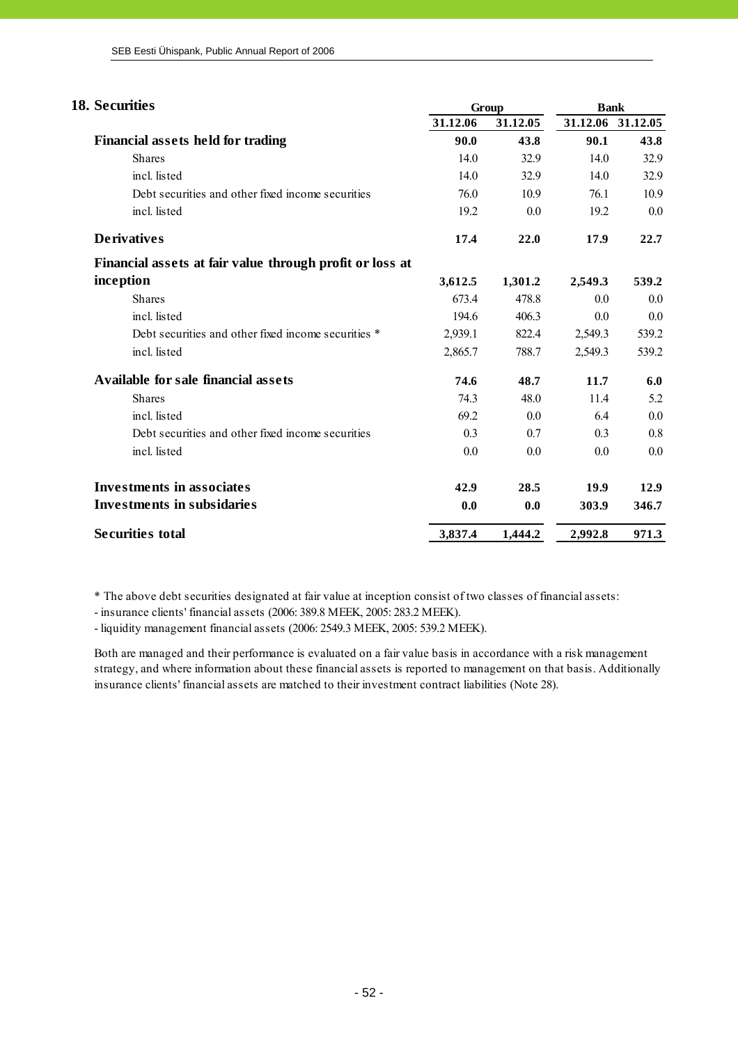## 18. Securities

| | Group | | Bank | |
|---|---|---|---|---|
| | 31.12.06 | 31.12.05 | 31.12.06 | 31.12.05 |
| **Financial assets held for trading** | **90.0** | **43.8** | **90.1** | **43.8** |
| Shares | 14.0 | 32.9 | 14.0 | 32.9 |
| incl. listed | 14.0 | 32.9 | 14.0 | 32.9 |
| Debt securities and other fixed income securities | 76.0 | 10.9 | 76.1 | 10.9 |
| incl. listed | 19.2 | 0.0 | 19.2 | 0.0 |
| **Derivatives** | **17.4** | **22.0** | **17.9** | **22.7** |
| **Financial assets at fair value through profit or loss at inception** | **3,612.5** | **1,301.2** | **2,549.3** | **539.2** |
| Shares | 673.4 | 478.8 | 0.0 | 0.0 |
| incl. listed | 194.6 | 406.3 | 0.0 | 0.0 |
| Debt securities and other fixed income securities * | 2,939.1 | 822.4 | 2,549.3 | 539.2 |
| incl. listed | 2,865.7 | 788.7 | 2,549.3 | 539.2 |
| **Available for sale financial assets** | **74.6** | **48.7** | **11.7** | **6.0** |
| Shares | 74.3 | 48.0 | 11.4 | 5.2 |
| incl. listed | 69.2 | 0.0 | 6.4 | 0.0 |
| Debt securities and other fixed income securities | 0.3 | 0.7 | 0.3 | 0.8 |
| incl. listed | 0.0 | 0.0 | 0.0 | 0.0 |
| **Investments in associates** | **42.9** | **28.5** | **19.9** | **12.9** |
| **Investments in subsidaries** | **0.0** | **0.0** | **303.9** | **346.7** |
| **Securities total** | **3,837.4** | **1,444.2** | **2,992.8** | **971.3** |

* The above debt securities designated at fair value at inception consist of two classes of financial assets:
- insurance clients' financial assets (2006: 389.8 MEEK, 2005: 283.2 MEEK).
- liquidity management financial assets (2006: 2549.3 MEEK, 2005: 539.2 MEEK).

Both are managed and their performance is evaluated on a fair value basis in accordance with a risk management strategy, and where information about these financial assets is reported to management on that basis. Additionally insurance clients' financial assets are matched to their investment contract liabilities (Note 28).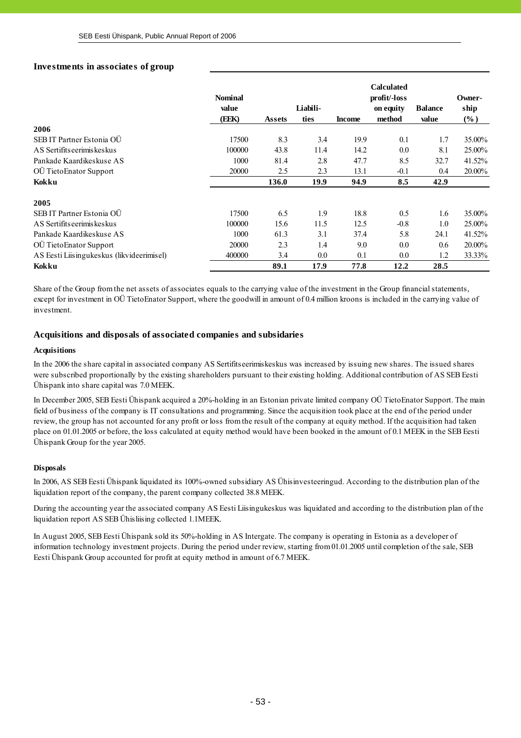## Investments in associates of group

| | Nominal value (EEK) | Assets | Liabilities | Income | Calculated profit/-loss on equity method | Balance value | Ownership (%) |
|---|---|---|---|---|---|---|---|
| **2006** | | | | | | | |
| SEB IT Partner Estonia OÜ | 17500 | 8.3 | 3.4 | 19.9 | 0.1 | 1.7 | 35.00% |
| AS Sertifitseerimiskeskus | 100000 | 43.8 | 11.4 | 14.2 | 0.0 | 8.1 | 25.00% |
| Pankade Kaardikeskuse AS | 1000 | 81.4 | 2.8 | 47.7 | 8.5 | 32.7 | 41.52% |
| OÜ TietoEnator Support | 20000 | 2.5 | 2.3 | 13.1 | -0.1 | 0.4 | 20.00% |
| **Kokku** | | **136.0** | **19.9** | **94.9** | **8.5** | **42.9** | |
| **2005** | | | | | | | |
| SEB IT Partner Estonia OÜ | 17500 | 6.5 | 1.9 | 18.8 | 0.5 | 1.6 | 35.00% |
| AS Sertifitseerimiskeskus | 100000 | 15.6 | 11.5 | 12.5 | -0.8 | 1.0 | 25.00% |
| Pankade Kaardikeskuse AS | 1000 | 61.3 | 3.1 | 37.4 | 5.8 | 24.1 | 41.52% |
| OÜ TietoEnator Support | 20000 | 2.3 | 1.4 | 9.0 | 0.0 | 0.6 | 20.00% |
| AS Eesti Liisingukeskus (likvideerimisel) | 400000 | 3.4 | 0.0 | 0.1 | 0.0 | 1.2 | 33.33% |
| **Kokku** | | **89.1** | **17.9** | **77.8** | **12.2** | **28.5** | |

Share of the Group from the net assets of associates equals to the carrying value of the investment in the Group financial statements, except for investment in OÜ TietoEnator Support, where the goodwill in amount of 0.4 million kroons is included in the carrying value of investment.

## Acquisitions and disposals of associated companies and subsidaries

### Acquisitions

In the 2006 the share capital in associated company AS Sertifitseerimiskeskus was increased by issuing new shares. The issued shares were subscribed proportionally by the existing shareholders pursuant to their existing holding. Additional contribution of AS SEB Eesti Ühispank into share capital was 7.0 MEEK.

In December 2005, SEB Eesti Ühispank acquired a 20%-holding in an Estonian private limited company OÜ TietoEnator Support. The main field of business of the company is IT consultations and programming. Since the acquisition took place at the end of the period under review, the group has not accounted for any profit or loss from the result of the company at equity method. If the acquisition had taken place on 01.01.2005 or before, the loss calculated at equity method would have been booked in the amount of 0.1 MEEK in the SEB Eesti Ühispank Group for the year 2005.

### Disposals

In 2006, AS SEB Eesti Ühispank liquidated its 100%-owned subsidiary AS Ühisinvesteeringud. According to the distribution plan of the liquidation report of the company, the parent company collected 38.8 MEEK.

During the accounting year the associated company AS Eesti Liisingukeskus was liquidated and according to the distribution plan of the liquidation report AS SEB Ühisliising collected 1.1MEEK.

In August 2005, SEB Eesti Ühispank sold its 50%-holding in AS Intergate. The company is operating in Estonia as a developer of information technology investment projects. During the period under review, starting from 01.01.2005 until completion of the sale, SEB Eesti Ühispank Group accounted for profit at equity method in amount of 6.7 MEEK.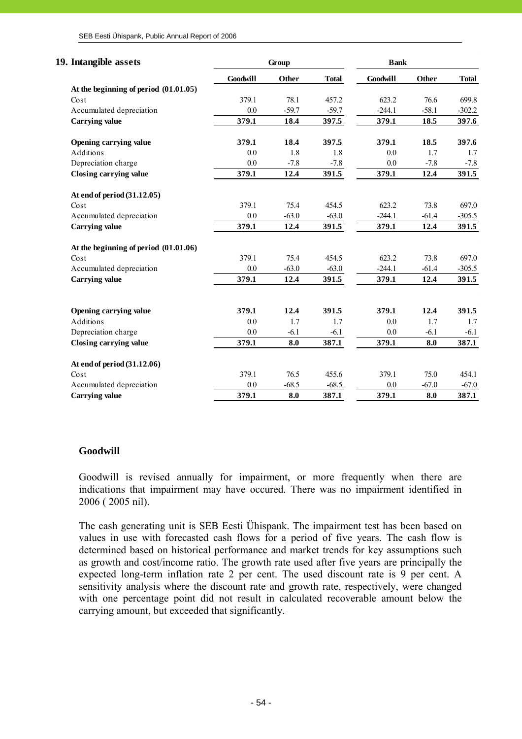## 19. Intangible assets

| | Group | | | Bank | | |
|---|---|---|---|---|---|---|
| | **Goodwill** | **Other** | **Total** | **Goodwill** | **Other** | **Total** |
| **At the beginning of period (01.01.05)** | | | | | | |
| Cost | 379.1 | 78.1 | 457.2 | 623.2 | 76.6 | 699.8 |
| Accumulated depreciation | 0.0 | -59.7 | -59.7 | -244.1 | -58.1 | -302.2 |
| **Carrying value** | **379.1** | **18.4** | **397.5** | **379.1** | **18.5** | **397.6** |
| | | | | | | |
| **Opening carrying value** | **379.1** | **18.4** | **397.5** | **379.1** | **18.5** | **397.6** |
| Additions | 0.0 | 1.8 | 1.8 | 0.0 | 1.7 | 1.7 |
| Depreciation charge | 0.0 | -7.8 | -7.8 | 0.0 | -7.8 | -7.8 |
| **Closing carrying value** | **379.1** | **12.4** | **391.5** | **379.1** | **12.4** | **391.5** |
| | | | | | | |
| **At end of period (31.12.05)** | | | | | | |
| Cost | 379.1 | 75.4 | 454.5 | 623.2 | 73.8 | 697.0 |
| Accumulated depreciation | 0.0 | -63.0 | -63.0 | -244.1 | -61.4 | -305.5 |
| **Carrying value** | **379.1** | **12.4** | **391.5** | **379.1** | **12.4** | **391.5** |
| | | | | | | |
| **At the beginning of period (01.01.06)** | | | | | | |
| Cost | 379.1 | 75.4 | 454.5 | 623.2 | 73.8 | 697.0 |
| Accumulated depreciation | 0.0 | -63.0 | -63.0 | -244.1 | -61.4 | -305.5 |
| **Carrying value** | **379.1** | **12.4** | **391.5** | **379.1** | **12.4** | **391.5** |
| | | | | | | |
| **Opening carrying value** | **379.1** | **12.4** | **391.5** | **379.1** | **12.4** | **391.5** |
| Additions | 0.0 | 1.7 | 1.7 | 0.0 | 1.7 | 1.7 |
| Depreciation charge | 0.0 | -6.1 | -6.1 | 0.0 | -6.1 | -6.1 |
| **Closing carrying value** | **379.1** | **8.0** | **387.1** | **379.1** | **8.0** | **387.1** |
| | | | | | | |
| **At end of period (31.12.06)** | | | | | | |
| Cost | 379.1 | 76.5 | 455.6 | 379.1 | 75.0 | 454.1 |
| Accumulated depreciation | 0.0 | -68.5 | -68.5 | 0.0 | -67.0 | -67.0 |
| **Carrying value** | **379.1** | **8.0** | **387.1** | **379.1** | **8.0** | **387.1** |

### Goodwill

Goodwill is revised annually for impairment, or more frequently when there are indications that impairment may have occured. There was no impairment identified in 2006 ( 2005 nil).

The cash generating unit is SEB Eesti Ühispank. The impairment test has been based on values in use with forecasted cash flows for a period of five years. The cash flow is determined based on historical performance and market trends for key assumptions such as growth and cost/income ratio. The growth rate used after five years are principally the expected long-term inflation rate 2 per cent. The used discount rate is 9 per cent. A sensitivity analysis where the discount rate and growth rate, respectively, were changed with one percentage point did not result in calculated recoverable amount below the carrying amount, but exceeded that significantly.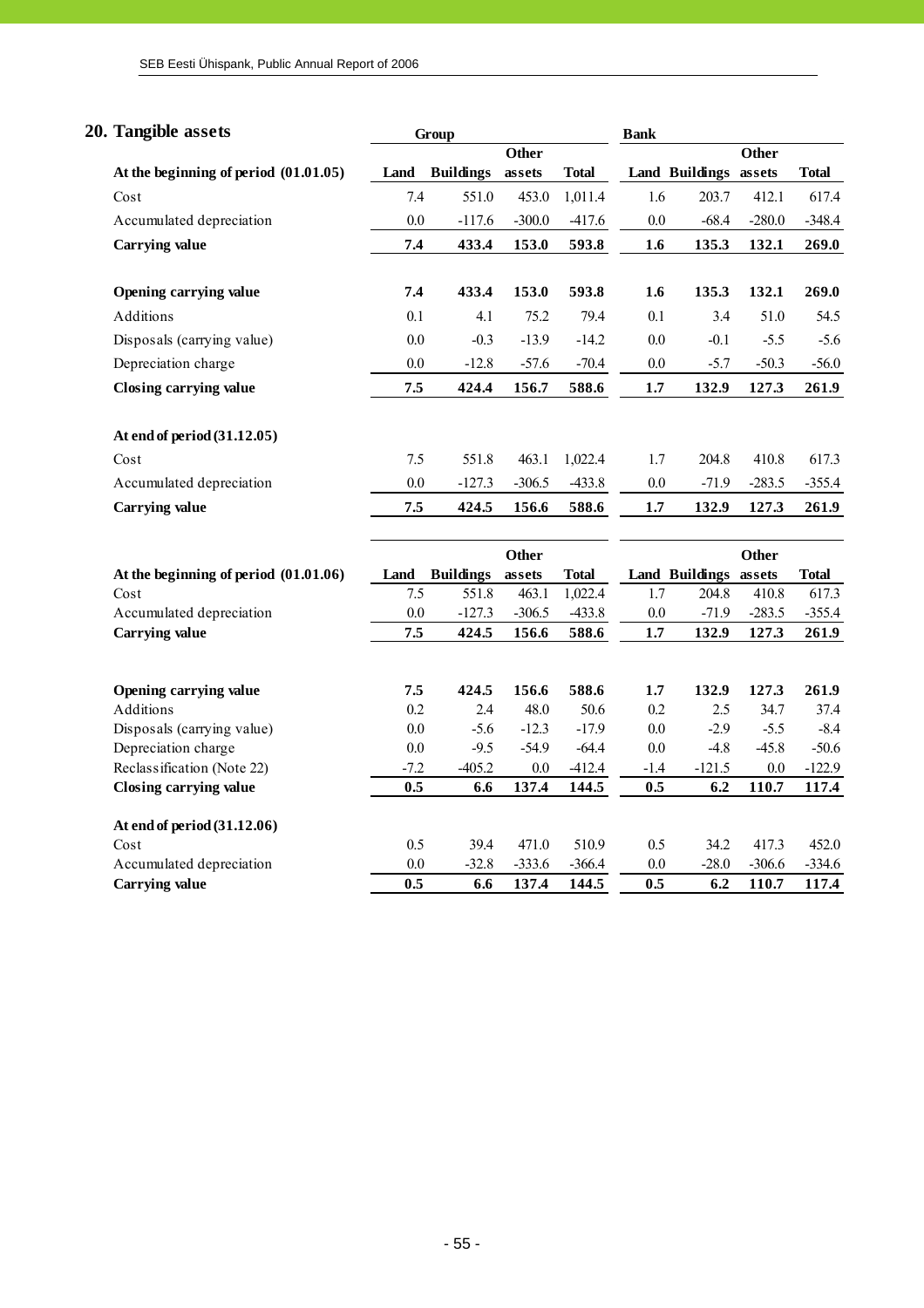## 20. Tangible assets

| | Group | | | | Bank | | | |
|---|---|---|---|---|---|---|---|---|
| **At the beginning of period (01.01.05)** | **Land** | **Buildings** | **Other assets** | **Total** | **Land** | **Buildings** | **Other assets** | **Total** |
| Cost | 7.4 | 551.0 | 453.0 | 1,011.4 | 1.6 | 203.7 | 412.1 | 617.4 |
| Accumulated depreciation | 0.0 | -117.6 | -300.0 | -417.6 | 0.0 | -68.4 | -280.0 | -348.4 |
| **Carrying value** | **7.4** | **433.4** | **153.0** | **593.8** | **1.6** | **135.3** | **132.1** | **269.0** |
| | | | | | | | | |
| **Opening carrying value** | **7.4** | **433.4** | **153.0** | **593.8** | **1.6** | **135.3** | **132.1** | **269.0** |
| Additions | 0.1 | 4.1 | 75.2 | 79.4 | 0.1 | 3.4 | 51.0 | 54.5 |
| Disposals (carrying value) | 0.0 | -0.3 | -13.9 | -14.2 | 0.0 | -0.1 | -5.5 | -5.6 |
| Depreciation charge | 0.0 | -12.8 | -57.6 | -70.4 | 0.0 | -5.7 | -50.3 | -56.0 |
| **Closing carrying value** | **7.5** | **424.4** | **156.7** | **588.6** | **1.7** | **132.9** | **127.3** | **261.9** |
| | | | | | | | | |
| **At end of period (31.12.05)** | | | | | | | | |
| Cost | 7.5 | 551.8 | 463.1 | 1,022.4 | 1.7 | 204.8 | 410.8 | 617.3 |
| Accumulated depreciation | 0.0 | -127.3 | -306.5 | -433.8 | 0.0 | -71.9 | -283.5 | -355.4 |
| **Carrying value** | **7.5** | **424.5** | **156.6** | **588.6** | **1.7** | **132.9** | **127.3** | **261.9** |

| **At the beginning of period (01.01.06)** | **Land** | **Buildings** | **Other assets** | **Total** | **Land** | **Buildings** | **Other assets** | **Total** |
|---|---|---|---|---|---|---|---|---|
| Cost | 7.5 | 551.8 | 463.1 | 1,022.4 | 1.7 | 204.8 | 410.8 | 617.3 |
| Accumulated depreciation | 0.0 | -127.3 | -306.5 | -433.8 | 0.0 | -71.9 | -283.5 | -355.4 |
| **Carrying value** | **7.5** | **424.5** | **156.6** | **588.6** | **1.7** | **132.9** | **127.3** | **261.9** |
| | | | | | | | | |
| **Opening carrying value** | **7.5** | **424.5** | **156.6** | **588.6** | **1.7** | **132.9** | **127.3** | **261.9** |
| Additions | 0.2 | 2.4 | 48.0 | 50.6 | 0.2 | 2.5 | 34.7 | 37.4 |
| Disposals (carrying value) | 0.0 | -5.6 | -12.3 | -17.9 | 0.0 | -2.9 | -5.5 | -8.4 |
| Depreciation charge | 0.0 | -9.5 | -54.9 | -64.4 | 0.0 | -4.8 | -45.8 | -50.6 |
| Reclassification (Note 22) | -7.2 | -405.2 | 0.0 | -412.4 | -1.4 | -121.5 | 0.0 | -122.9 |
| **Closing carrying value** | **0.5** | **6.6** | **137.4** | **144.5** | **0.5** | **6.2** | **110.7** | **117.4** |
| | | | | | | | | |
| **At end of period (31.12.06)** | | | | | | | | |
| Cost | 0.5 | 39.4 | 471.0 | 510.9 | 0.5 | 34.2 | 417.3 | 452.0 |
| Accumulated depreciation | 0.0 | -32.8 | -333.6 | -366.4 | 0.0 | -28.0 | -306.6 | -334.6 |
| **Carrying value** | **0.5** | **6.6** | **137.4** | **144.5** | **0.5** | **6.2** | **110.7** | **117.4** |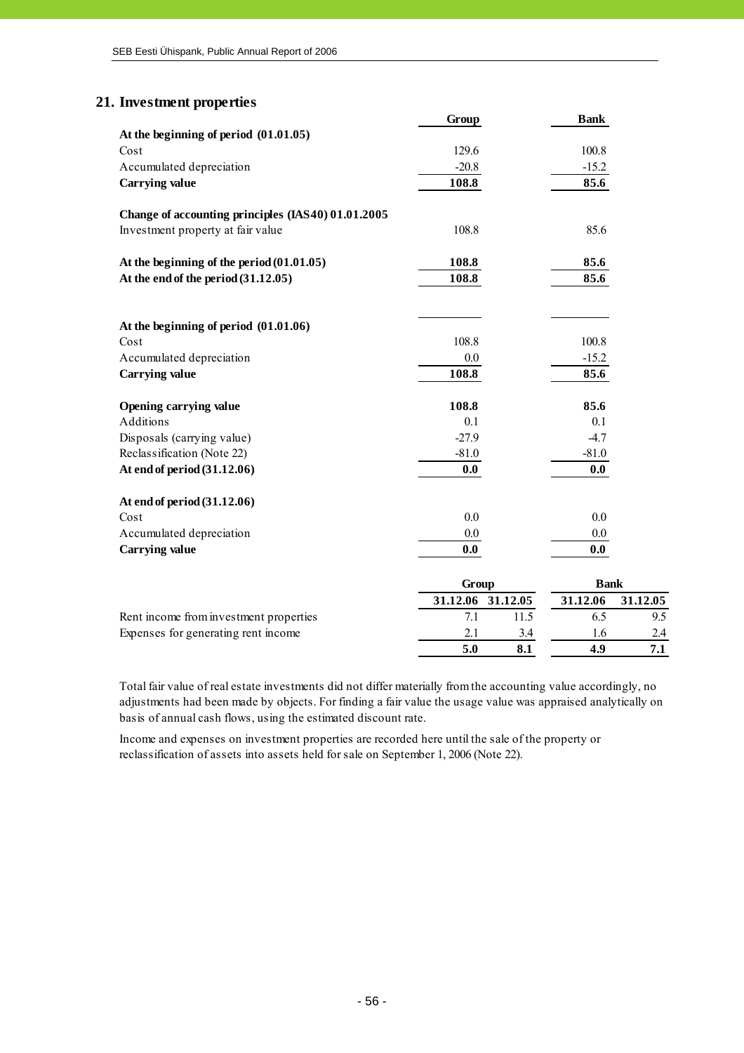## 21. Investment properties

| | Group | Bank |
|---|---|---|
| **At the beginning of period (01.01.05)** | | |
| Cost | 129.6 | 100.8 |
| Accumulated depreciation | -20.8 | -15.2 |
| **Carrying value** | **108.8** | **85.6** |
| | | |
| **Change of accounting principles (IAS40) 01.01.2005** | | |
| Investment property at fair value | 108.8 | 85.6 |
| | | |
| **At the beginning of the period (01.01.05)** | **108.8** | **85.6** |
| **At the end of the period (31.12.05)** | **108.8** | **85.6** |
| | | |
| **At the beginning of period (01.01.06)** | | |
| Cost | 108.8 | 100.8 |
| Accumulated depreciation | 0.0 | -15.2 |
| **Carrying value** | **108.8** | **85.6** |
| | | |
| **Opening carrying value** | **108.8** | **85.6** |
| Additions | 0.1 | 0.1 |
| Disposals (carrying value) | -27.9 | -4.7 |
| Reclassification (Note 22) | -81.0 | -81.0 |
| **At end of period (31.12.06)** | **0.0** | **0.0** |
| | | |
| **At end of period (31.12.06)** | | |
| Cost | 0.0 | 0.0 |
| Accumulated depreciation | 0.0 | 0.0 |
| **Carrying value** | **0.0** | **0.0** |

| | Group | | Bank | |
|---|---|---|---|---|
| | **31.12.06** | **31.12.05** | **31.12.06** | **31.12.05** |
| Rent income from investment properties | 7.1 | 11.5 | 6.5 | 9.5 |
| Expenses for generating rent income | 2.1 | 3.4 | 1.6 | 2.4 |
| | **5.0** | **8.1** | **4.9** | **7.1** |

Total fair value of real estate investments did not differ materially from the accounting value accordingly, no adjustments had been made by objects. For finding a fair value the usage value was appraised analytically on basis of annual cash flows, using the estimated discount rate.

Income and expenses on investment properties are recorded here until the sale of the property or reclassification of assets into assets held for sale on September 1, 2006 (Note 22).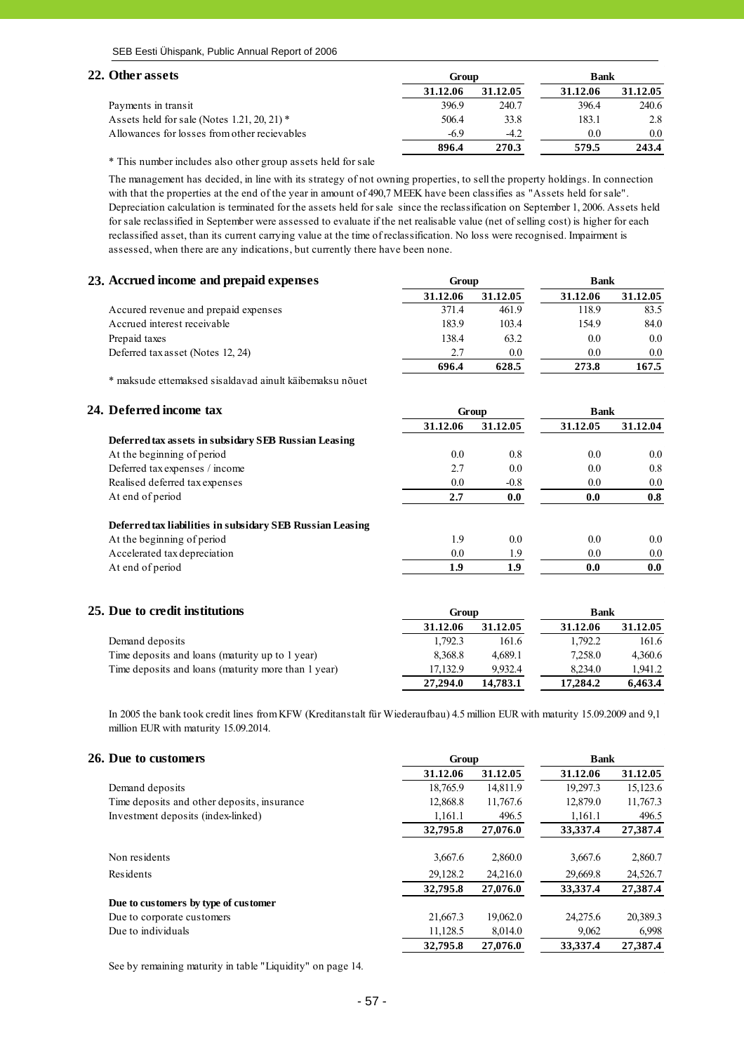## 22. Other assets

| | Group | | Bank | |
|---|---|---|---|---|
| | 31.12.06 | 31.12.05 | 31.12.06 | 31.12.05 |
| Payments in transit | 396.9 | 240.7 | 396.4 | 240.6 |
| Assets held for sale (Notes 1.21, 20, 21) * | 506.4 | 33.8 | 183.1 | 2.8 |
| Allowances for losses from other recievables | -6.9 | -4.2 | 0.0 | 0.0 |
| | **896.4** | **270.3** | **579.5** | **243.4** |

* This number includes also other group assets held for sale

The management has decided, in line with its strategy of not owning properties, to sell the property holdings. In connection with that the properties at the end of the year in amount of 490,7 MEEK have been classifies as "Assets held for sale". Depreciation calculation is terminated for the assets held for sale since the reclassification on September 1, 2006. Assets held for sale reclassified in September were assessed to evaluate if the net realisable value (net of selling cost) is higher for each reclassified asset, than its current carrying value at the time of reclassification. No loss were recognised. Impairment is assessed, when there are any indications, but currently there have been none.

## 23. Accrued income and prepaid expenses

| | Group | | Bank | |
|---|---|---|---|---|
| | 31.12.06 | 31.12.05 | 31.12.06 | 31.12.05 |
| Accured revenue and prepaid expenses | 371.4 | 461.9 | 118.9 | 83.5 |
| Accrued interest receivable | 183.9 | 103.4 | 154.9 | 84.0 |
| Prepaid taxes | 138.4 | 63.2 | 0.0 | 0.0 |
| Deferred tax asset (Notes 12, 24) | 2.7 | 0.0 | 0.0 | 0.0 |
| | **696.4** | **628.5** | **273.8** | **167.5** |

* maksude ettemaksed sisaldavad ainult käibemaksu nõuet

## 24. Deferred income tax

| | Group | | Bank | |
|---|---|---|---|---|
| | 31.12.06 | 31.12.05 | 31.12.05 | 31.12.04 |
| **Deferred tax assets in subsidary SEB Russian Leasing** | | | | |
| At the beginning of period | 0.0 | 0.8 | 0.0 | 0.0 |
| Deferred tax expenses / income | 2.7 | 0.0 | 0.0 | 0.8 |
| Realised deferred tax expenses | 0.0 | -0.8 | 0.0 | 0.0 |
| At end of period | **2.7** | **0.0** | **0.0** | **0.8** |
| | | | | |
| **Deferred tax liabilities in subsidary SEB Russian Leasing** | | | | |
| At the beginning of period | 1.9 | 0.0 | 0.0 | 0.0 |
| Accelerated tax depreciation | 0.0 | 1.9 | 0.0 | 0.0 |
| At end of period | **1.9** | **1.9** | **0.0** | **0.0** |

## 25. Due to credit institutions

| | Group | | Bank | |
|---|---|---|---|---|
| | 31.12.06 | 31.12.05 | 31.12.06 | 31.12.05 |
| Demand deposits | 1,792.3 | 161.6 | 1,792.2 | 161.6 |
| Time deposits and loans (maturity up to 1 year) | 8,368.8 | 4,689.1 | 7,258.0 | 4,360.6 |
| Time deposits and loans (maturity more than 1 year) | 17,132.9 | 9,932.4 | 8,234.0 | 1,941.2 |
| | **27,294.0** | **14,783.1** | **17,284.2** | **6,463.4** |

In 2005 the bank took credit lines from KFW (Kreditanstalt für Wiederaufbau) 4.5 million EUR with maturity 15.09.2009 and 9,1 million EUR with maturity 15.09.2014.

## 26. Due to customers

| | Group | | Bank | |
|---|---|---|---|---|
| | 31.12.06 | 31.12.05 | 31.12.06 | 31.12.05 |
| Demand deposits | 18,765.9 | 14,811.9 | 19,297.3 | 15,123.6 |
| Time deposits and other deposits, insurance | 12,868.8 | 11,767.6 | 12,879.0 | 11,767.3 |
| Investment deposits (index-linked) | 1,161.1 | 496.5 | 1,161.1 | 496.5 |
| | **32,795.8** | **27,076.0** | **33,337.4** | **27,387.4** |
| | | | | |
| Non residents | 3,667.6 | 2,860.0 | 3,667.6 | 2,860.7 |
| Residents | 29,128.2 | 24,216.0 | 29,669.8 | 24,526.7 |
| | **32,795.8** | **27,076.0** | **33,337.4** | **27,387.4** |
| **Due to customers by type of customer** | | | | |
| Due to corporate customers | 21,667.3 | 19,062.0 | 24,275.6 | 20,389.3 |
| Due to individuals | 11,128.5 | 8,014.0 | 9,062 | 6,998 |
| | **32,795.8** | **27,076.0** | **33,337.4** | **27,387.4** |

See by remaining maturity in table "Liquidity" on page 14.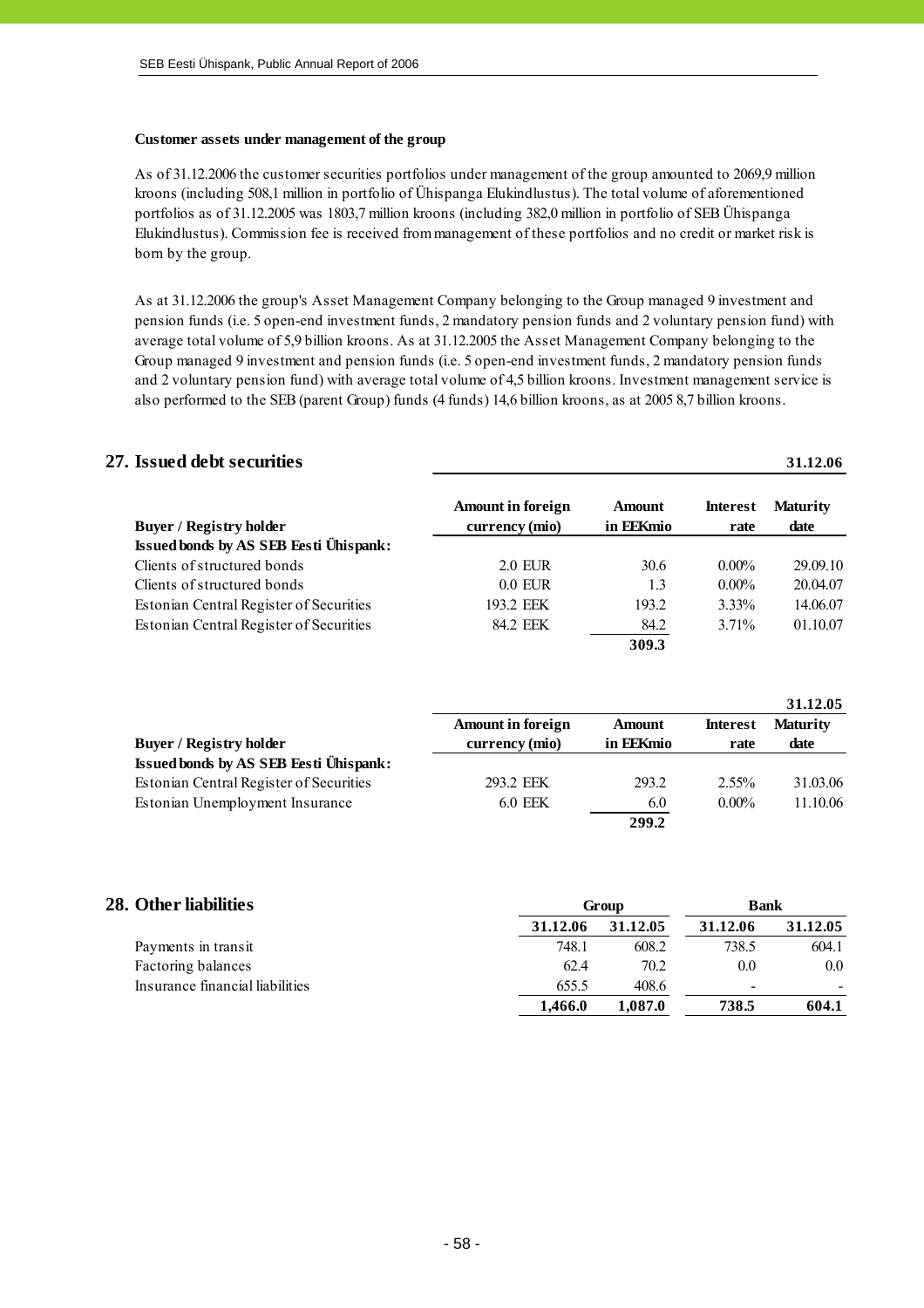**Customer assets under management of the group**

As of 31.12.2006 the customer securities portfolios under management of the group amounted to 2069,9 million kroons (including 508,1 million in portfolio of Ühispanga Elukindlustus). The total volume of aforementioned portfolios as of 31.12.2005 was 1803,7 million kroons (including 382,0 million in portfolio of SEB Ühispanga Elukindlustus). Commission fee is received from management of these portfolios and no credit or market risk is born by the group.

As at 31.12.2006 the group's Asset Management Company belonging to the Group managed 9 investment and pension funds (i.e. 5 open-end investment funds, 2 mandatory pension funds and 2 voluntary pension fund) with average total volume of 5,9 billion kroons. As at 31.12.2005 the Asset Management Company belonging to the Group managed 9 investment and pension funds (i.e. 5 open-end investment funds, 2 mandatory pension funds and 2 voluntary pension fund) with average total volume of 4,5 billion kroons. Investment management service is also performed to the SEB (parent Group) funds (4 funds) 14,6 billion kroons, as at 2005 8,7 billion kroons.

## 27. Issued debt securities

**31.12.06**

| Buyer / Registry holder | Amount in foreign currency (mio) | Amount in EEKmio | Interest rate | Maturity date |
|---|---|---|---|---|
| **Issued bonds by AS SEB Eesti Ühispank:** | | | | |
| Clients of structured bonds | 2.0 EUR | 30.6 | 0.00% | 29.09.10 |
| Clients of structured bonds | 0.0 EUR | 1.3 | 0.00% | 20.04.07 |
| Estonian Central Register of Securities | 193.2 EEK | 193.2 | 3.33% | 14.06.07 |
| Estonian Central Register of Securities | 84.2 EEK | 84.2 | 3.71% | 01.10.07 |
| | | **309.3** | | |

**31.12.05**

| Buyer / Registry holder | Amount in foreign currency (mio) | Amount in EEKmio | Interest rate | Maturity date |
|---|---|---|---|---|
| **Issued bonds by AS SEB Eesti Ühispank:** | | | | |
| Estonian Central Register of Securities | 293.2 EEK | 293.2 | 2.55% | 31.03.06 |
| Estonian Unemployment Insurance | 6.0 EEK | 6.0 | 0.00% | 11.10.06 |
| | | **299.2** | | |

## 28. Other liabilities

| | Group | | Bank | |
|---|---|---|---|---|
| | **31.12.06** | **31.12.05** | **31.12.06** | **31.12.05** |
| Payments in transit | 748.1 | 608.2 | 738.5 | 604.1 |
| Factoring balances | 62.4 | 70.2 | 0.0 | 0.0 |
| Insurance financial liabilities | 655.5 | 408.6 | - | - |
| | **1,466.0** | **1,087.0** | **738.5** | **604.1** |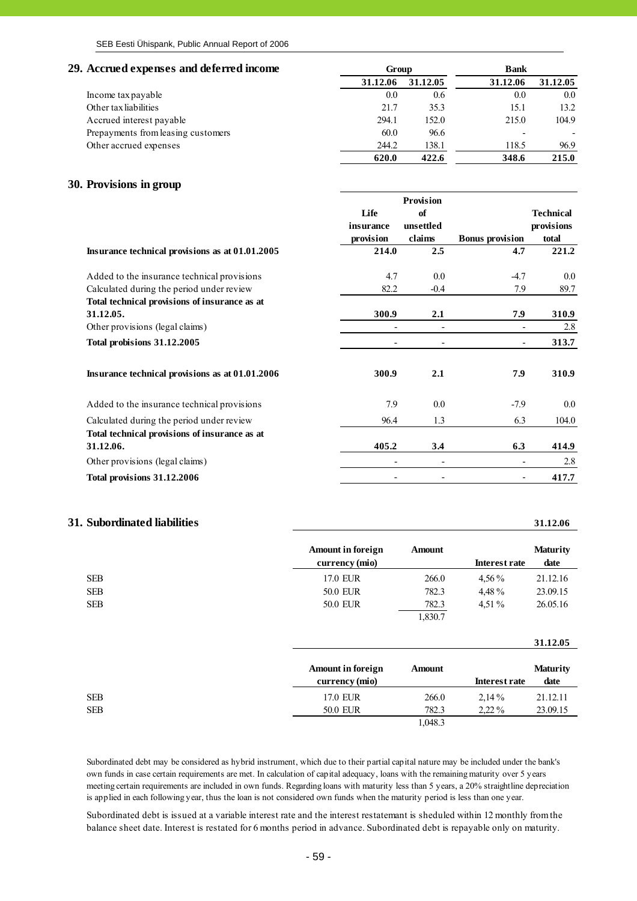## 29. Accrued expenses and deferred income

| | Group | | Bank | |
|---|---|---|---|---|
| | 31.12.06 | 31.12.05 | 31.12.06 | 31.12.05 |
| Income tax payable | 0.0 | 0.6 | 0.0 | 0.0 |
| Other tax liabilities | 21.7 | 35.3 | 15.1 | 13.2 |
| Accrued interest payable | 294.1 | 152.0 | 215.0 | 104.9 |
| Prepayments from leasing customers | 60.0 | 96.6 | - | - |
| Other accrued expenses | 244.2 | 138.1 | 118.5 | 96.9 |
| | **620.0** | **422.6** | **348.6** | **215.0** |

## 30. Provisions in group

| | Life insurance provision | Provision of unsettled claims | Bonus provision | Technical provisions total |
|---|---|---|---|---|
| **Insurance technical provisions as at 01.01.2005** | **214.0** | **2.5** | **4.7** | **221.2** |
| Added to the insurance technical provisions | 4.7 | 0.0 | -4.7 | 0.0 |
| Calculated during the period under review | 82.2 | -0.4 | 7.9 | 89.7 |
| **Total technical provisions of insurance as at 31.12.05.** | **300.9** | **2.1** | **7.9** | **310.9** |
| Other provisions (legal claims) | - | - | - | 2.8 |
| **Total probisions 31.12.2005** | - | - | - | **313.7** |
| **Insurance technical provisions as at 01.01.2006** | **300.9** | **2.1** | **7.9** | **310.9** |
| Added to the insurance technical provisions | 7.9 | 0.0 | -7.9 | 0.0 |
| Calculated during the period under review | 96.4 | 1.3 | 6.3 | 104.0 |
| **Total technical provisions of insurance as at 31.12.06.** | **405.2** | **3.4** | **6.3** | **414.9** |
| Other provisions (legal claims) | - | - | - | 2.8 |
| **Total provisions 31.12.2006** | - | - | - | **417.7** |

## 31. Subordinated liabilities

**31.12.06**

| | Amount in foreign currency (mio) | Amount | Interest rate | Maturity date |
|---|---|---|---|---|
| SEB | 17.0 EUR | 266.0 | 4,56 % | 21.12.16 |
| SEB | 50.0 EUR | 782.3 | 4,48 % | 23.09.15 |
| SEB | 50.0 EUR | 782.3 | 4,51 % | 26.05.16 |
| | | 1,830.7 | | |

**31.12.05**

| | Amount in foreign currency (mio) | Amount | Interest rate | Maturity date |
|---|---|---|---|---|
| SEB | 17.0 EUR | 266.0 | 2,14 % | 21.12.11 |
| SEB | 50.0 EUR | 782.3 | 2,22 % | 23.09.15 |
| | | 1,048.3 | | |

Subordinated debt may be considered as hybrid instrument, which due to their partial capital nature may be included under the bank's own funds in case certain requirements are met. In calculation of capital adequacy, loans with the remaining maturity over 5 years meeting certain requirements are included in own funds. Regarding loans with maturity less than 5 years, a 20% straightline depreciation is applied in each following year, thus the loan is not considered own funds when the maturity period is less than one year.

Subordinated debt is issued at a variable interest rate and the interest restatemant is sheduled within 12 monthly from the balance sheet date. Interest is restated for 6 months period in advance. Subordinated debt is repayable only on maturity.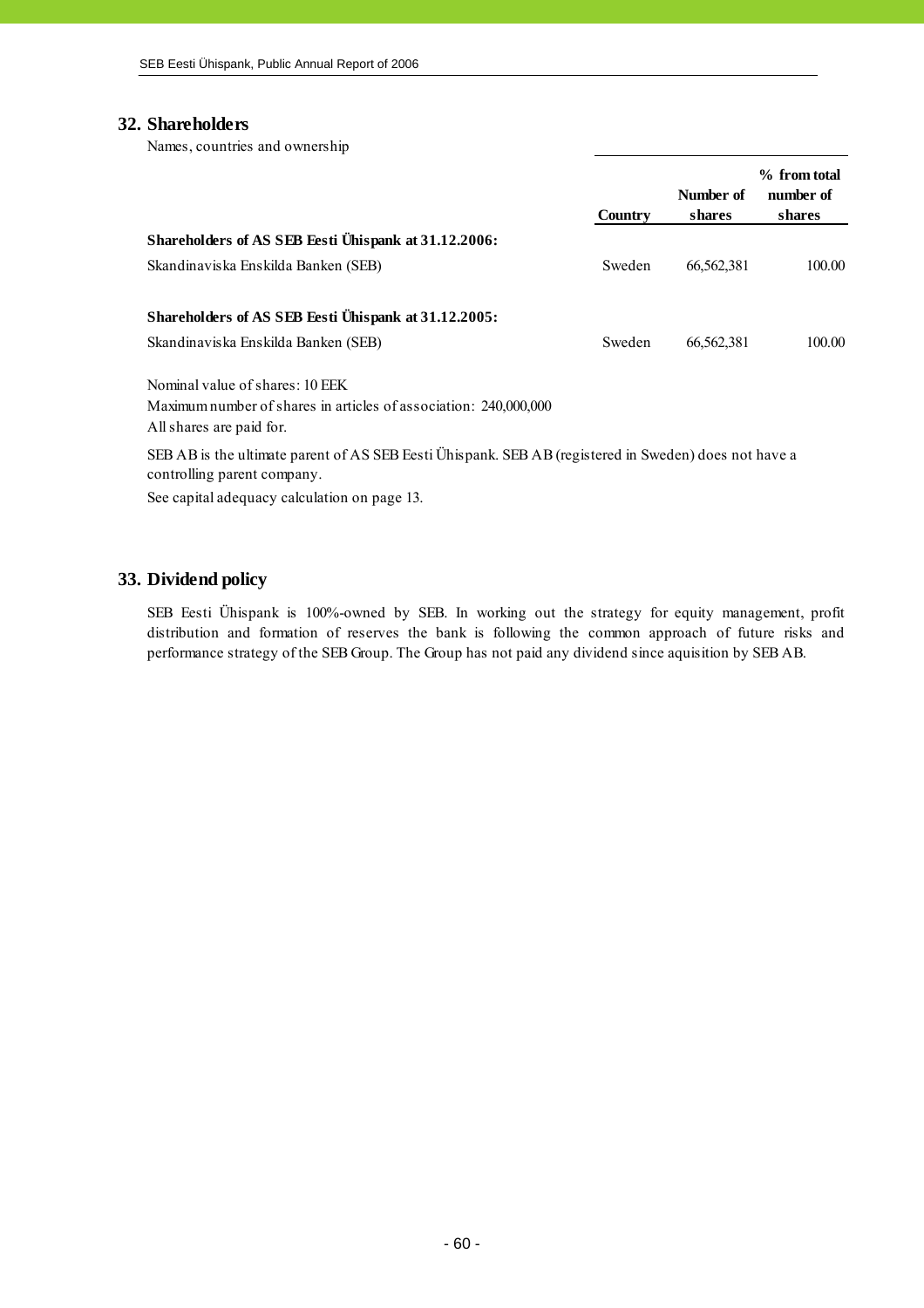## 32. Shareholders

Names, countries and ownership

| | Country | Number of shares | % from total number of shares |
|---|---|---|---|
| **Shareholders of AS SEB Eesti Ühispank at 31.12.2006:** | | | |
| Skandinaviska Enskilda Banken (SEB) | Sweden | 66,562,381 | 100.00 |
| | | | |
| **Shareholders of AS SEB Eesti Ühispank at 31.12.2005:** | | | |
| Skandinaviska Enskilda Banken (SEB) | Sweden | 66,562,381 | 100.00 |

Nominal value of shares: 10 EEK

Maximum number of shares in articles of association: 240,000,000

All shares are paid for.

SEB AB is the ultimate parent of AS SEB Eesti Ühispank. SEB AB (registered in Sweden) does not have a controlling parent company.

See capital adequacy calculation on page 13.

## 33. Dividend policy

SEB Eesti Ühispank is 100%-owned by SEB. In working out the strategy for equity management, profit distribution and formation of reserves the bank is following the common approach of future risks and performance strategy of the SEB Group. The Group has not paid any dividend since aquisition by SEB AB.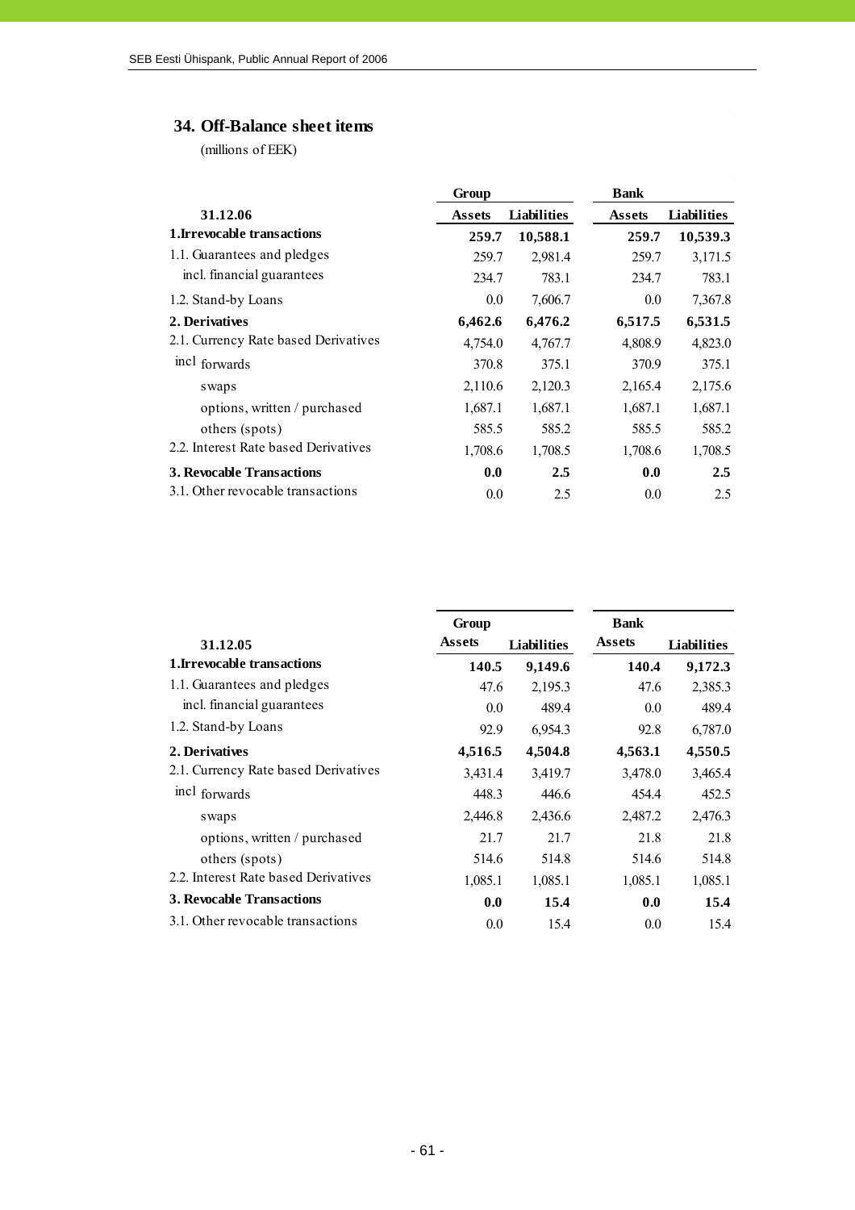## 34. Off-Balance sheet items

(millions of EEK)

| 31.12.06 | Group | | Bank | |
|---|---|---|---|---|
| | Assets | Liabilities | Assets | Liabilities |
| **1.Irrevocable transactions** | **259.7** | **10,588.1** | **259.7** | **10,539.3** |
| 1.1. Guarantees and pledges | 259.7 | 2,981.4 | 259.7 | 3,171.5 |
| incl. financial guarantees | 234.7 | 783.1 | 234.7 | 783.1 |
| 1.2. Stand-by Loans | 0.0 | 7,606.7 | 0.0 | 7,367.8 |
| **2. Derivatives** | **6,462.6** | **6,476.2** | **6,517.5** | **6,531.5** |
| 2.1. Currency Rate based Derivatives | 4,754.0 | 4,767.7 | 4,808.9 | 4,823.0 |
| incl forwards | 370.8 | 375.1 | 370.9 | 375.1 |
| swaps | 2,110.6 | 2,120.3 | 2,165.4 | 2,175.6 |
| options, written / purchased | 1,687.1 | 1,687.1 | 1,687.1 | 1,687.1 |
| others (spots) | 585.5 | 585.2 | 585.5 | 585.2 |
| 2.2. Interest Rate based Derivatives | 1,708.6 | 1,708.5 | 1,708.6 | 1,708.5 |
| **3. Revocable Transactions** | **0.0** | **2.5** | **0.0** | **2.5** |
| 3.1. Other revocable transactions | 0.0 | 2.5 | 0.0 | 2.5 |

| 31.12.05 | Group | | Bank | |
|---|---|---|---|---|
| | Assets | Liabilities | Assets | Liabilities |
| **1.Irrevocable transactions** | **140.5** | **9,149.6** | **140.4** | **9,172.3** |
| 1.1. Guarantees and pledges | 47.6 | 2,195.3 | 47.6 | 2,385.3 |
| incl. financial guarantees | 0.0 | 489.4 | 0.0 | 489.4 |
| 1.2. Stand-by Loans | 92.9 | 6,954.3 | 92.8 | 6,787.0 |
| **2. Derivatives** | **4,516.5** | **4,504.8** | **4,563.1** | **4,550.5** |
| 2.1. Currency Rate based Derivatives | 3,431.4 | 3,419.7 | 3,478.0 | 3,465.4 |
| incl forwards | 448.3 | 446.6 | 454.4 | 452.5 |
| swaps | 2,446.8 | 2,436.6 | 2,487.2 | 2,476.3 |
| options, written / purchased | 21.7 | 21.7 | 21.8 | 21.8 |
| others (spots) | 514.6 | 514.8 | 514.6 | 514.8 |
| 2.2. Interest Rate based Derivatives | 1,085.1 | 1,085.1 | 1,085.1 | 1,085.1 |
| **3. Revocable Transactions** | **0.0** | **15.4** | **0.0** | **15.4** |
| 3.1. Other revocable transactions | 0.0 | 15.4 | 0.0 | 15.4 |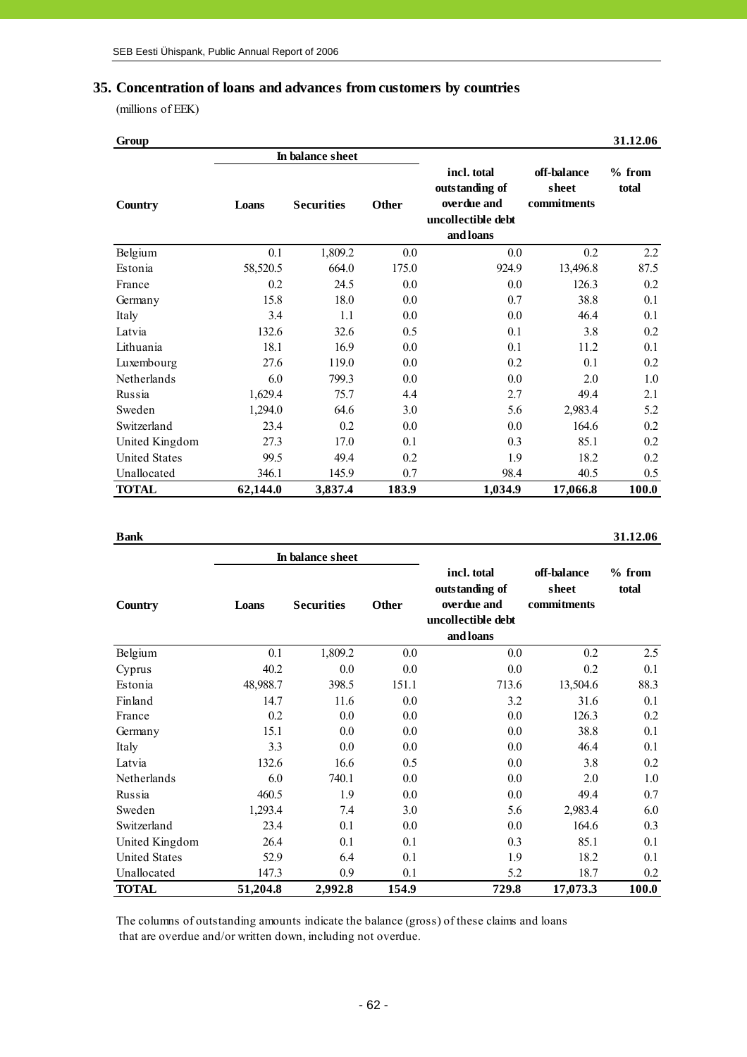## 35. Concentration of loans and advances from customers by countries

(millions of EEK)

| Group | | | | | | 31.12.06 |
|---|---|---|---|---|---|---|
| | In balance sheet | | | | | |
| Country | Loans | Securities | Other | incl. total outstanding of overdue and uncollectible debt and loans | off-balance sheet commitments | % from total |
| Belgium | 0.1 | 1,809.2 | 0.0 | 0.0 | 0.2 | 2.2 |
| Estonia | 58,520.5 | 664.0 | 175.0 | 924.9 | 13,496.8 | 87.5 |
| France | 0.2 | 24.5 | 0.0 | 0.0 | 126.3 | 0.2 |
| Germany | 15.8 | 18.0 | 0.0 | 0.7 | 38.8 | 0.1 |
| Italy | 3.4 | 1.1 | 0.0 | 0.0 | 46.4 | 0.1 |
| Latvia | 132.6 | 32.6 | 0.5 | 0.1 | 3.8 | 0.2 |
| Lithuania | 18.1 | 16.9 | 0.0 | 0.1 | 11.2 | 0.1 |
| Luxembourg | 27.6 | 119.0 | 0.0 | 0.2 | 0.1 | 0.2 |
| Netherlands | 6.0 | 799.3 | 0.0 | 0.0 | 2.0 | 1.0 |
| Russia | 1,629.4 | 75.7 | 4.4 | 2.7 | 49.4 | 2.1 |
| Sweden | 1,294.0 | 64.6 | 3.0 | 5.6 | 2,983.4 | 5.2 |
| Switzerland | 23.4 | 0.2 | 0.0 | 0.0 | 164.6 | 0.2 |
| United Kingdom | 27.3 | 17.0 | 0.1 | 0.3 | 85.1 | 0.2 |
| United States | 99.5 | 49.4 | 0.2 | 1.9 | 18.2 | 0.2 |
| Unallocated | 346.1 | 145.9 | 0.7 | 98.4 | 40.5 | 0.5 |
| **TOTAL** | **62,144.0** | **3,837.4** | **183.9** | **1,034.9** | **17,066.8** | **100.0** |

| Bank | | | | | | 31.12.06 |
|---|---|---|---|---|---|---|
| | In balance sheet | | | | | |
| Country | Loans | Securities | Other | incl. total outstanding of overdue and uncollectible debt and loans | off-balance sheet commitments | % from total |
| Belgium | 0.1 | 1,809.2 | 0.0 | 0.0 | 0.2 | 2.5 |
| Cyprus | 40.2 | 0.0 | 0.0 | 0.0 | 0.2 | 0.1 |
| Estonia | 48,988.7 | 398.5 | 151.1 | 713.6 | 13,504.6 | 88.3 |
| Finland | 14.7 | 11.6 | 0.0 | 3.2 | 31.6 | 0.1 |
| France | 0.2 | 0.0 | 0.0 | 0.0 | 126.3 | 0.2 |
| Germany | 15.1 | 0.0 | 0.0 | 0.0 | 38.8 | 0.1 |
| Italy | 3.3 | 0.0 | 0.0 | 0.0 | 46.4 | 0.1 |
| Latvia | 132.6 | 16.6 | 0.5 | 0.0 | 3.8 | 0.2 |
| Netherlands | 6.0 | 740.1 | 0.0 | 0.0 | 2.0 | 1.0 |
| Russia | 460.5 | 1.9 | 0.0 | 0.0 | 49.4 | 0.7 |
| Sweden | 1,293.4 | 7.4 | 3.0 | 5.6 | 2,983.4 | 6.0 |
| Switzerland | 23.4 | 0.1 | 0.0 | 0.0 | 164.6 | 0.3 |
| United Kingdom | 26.4 | 0.1 | 0.1 | 0.3 | 85.1 | 0.1 |
| United States | 52.9 | 6.4 | 0.1 | 1.9 | 18.2 | 0.1 |
| Unallocated | 147.3 | 0.9 | 0.1 | 5.2 | 18.7 | 0.2 |
| **TOTAL** | **51,204.8** | **2,992.8** | **154.9** | **729.8** | **17,073.3** | **100.0** |

The columns of outstanding amounts indicate the balance (gross) of these claims and loans that are overdue and/or written down, including not overdue.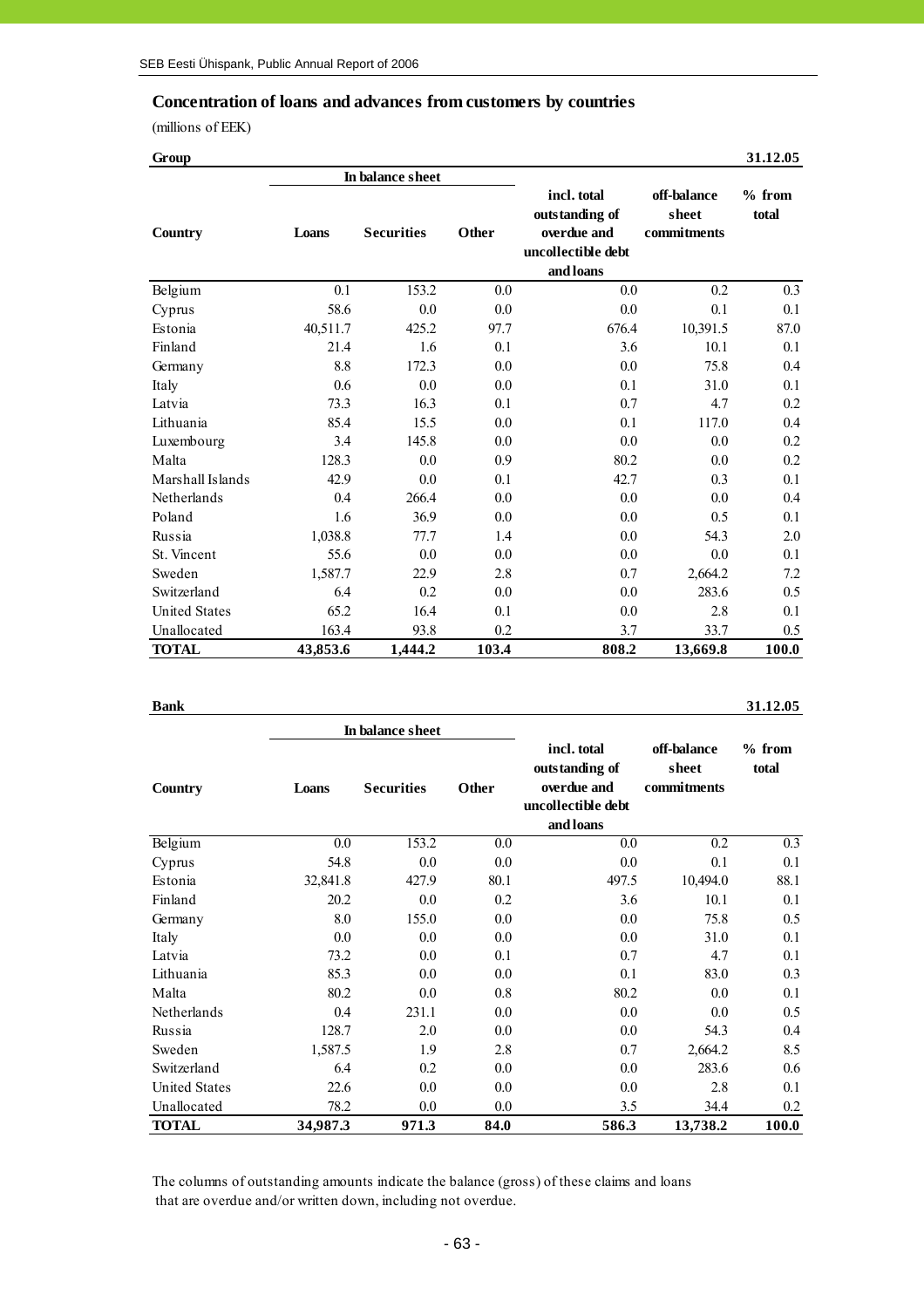## Concentration of loans and advances from customers by countries

(millions of EEK)

**Group** **31.12.05**

| Country | In balance sheet | | | incl. total outstanding of overdue and uncollectible debt and loans | off-balance sheet commitments | % from total |
|---|---|---|---|---|---|---|
| | Loans | Securities | Other | | | |
| Belgium | 0.1 | 153.2 | 0.0 | 0.0 | 0.2 | 0.3 |
| Cyprus | 58.6 | 0.0 | 0.0 | 0.0 | 0.1 | 0.1 |
| Estonia | 40,511.7 | 425.2 | 97.7 | 676.4 | 10,391.5 | 87.0 |
| Finland | 21.4 | 1.6 | 0.1 | 3.6 | 10.1 | 0.1 |
| Germany | 8.8 | 172.3 | 0.0 | 0.0 | 75.8 | 0.4 |
| Italy | 0.6 | 0.0 | 0.0 | 0.1 | 31.0 | 0.1 |
| Latvia | 73.3 | 16.3 | 0.1 | 0.7 | 4.7 | 0.2 |
| Lithuania | 85.4 | 15.5 | 0.0 | 0.1 | 117.0 | 0.4 |
| Luxembourg | 3.4 | 145.8 | 0.0 | 0.0 | 0.0 | 0.2 |
| Malta | 128.3 | 0.0 | 0.9 | 80.2 | 0.0 | 0.2 |
| Marshall Islands | 42.9 | 0.0 | 0.1 | 42.7 | 0.3 | 0.1 |
| Netherlands | 0.4 | 266.4 | 0.0 | 0.0 | 0.0 | 0.4 |
| Poland | 1.6 | 36.9 | 0.0 | 0.0 | 0.5 | 0.1 |
| Russia | 1,038.8 | 77.7 | 1.4 | 0.0 | 54.3 | 2.0 |
| St. Vincent | 55.6 | 0.0 | 0.0 | 0.0 | 0.0 | 0.1 |
| Sweden | 1,587.7 | 22.9 | 2.8 | 0.7 | 2,664.2 | 7.2 |
| Switzerland | 6.4 | 0.2 | 0.0 | 0.0 | 283.6 | 0.5 |
| United States | 65.2 | 16.4 | 0.1 | 0.0 | 2.8 | 0.1 |
| Unallocated | 163.4 | 93.8 | 0.2 | 3.7 | 33.7 | 0.5 |
| **TOTAL** | **43,853.6** | **1,444.2** | **103.4** | **808.2** | **13,669.8** | **100.0** |

**Bank** **31.12.05**

| Country | In balance sheet | | | incl. total outstanding of overdue and uncollectible debt and loans | off-balance sheet commitments | % from total |
|---|---|---|---|---|---|---|
| | Loans | Securities | Other | | | |
| Belgium | 0.0 | 153.2 | 0.0 | 0.0 | 0.2 | 0.3 |
| Cyprus | 54.8 | 0.0 | 0.0 | 0.0 | 0.1 | 0.1 |
| Estonia | 32,841.8 | 427.9 | 80.1 | 497.5 | 10,494.0 | 88.1 |
| Finland | 20.2 | 0.0 | 0.2 | 3.6 | 10.1 | 0.1 |
| Germany | 8.0 | 155.0 | 0.0 | 0.0 | 75.8 | 0.5 |
| Italy | 0.0 | 0.0 | 0.0 | 0.0 | 31.0 | 0.1 |
| Latvia | 73.2 | 0.0 | 0.1 | 0.7 | 4.7 | 0.1 |
| Lithuania | 85.3 | 0.0 | 0.0 | 0.1 | 83.0 | 0.3 |
| Malta | 80.2 | 0.0 | 0.8 | 80.2 | 0.0 | 0.1 |
| Netherlands | 0.4 | 231.1 | 0.0 | 0.0 | 0.0 | 0.5 |
| Russia | 128.7 | 2.0 | 0.0 | 0.0 | 54.3 | 0.4 |
| Sweden | 1,587.5 | 1.9 | 2.8 | 0.7 | 2,664.2 | 8.5 |
| Switzerland | 6.4 | 0.2 | 0.0 | 0.0 | 283.6 | 0.6 |
| United States | 22.6 | 0.0 | 0.0 | 0.0 | 2.8 | 0.1 |
| Unallocated | 78.2 | 0.0 | 0.0 | 3.5 | 34.4 | 0.2 |
| **TOTAL** | **34,987.3** | **971.3** | **84.0** | **586.3** | **13,738.2** | **100.0** |

The columns of outstanding amounts indicate the balance (gross) of these claims and loans that are overdue and/or written down, including not overdue.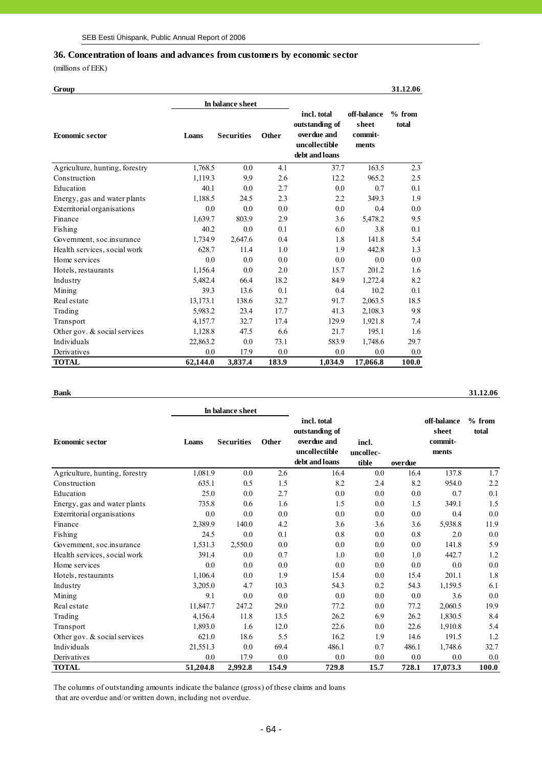## 36. Concentration of loans and advances from customers by economic sector

(millions of EEK)

**Group** — 31.12.06

| Economic sector | In balance sheet | | | incl. total outstanding of overdue and uncollectible debt and loans | off-balance sheet commit-ments | % from total |
|---|---|---|---|---|---|---|
| | Loans | Securities | Other | | | |
| Agriculture, hunting, forestry | 1,768.5 | 0.0 | 4.1 | 37.7 | 163.5 | 2.3 |
| Construction | 1,119.3 | 9.9 | 2.6 | 12.2 | 965.2 | 2.5 |
| Education | 40.1 | 0.0 | 2.7 | 0.0 | 0.7 | 0.1 |
| Energy, gas and water plants | 1,188.5 | 24.5 | 2.3 | 2.2 | 349.3 | 1.9 |
| Exterritorial organisations | 0.0 | 0.0 | 0.0 | 0.0 | 0.4 | 0.0 |
| Finance | 1,639.7 | 803.9 | 2.9 | 3.6 | 5,478.2 | 9.5 |
| Fishing | 40.2 | 0.0 | 0.1 | 6.0 | 3.8 | 0.1 |
| Government, soc.insurance | 1,734.9 | 2,647.6 | 0.4 | 1.8 | 141.8 | 5.4 |
| Health services, social work | 628.7 | 11.4 | 1.0 | 1.9 | 442.8 | 1.3 |
| Home services | 0.0 | 0.0 | 0.0 | 0.0 | 0.0 | 0.0 |
| Hotels, restaurants | 1,156.4 | 0.0 | 2.0 | 15.7 | 201.2 | 1.6 |
| Industry | 5,482.4 | 66.4 | 18.2 | 84.9 | 1,272.4 | 8.2 |
| Mining | 39.3 | 13.6 | 0.1 | 0.4 | 10.2 | 0.1 |
| Real estate | 13,173.1 | 138.6 | 32.7 | 91.7 | 2,063.5 | 18.5 |
| Trading | 5,983.2 | 23.4 | 17.7 | 41.3 | 2,108.3 | 9.8 |
| Transport | 4,157.7 | 32.7 | 17.4 | 129.9 | 1,921.8 | 7.4 |
| Other gov. & social services | 1,128.8 | 47.5 | 6.6 | 21.7 | 195.1 | 1.6 |
| Individuals | 22,863.2 | 0.0 | 73.1 | 583.9 | 1,748.6 | 29.7 |
| Derivatives | 0.0 | 17.9 | 0.0 | 0.0 | 0.0 | 0.0 |
| **TOTAL** | **62,144.0** | **3,837.4** | **183.9** | **1,034.9** | **17,066.8** | **100.0** |

**Bank** — 31.12.06

| Economic sector | In balance sheet | | | incl. total outstanding of overdue and uncollectible debt and loans | incl. uncollec-tible | overdue | off-balance sheet commit-ments | % from total |
|---|---|---|---|---|---|---|---|---|
| | Loans | Securities | Other | | | | | |
| Agriculture, hunting, forestry | 1,081.9 | 0.0 | 2.6 | 16.4 | 0.0 | 16.4 | 137.8 | 1.7 |
| Construction | 635.1 | 0.5 | 1.5 | 8.2 | 2.4 | 8.2 | 954.0 | 2.2 |
| Education | 25.0 | 0.0 | 2.7 | 0.0 | 0.0 | 0.0 | 0.7 | 0.1 |
| Energy, gas and water plants | 735.8 | 0.6 | 1.6 | 1.5 | 0.0 | 1.5 | 349.1 | 1.5 |
| Exterritorial organisations | 0.0 | 0.0 | 0.0 | 0.0 | 0.0 | 0.0 | 0.4 | 0.0 |
| Finance | 2,389.9 | 140.0 | 4.2 | 3.6 | 3.6 | 3.6 | 5,938.8 | 11.9 |
| Fishing | 24.5 | 0.0 | 0.1 | 0.8 | 0.0 | 0.8 | 2.0 | 0.0 |
| Government, soc.insurance | 1,531.3 | 2,550.0 | 0.0 | 0.0 | 0.0 | 0.0 | 141.8 | 5.9 |
| Health services, social work | 391.4 | 0.0 | 0.7 | 1.0 | 0.0 | 1.0 | 442.7 | 1.2 |
| Home services | 0.0 | 0.0 | 0.0 | 0.0 | 0.0 | 0.0 | 0.0 | 0.0 |
| Hotels, restaurants | 1,106.4 | 0.0 | 1.9 | 15.4 | 0.0 | 15.4 | 201.1 | 1.8 |
| Industry | 3,205.0 | 4.7 | 10.3 | 54.3 | 0.2 | 54.3 | 1,159.5 | 6.1 |
| Mining | 9.1 | 0.0 | 0.0 | 0.0 | 0.0 | 0.0 | 3.6 | 0.0 |
| Real estate | 11,847.7 | 247.2 | 29.0 | 77.2 | 0.0 | 77.2 | 2,060.5 | 19.9 |
| Trading | 4,156.4 | 11.8 | 13.5 | 26.2 | 6.9 | 26.2 | 1,830.5 | 8.4 |
| Transport | 1,893.0 | 1.6 | 12.0 | 22.6 | 0.0 | 22.6 | 1,910.8 | 5.4 |
| Other gov. & social services | 621.0 | 18.6 | 5.5 | 16.2 | 1.9 | 14.6 | 191.5 | 1.2 |
| Individuals | 21,551.3 | 0.0 | 69.4 | 486.1 | 0.7 | 486.1 | 1,748.6 | 32.7 |
| Derivatives | 0.0 | 17.9 | 0.0 | 0.0 | 0.0 | 0.0 | 0.0 | 0.0 |
| **TOTAL** | **51,204.8** | **2,992.8** | **154.9** | **729.8** | **15.7** | **728.1** | **17,073.3** | **100.0** |

The columns of outstanding amounts indicate the balance (gross) of these claims and loans that are overdue and/or written down, including not overdue.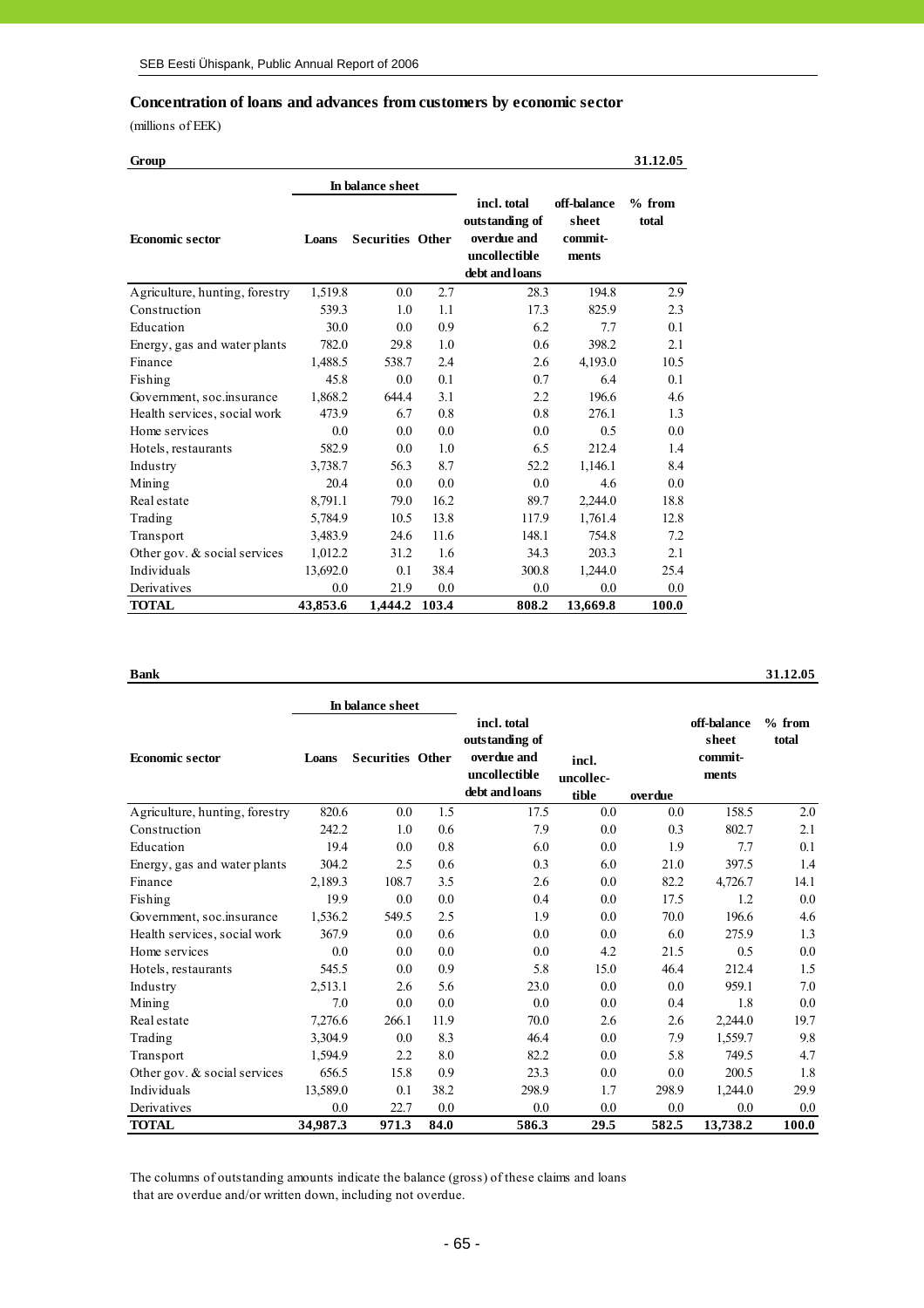## Concentration of loans and advances from customers by economic sector

(millions of EEK)

**Group** — 31.12.05

| Economic sector | In balance sheet | | | incl. total outstanding of overdue and uncollectible debt and loans | off-balance sheet commit-ments | % from total |
|---|---|---|---|---|---|---|
| | Loans | Securities | Other | | | |
| Agriculture, hunting, forestry | 1,519.8 | 0.0 | 2.7 | 28.3 | 194.8 | 2.9 |
| Construction | 539.3 | 1.0 | 1.1 | 17.3 | 825.9 | 2.3 |
| Education | 30.0 | 0.0 | 0.9 | 6.2 | 7.7 | 0.1 |
| Energy, gas and water plants | 782.0 | 29.8 | 1.0 | 0.6 | 398.2 | 2.1 |
| Finance | 1,488.5 | 538.7 | 2.4 | 2.6 | 4,193.0 | 10.5 |
| Fishing | 45.8 | 0.0 | 0.1 | 0.7 | 6.4 | 0.1 |
| Government, soc.insurance | 1,868.2 | 644.4 | 3.1 | 2.2 | 196.6 | 4.6 |
| Health services, social work | 473.9 | 6.7 | 0.8 | 0.8 | 276.1 | 1.3 |
| Home services | 0.0 | 0.0 | 0.0 | 0.0 | 0.5 | 0.0 |
| Hotels, restaurants | 582.9 | 0.0 | 1.0 | 6.5 | 212.4 | 1.4 |
| Industry | 3,738.7 | 56.3 | 8.7 | 52.2 | 1,146.1 | 8.4 |
| Mining | 20.4 | 0.0 | 0.0 | 0.0 | 4.6 | 0.0 |
| Real estate | 8,791.1 | 79.0 | 16.2 | 89.7 | 2,244.0 | 18.8 |
| Trading | 5,784.9 | 10.5 | 13.8 | 117.9 | 1,761.4 | 12.8 |
| Transport | 3,483.9 | 24.6 | 11.6 | 148.1 | 754.8 | 7.2 |
| Other gov. & social services | 1,012.2 | 31.2 | 1.6 | 34.3 | 203.3 | 2.1 |
| Individuals | 13,692.0 | 0.1 | 38.4 | 300.8 | 1,244.0 | 25.4 |
| Derivatives | 0.0 | 21.9 | 0.0 | 0.0 | 0.0 | 0.0 |
| **TOTAL** | **43,853.6** | **1,444.2** | **103.4** | **808.2** | **13,669.8** | **100.0** |

**Bank** — 31.12.05

| Economic sector | In balance sheet | | | incl. total outstanding of overdue and uncollectible debt and loans | incl. uncollec-tible | overdue | off-balance sheet commit-ments | % from total |
|---|---|---|---|---|---|---|---|---|
| | Loans | Securities | Other | | | | | |
| Agriculture, hunting, forestry | 820.6 | 0.0 | 1.5 | 17.5 | 0.0 | 0.0 | 158.5 | 2.0 |
| Construction | 242.2 | 1.0 | 0.6 | 7.9 | 0.0 | 0.3 | 802.7 | 2.1 |
| Education | 19.4 | 0.0 | 0.8 | 6.0 | 0.0 | 1.9 | 7.7 | 0.1 |
| Energy, gas and water plants | 304.2 | 2.5 | 0.6 | 0.3 | 6.0 | 21.0 | 397.5 | 1.4 |
| Finance | 2,189.3 | 108.7 | 3.5 | 2.6 | 0.0 | 82.2 | 4,726.7 | 14.1 |
| Fishing | 19.9 | 0.0 | 0.0 | 0.4 | 0.0 | 17.5 | 1.2 | 0.0 |
| Government, soc.insurance | 1,536.2 | 549.5 | 2.5 | 1.9 | 0.0 | 70.0 | 196.6 | 4.6 |
| Health services, social work | 367.9 | 0.0 | 0.6 | 0.0 | 0.0 | 6.0 | 275.9 | 1.3 |
| Home services | 0.0 | 0.0 | 0.0 | 0.0 | 4.2 | 21.5 | 0.5 | 0.0 |
| Hotels, restaurants | 545.5 | 0.0 | 0.9 | 5.8 | 15.0 | 46.4 | 212.4 | 1.5 |
| Industry | 2,513.1 | 2.6 | 5.6 | 23.0 | 0.0 | 0.0 | 959.1 | 7.0 |
| Mining | 7.0 | 0.0 | 0.0 | 0.0 | 0.0 | 0.4 | 1.8 | 0.0 |
| Real estate | 7,276.6 | 266.1 | 11.9 | 70.0 | 2.6 | 2.6 | 2,244.0 | 19.7 |
| Trading | 3,304.9 | 0.0 | 8.3 | 46.4 | 0.0 | 7.9 | 1,559.7 | 9.8 |
| Transport | 1,594.9 | 2.2 | 8.0 | 82.2 | 0.0 | 5.8 | 749.5 | 4.7 |
| Other gov. & social services | 656.5 | 15.8 | 0.9 | 23.3 | 0.0 | 0.0 | 200.5 | 1.8 |
| Individuals | 13,589.0 | 0.1 | 38.2 | 298.9 | 1.7 | 298.9 | 1,244.0 | 29.9 |
| Derivatives | 0.0 | 22.7 | 0.0 | 0.0 | 0.0 | 0.0 | 0.0 | 0.0 |
| **TOTAL** | **34,987.3** | **971.3** | **84.0** | **586.3** | **29.5** | **582.5** | **13,738.2** | **100.0** |

The columns of outstanding amounts indicate the balance (gross) of these claims and loans that are overdue and/or written down, including not overdue.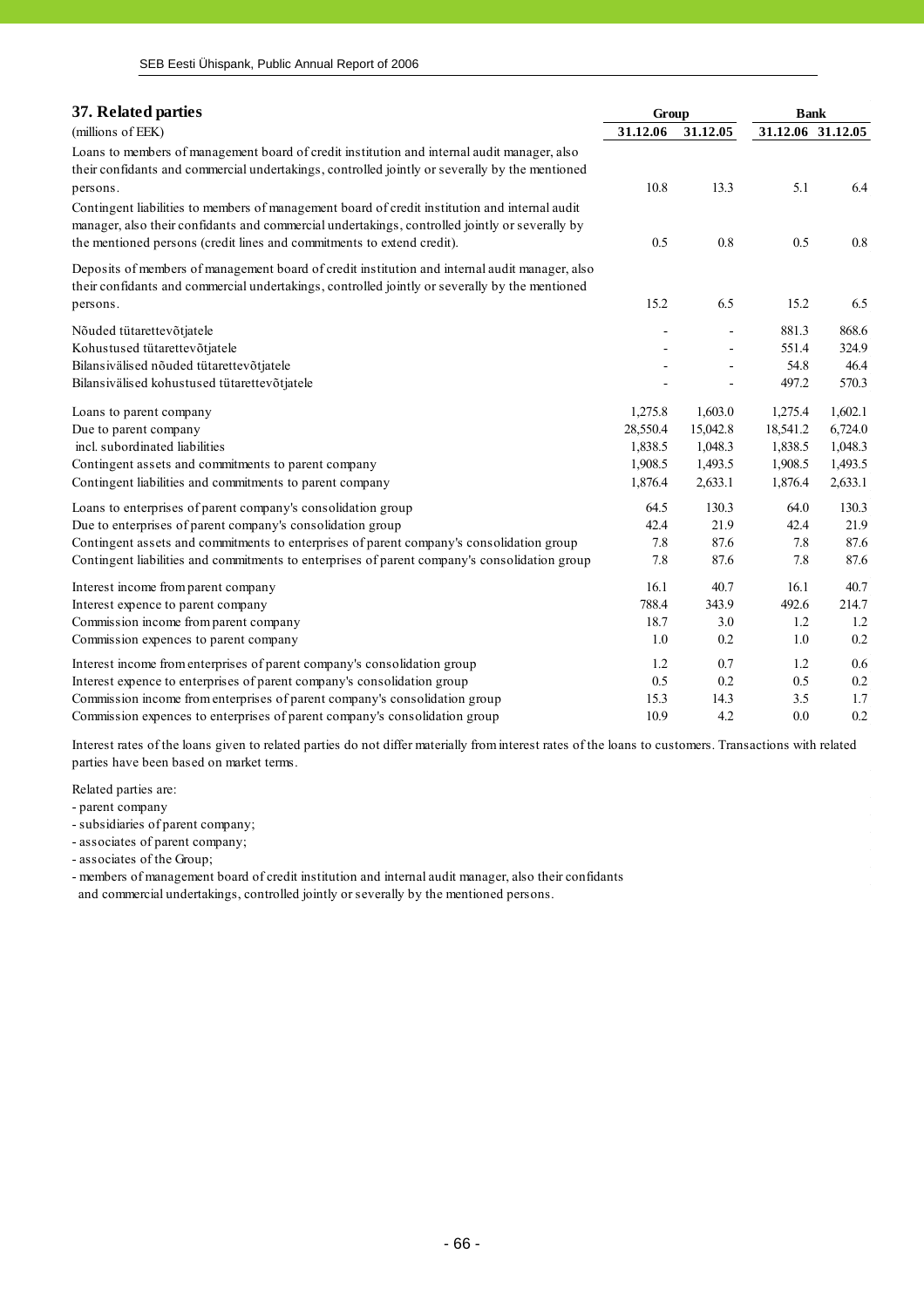## 37. Related parties

| (millions of EEK) | Group | | Bank | |
|---|---|---|---|---|
| | 31.12.06 | 31.12.05 | 31.12.06 | 31.12.05 |
| Loans to members of management board of credit institution and internal audit manager, also their confidants and commercial undertakings, controlled jointly or severally by the mentioned persons. | 10.8 | 13.3 | 5.1 | 6.4 |
| Contingent liabilities to members of management board of credit institution and internal audit manager, also their confidants and commercial undertakings, controlled jointly or severally by the mentioned persons (credit lines and commitments to extend credit). | 0.5 | 0.8 | 0.5 | 0.8 |
| Deposits of members of management board of credit institution and internal audit manager, also their confidants and commercial undertakings, controlled jointly or severally by the mentioned persons. | 15.2 | 6.5 | 15.2 | 6.5 |
| Nõuded tütarettevõtjatele | - | - | 881.3 | 868.6 |
| Kohustused tütarettevõtjatele | - | - | 551.4 | 324.9 |
| Bilansivälised nõuded tütarettevõtjatele | - | - | 54.8 | 46.4 |
| Bilansivälised kohustused tütarettevõtjatele | - | - | 497.2 | 570.3 |
| Loans to parent company | 1,275.8 | 1,603.0 | 1,275.4 | 1,602.1 |
| Due to parent company | 28,550.4 | 15,042.8 | 18,541.2 | 6,724.0 |
| incl. subordinated liabilities | 1,838.5 | 1,048.3 | 1,838.5 | 1,048.3 |
| Contingent assets and commitments to parent company | 1,908.5 | 1,493.5 | 1,908.5 | 1,493.5 |
| Contingent liabilities and commitments to parent company | 1,876.4 | 2,633.1 | 1,876.4 | 2,633.1 |
| Loans to enterprises of parent company's consolidation group | 64.5 | 130.3 | 64.0 | 130.3 |
| Due to enterprises of parent company's consolidation group | 42.4 | 21.9 | 42.4 | 21.9 |
| Contingent assets and commitments to enterprises of parent company's consolidation group | 7.8 | 87.6 | 7.8 | 87.6 |
| Contingent liabilities and commitments to enterprises of parent company's consolidation group | 7.8 | 87.6 | 7.8 | 87.6 |
| Interest income from parent company | 16.1 | 40.7 | 16.1 | 40.7 |
| Interest expence to parent company | 788.4 | 343.9 | 492.6 | 214.7 |
| Commission income from parent company | 18.7 | 3.0 | 1.2 | 1.2 |
| Commission expences to parent company | 1.0 | 0.2 | 1.0 | 0.2 |
| Interest income from enterprises of parent company's consolidation group | 1.2 | 0.7 | 1.2 | 0.6 |
| Interest expence to enterprises of parent company's consolidation group | 0.5 | 0.2 | 0.5 | 0.2 |
| Commission income from enterprises of parent company's consolidation group | 15.3 | 14.3 | 3.5 | 1.7 |
| Commission expences to enterprises of parent company's consolidation group | 10.9 | 4.2 | 0.0 | 0.2 |

Interest rates of the loans given to related parties do not differ materially from interest rates of the loans to customers. Transactions with related parties have been based on market terms.

Related parties are:
- parent company
- subsidiaries of parent company;
- associates of parent company;
- associates of the Group;
- members of management board of credit institution and internal audit manager, also their confidants and commercial undertakings, controlled jointly or severally by the mentioned persons.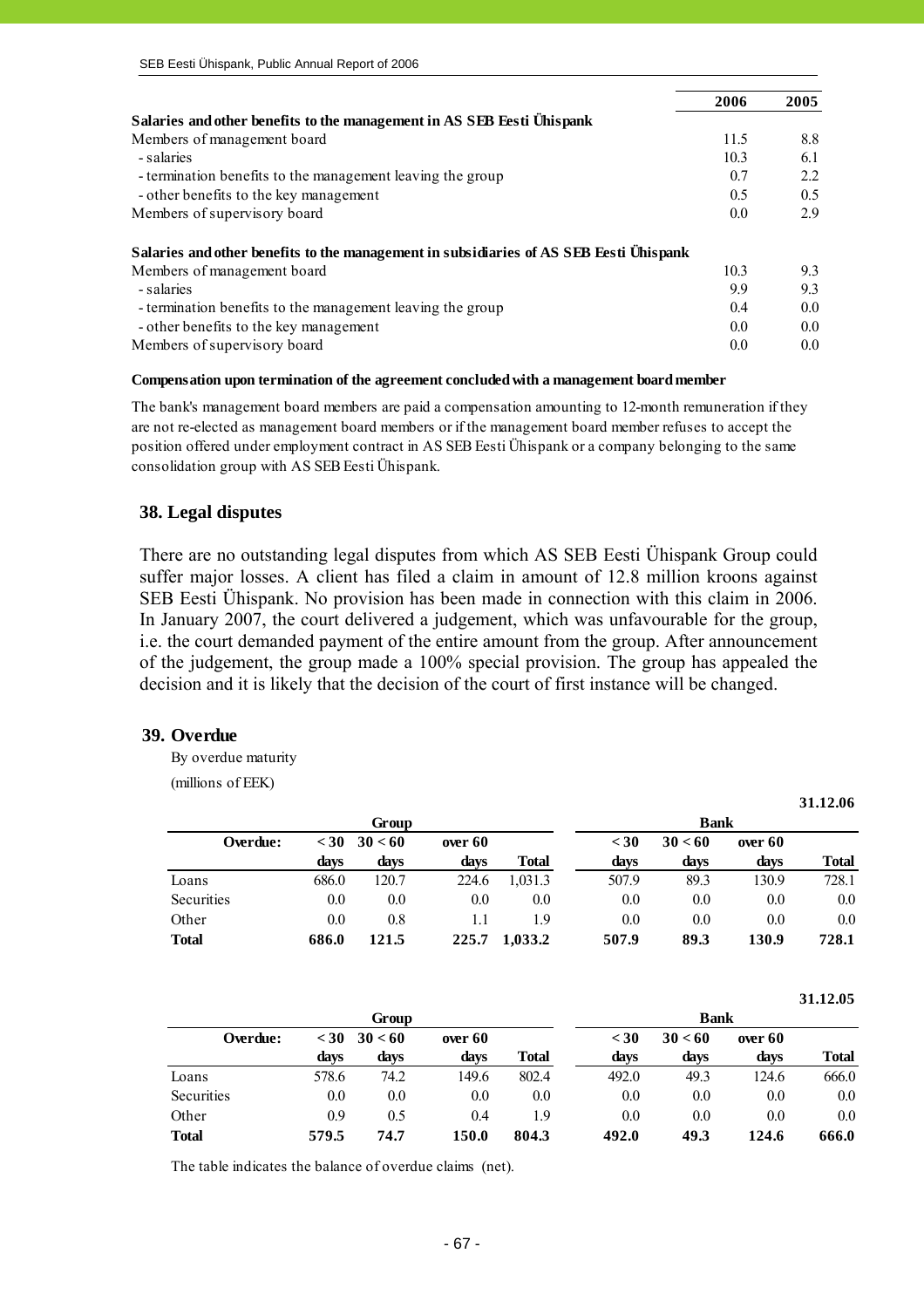| | 2006 | 2005 |
|---|---|---|
| **Salaries and other benefits to the management in AS SEB Eesti Ühispank** | | |
| Members of management board | 11.5 | 8.8 |
| - salaries | 10.3 | 6.1 |
| - termination benefits to the management leaving the group | 0.7 | 2.2 |
| - other benefits to the key management | 0.5 | 0.5 |
| Members of supervisory board | 0.0 | 2.9 |
| **Salaries and other benefits to the management in subsidiaries of AS SEB Eesti Ühispank** | | |
| Members of management board | 10.3 | 9.3 |
| - salaries | 9.9 | 9.3 |
| - termination benefits to the management leaving the group | 0.4 | 0.0 |
| - other benefits to the key management | 0.0 | 0.0 |
| Members of supervisory board | 0.0 | 0.0 |

**Compensation upon termination of the agreement concluded with a management board member**

The bank's management board members are paid a compensation amounting to 12-month remuneration if they are not re-elected as management board members or if the management board member refuses to accept the position offered under employment contract in AS SEB Eesti Ühispank or a company belonging to the same consolidation group with AS SEB Eesti Ühispank.

## 38. Legal disputes

There are no outstanding legal disputes from which AS SEB Eesti Ühispank Group could suffer major losses. A client has filed a claim in amount of 12.8 million kroons against SEB Eesti Ühispank. No provision has been made in connection with this claim in 2006. In January 2007, the court delivered a judgement, which was unfavourable for the group, i.e. the court demanded payment of the entire amount from the group. After announcement of the judgement, the group made a 100% special provision. The group has appealed the decision and it is likely that the decision of the court of first instance will be changed.

## 39. Overdue

By overdue maturity

(millions of EEK)

31.12.06

| | Group | | | | Bank | | | |
|---|---|---|---|---|---|---|---|---|
| **Overdue:** | **< 30 days** | **30 < 60 days** | **over 60 days** | **Total** | **< 30 days** | **30 < 60 days** | **over 60 days** | **Total** |
| Loans | 686.0 | 120.7 | 224.6 | 1,031.3 | 507.9 | 89.3 | 130.9 | 728.1 |
| Securities | 0.0 | 0.0 | 0.0 | 0.0 | 0.0 | 0.0 | 0.0 | 0.0 |
| Other | 0.0 | 0.8 | 1.1 | 1.9 | 0.0 | 0.0 | 0.0 | 0.0 |
| **Total** | **686.0** | **121.5** | **225.7** | **1,033.2** | **507.9** | **89.3** | **130.9** | **728.1** |

31.12.05

| | Group | | | | Bank | | | |
|---|---|---|---|---|---|---|---|---|
| **Overdue:** | **< 30 days** | **30 < 60 days** | **over 60 days** | **Total** | **< 30 days** | **30 < 60 days** | **over 60 days** | **Total** |
| Loans | 578.6 | 74.2 | 149.6 | 802.4 | 492.0 | 49.3 | 124.6 | 666.0 |
| Securities | 0.0 | 0.0 | 0.0 | 0.0 | 0.0 | 0.0 | 0.0 | 0.0 |
| Other | 0.9 | 0.5 | 0.4 | 1.9 | 0.0 | 0.0 | 0.0 | 0.0 |
| **Total** | **579.5** | **74.7** | **150.0** | **804.3** | **492.0** | **49.3** | **124.6** | **666.0** |

The table indicates the balance of overdue claims (net).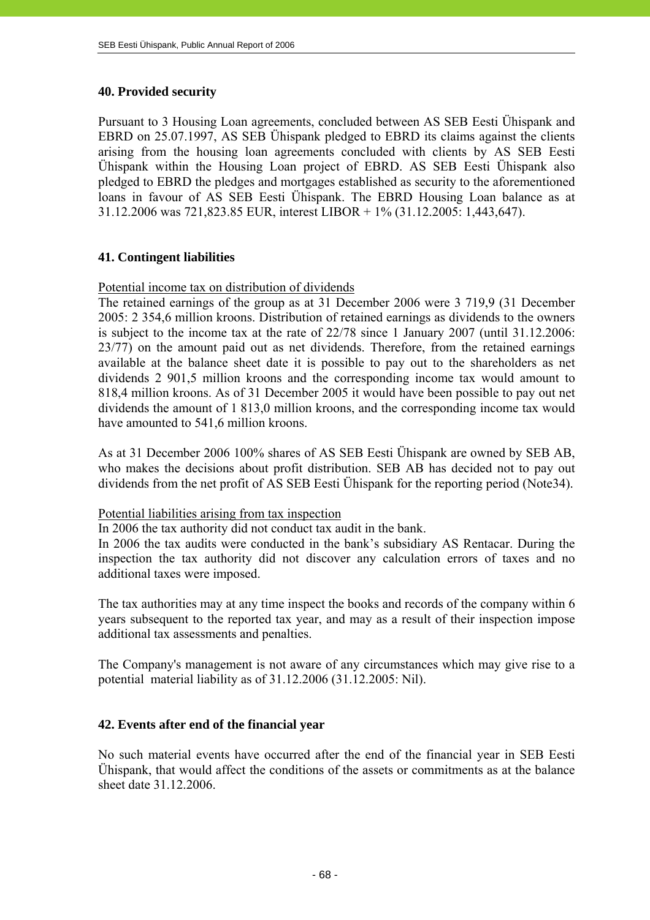## 40. Provided security

Pursuant to 3 Housing Loan agreements, concluded between AS SEB Eesti Ühispank and EBRD on 25.07.1997, AS SEB Ühispank pledged to EBRD its claims against the clients arising from the housing loan agreements concluded with clients by AS SEB Eesti Ühispank within the Housing Loan project of EBRD. AS SEB Eesti Ühispank also pledged to EBRD the pledges and mortgages established as security to the aforementioned loans in favour of AS SEB Eesti Ühispank. The EBRD Housing Loan balance as at 31.12.2006 was 721,823.85 EUR, interest LIBOR + 1% (31.12.2005: 1,443,647).

## 41. Contingent liabilities

Potential income tax on distribution of dividends

The retained earnings of the group as at 31 December 2006 were 3 719,9 (31 December 2005: 2 354,6 million kroons. Distribution of retained earnings as dividends to the owners is subject to the income tax at the rate of 22/78 since 1 January 2007 (until 31.12.2006: 23/77) on the amount paid out as net dividends. Therefore, from the retained earnings available at the balance sheet date it is possible to pay out to the shareholders as net dividends 2 901,5 million kroons and the corresponding income tax would amount to 818,4 million kroons. As of 31 December 2005 it would have been possible to pay out net dividends the amount of 1 813,0 million kroons, and the corresponding income tax would have amounted to 541,6 million kroons.

As at 31 December 2006 100% shares of AS SEB Eesti Ühispank are owned by SEB AB, who makes the decisions about profit distribution. SEB AB has decided not to pay out dividends from the net profit of AS SEB Eesti Ühispank for the reporting period (Note34).

Potential liabilities arising from tax inspection

In 2006 the tax authority did not conduct tax audit in the bank.

In 2006 the tax audits were conducted in the bank's subsidiary AS Rentacar. During the inspection the tax authority did not discover any calculation errors of taxes and no additional taxes were imposed.

The tax authorities may at any time inspect the books and records of the company within 6 years subsequent to the reported tax year, and may as a result of their inspection impose additional tax assessments and penalties.

The Company's management is not aware of any circumstances which may give rise to a potential material liability as of 31.12.2006 (31.12.2005: Nil).

## 42. Events after end of the financial year

No such material events have occurred after the end of the financial year in SEB Eesti Ühispank, that would affect the conditions of the assets or commitments as at the balance sheet date 31.12.2006.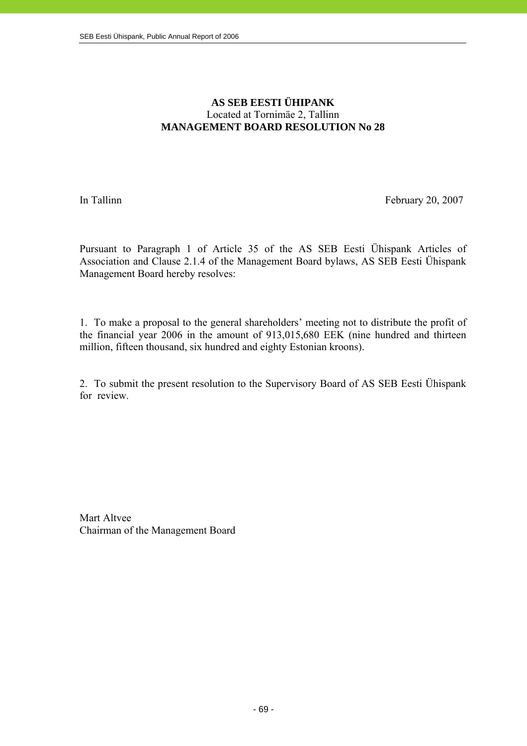**AS SEB EESTI ÜHIPANK**
Located at Tornimäe 2, Tallinn
**MANAGEMENT BOARD RESOLUTION No 28**

In Tallinn February 20, 2007

Pursuant to Paragraph 1 of Article 35 of the AS SEB Eesti Ühispank Articles of Association and Clause 2.1.4 of the Management Board bylaws, AS SEB Eesti Ühispank Management Board hereby resolves:

1. To make a proposal to the general shareholders' meeting not to distribute the profit of the financial year 2006 in the amount of 913,015,680 EEK (nine hundred and thirteen million, fifteen thousand, six hundred and eighty Estonian kroons).

2. To submit the present resolution to the Supervisory Board of AS SEB Eesti Ühispank for review.

Mart Altvee
Chairman of the Management Board